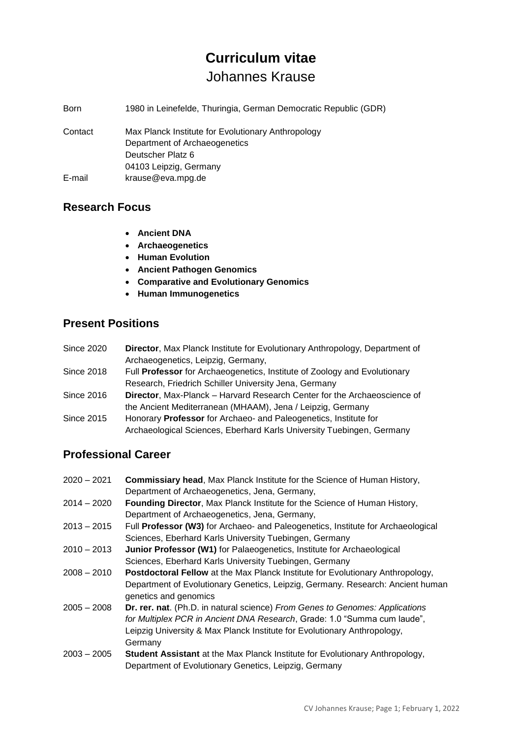# Curriculum vitae

Johannes Krause

| | |
|---|---|
| Born | 1980 in Leinefelde, Thuringia, German Democratic Republic (GDR) |
| Contact | Max Planck Institute for Evolutionary Anthropology<br>Department of Archaeogenetics<br>Deutscher Platz 6<br>04103 Leipzig, Germany |
| E-mail | krause@eva.mpg.de |

## Research Focus

- **Ancient DNA**
- **Archaeogenetics**
- **Human Evolution**
- **Ancient Pathogen Genomics**
- **Comparative and Evolutionary Genomics**
- **Human Immunogenetics**

## Present Positions

| | |
|---|---|
| Since 2020 | **Director**, Max Planck Institute for Evolutionary Anthropology, Department of Archaeogenetics, Leipzig, Germany, |
| Since 2018 | Full **Professor** for Archaeogenetics, Institute of Zoology and Evolutionary Research, Friedrich Schiller University Jena, Germany |
| Since 2016 | **Director**, Max-Planck – Harvard Research Center for the Archaeoscience of the Ancient Mediterranean (MHAAM), Jena / Leipzig, Germany |
| Since 2015 | Honorary **Professor** for Archaeo- and Paleogenetics, Institute for Archaeological Sciences, Eberhard Karls University Tuebingen, Germany |

## Professional Career

| | |
|---|---|
| 2020 – 2021 | **Commissiary head**, Max Planck Institute for the Science of Human History, Department of Archaeogenetics, Jena, Germany, |
| 2014 – 2020 | **Founding Director**, Max Planck Institute for the Science of Human History, Department of Archaeogenetics, Jena, Germany, |
| 2013 – 2015 | Full **Professor (W3)** for Archaeo- and Paleogenetics, Institute for Archaeological Sciences, Eberhard Karls University Tuebingen, Germany |
| 2010 – 2013 | **Junior Professor (W1)** for Palaeogenetics, Institute for Archaeological Sciences, Eberhard Karls University Tuebingen, Germany |
| 2008 – 2010 | **Postdoctoral Fellow** at the Max Planck Institute for Evolutionary Anthropology, Department of Evolutionary Genetics, Leipzig, Germany. Research: Ancient human genetics and genomics |
| 2005 – 2008 | **Dr. rer. nat**. (Ph.D. in natural science) *From Genes to Genomes: Applications for Multiplex PCR in Ancient DNA Research*, Grade: 1.0 "Summa cum laude", Leipzig University & Max Planck Institute for Evolutionary Anthropology, Germany |
| 2003 – 2005 | **Student Assistant** at the Max Planck Institute for Evolutionary Anthropology, Department of Evolutionary Genetics, Leipzig, Germany |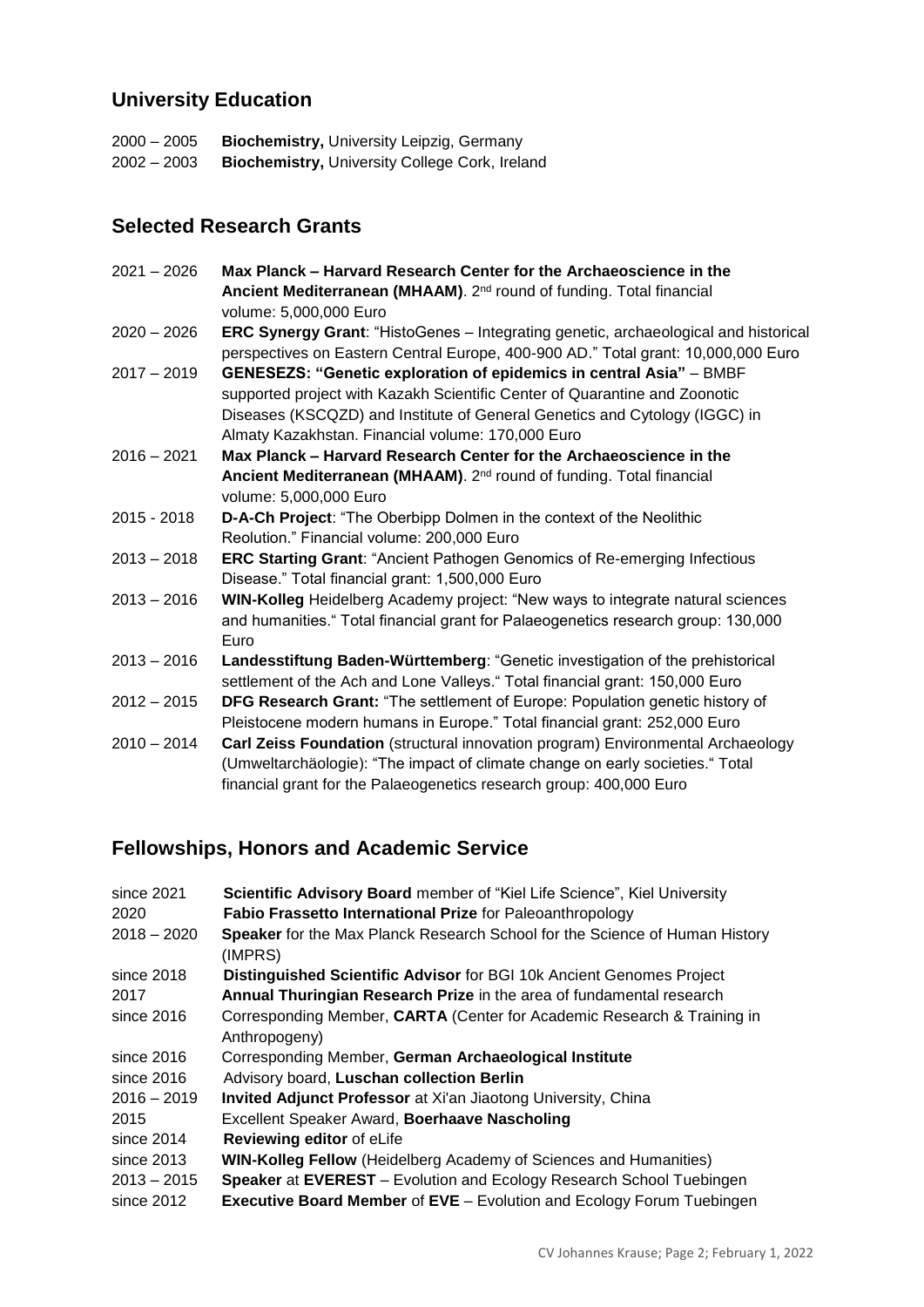## University Education

2000 – 2005 **Biochemistry,** University Leipzig, Germany
2002 – 2003 **Biochemistry,** University College Cork, Ireland

## Selected Research Grants

2021 – 2026 **Max Planck – Harvard Research Center for the Archaeoscience in the Ancient Mediterranean (MHAAM)**. 2nd round of funding. Total financial volume: 5,000,000 Euro

2020 – 2026 **ERC Synergy Grant**: "HistoGenes – Integrating genetic, archaeological and historical perspectives on Eastern Central Europe, 400-900 AD." Total grant: 10,000,000 Euro

2017 – 2019 **GENESEZS: "Genetic exploration of epidemics in central Asia"** – BMBF supported project with Kazakh Scientific Center of Quarantine and Zoonotic Diseases (KSCQZD) and Institute of General Genetics and Cytology (IGGC) in Almaty Kazakhstan. Financial volume: 170,000 Euro

2016 – 2021 **Max Planck – Harvard Research Center for the Archaeoscience in the Ancient Mediterranean (MHAAM)**. 2nd round of funding. Total financial volume: 5,000,000 Euro

2015 - 2018 **D-A-Ch Project**: "The Oberbipp Dolmen in the context of the Neolithic Reolution." Financial volume: 200,000 Euro

2013 – 2018 **ERC Starting Grant**: "Ancient Pathogen Genomics of Re-emerging Infectious Disease." Total financial grant: 1,500,000 Euro

2013 – 2016 **WIN-Kolleg** Heidelberg Academy project: "New ways to integrate natural sciences and humanities." Total financial grant for Palaeogenetics research group: 130,000 Euro

2013 – 2016 **Landesstiftung Baden-Württemberg**: "Genetic investigation of the prehistorical settlement of the Ach and Lone Valleys." Total financial grant: 150,000 Euro

2012 – 2015 **DFG Research Grant:** "The settlement of Europe: Population genetic history of Pleistocene modern humans in Europe." Total financial grant: 252,000 Euro

2010 – 2014 **Carl Zeiss Foundation** (structural innovation program) Environmental Archaeology (Umweltarchäologie): "The impact of climate change on early societies." Total financial grant for the Palaeogenetics research group: 400,000 Euro

## Fellowships, Honors and Academic Service

since 2021 **Scientific Advisory Board** member of "Kiel Life Science", Kiel University
2020 **Fabio Frassetto International Prize** for Paleoanthropology
2018 – 2020 **Speaker** for the Max Planck Research School for the Science of Human History (IMPRS)
since 2018 **Distinguished Scientific Advisor** for BGI 10k Ancient Genomes Project
2017 **Annual Thuringian Research Prize** in the area of fundamental research
since 2016 Corresponding Member, **CARTA** (Center for Academic Research & Training in Anthropogeny)
since 2016 Corresponding Member, **German Archaeological Institute**
since 2016 Advisory board, **Luschan collection Berlin**
2016 – 2019 **Invited Adjunct Professor** at Xi'an Jiaotong University, China
2015 Excellent Speaker Award, **Boerhaave Nascholing**
since 2014 **Reviewing editor** of eLife
since 2013 **WIN-Kolleg Fellow** (Heidelberg Academy of Sciences and Humanities)
2013 – 2015 **Speaker** at **EVEREST** – Evolution and Ecology Research School Tuebingen
since 2012 **Executive Board Member** of **EVE** – Evolution and Ecology Forum Tuebingen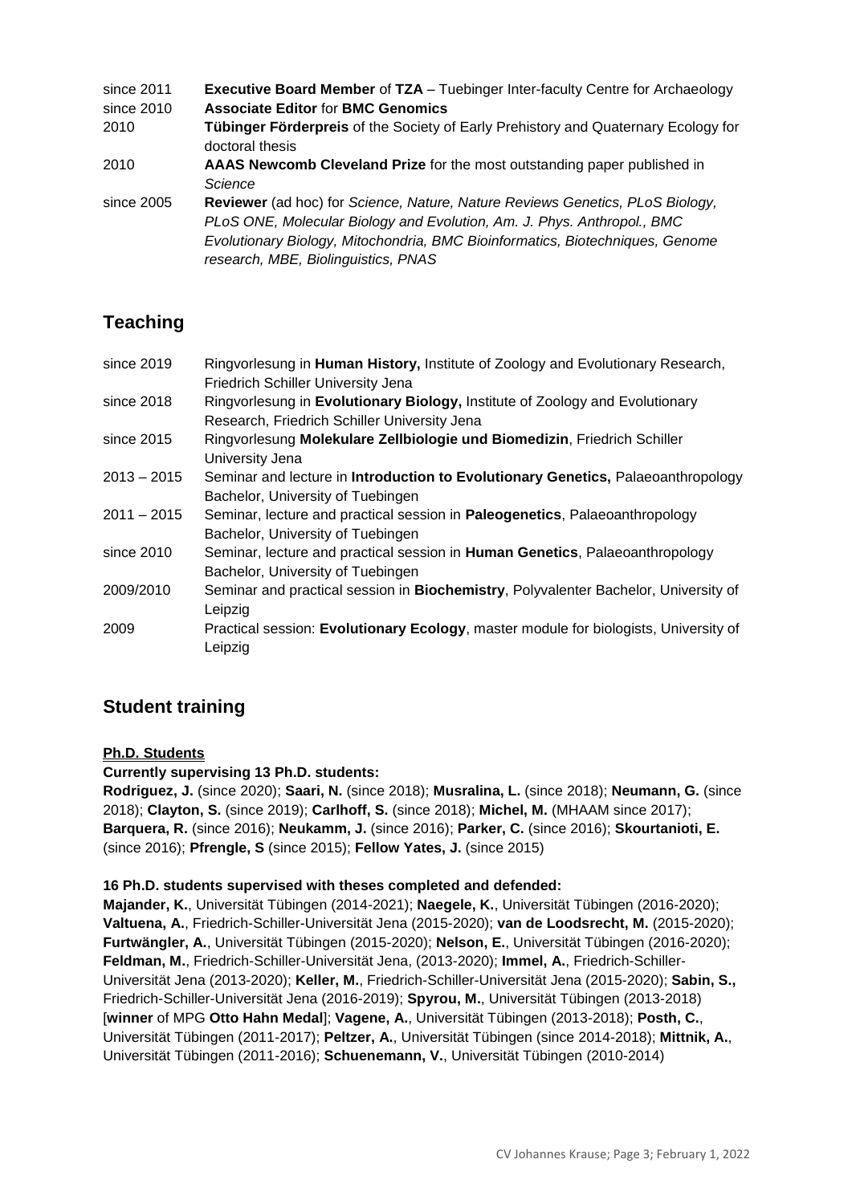since 2011 **Executive Board Member** of **TZA** – Tuebinger Inter-faculty Centre for Archaeology

since 2010 **Associate Editor** for **BMC Genomics**

2010 **Tübinger Förderpreis** of the Society of Early Prehistory and Quaternary Ecology for doctoral thesis

2010 **AAAS Newcomb Cleveland Prize** for the most outstanding paper published in *Science*

since 2005 **Reviewer** (ad hoc) for *Science, Nature, Nature Reviews Genetics, PLoS Biology, PLoS ONE, Molecular Biology and Evolution, Am. J. Phys. Anthropol., BMC Evolutionary Biology, Mitochondria, BMC Bioinformatics, Biotechniques, Genome research, MBE, Biolinguistics, PNAS*

## Teaching

since 2019 Ringvorlesung in **Human History,** Institute of Zoology and Evolutionary Research, Friedrich Schiller University Jena

since 2018 Ringvorlesung in **Evolutionary Biology,** Institute of Zoology and Evolutionary Research, Friedrich Schiller University Jena

since 2015 Ringvorlesung **Molekulare Zellbiologie und Biomedizin**, Friedrich Schiller University Jena

2013 – 2015 Seminar and lecture in **Introduction to Evolutionary Genetics,** Palaeoanthropology Bachelor, University of Tuebingen

2011 – 2015 Seminar, lecture and practical session in **Paleogenetics**, Palaeoanthropology Bachelor, University of Tuebingen

since 2010 Seminar, lecture and practical session in **Human Genetics**, Palaeoanthropology Bachelor, University of Tuebingen

2009/2010 Seminar and practical session in **Biochemistry**, Polyvalenter Bachelor, University of Leipzig

2009 Practical session: **Evolutionary Ecology**, master module for biologists, University of Leipzig

## Student training

**Ph.D. Students**

**Currently supervising 13 Ph.D. students:**

**Rodriguez, J.** (since 2020); **Saari, N.** (since 2018); **Musralina, L.** (since 2018); **Neumann, G.** (since 2018); **Clayton, S.** (since 2019); **Carlhoff, S.** (since 2018); **Michel, M.** (MHAAM since 2017); **Barquera, R.** (since 2016); **Neukamm, J.** (since 2016); **Parker, C.** (since 2016); **Skourtanioti, E.** (since 2016); **Pfrengle, S** (since 2015); **Fellow Yates, J.** (since 2015)

**16 Ph.D. students supervised with theses completed and defended:**

**Majander, K.**, Universität Tübingen (2014-2021); **Naegele, K.**, Universität Tübingen (2016-2020); **Valtuena, A.**, Friedrich-Schiller-Universität Jena (2015-2020); **van de Loodsrecht, M.** (2015-2020); **Furtwängler, A.**, Universität Tübingen (2015-2020); **Nelson, E.**, Universität Tübingen (2016-2020); **Feldman, M.**, Friedrich-Schiller-Universität Jena, (2013-2020); **Immel, A.**, Friedrich-Schiller-Universität Jena (2013-2020); **Keller, M.**, Friedrich-Schiller-Universität Jena (2015-2020); **Sabin, S.,** Friedrich-Schiller-Universität Jena (2016-2019); **Spyrou, M.**, Universität Tübingen (2013-2018) [**winner** of MPG **Otto Hahn Medal**]; **Vagene, A.**, Universität Tübingen (2013-2018); **Posth, C.**, Universität Tübingen (2011-2017); **Peltzer, A.**, Universität Tübingen (since 2014-2018); **Mittnik, A.**, Universität Tübingen (2011-2016); **Schuenemann, V.**, Universität Tübingen (2010-2014)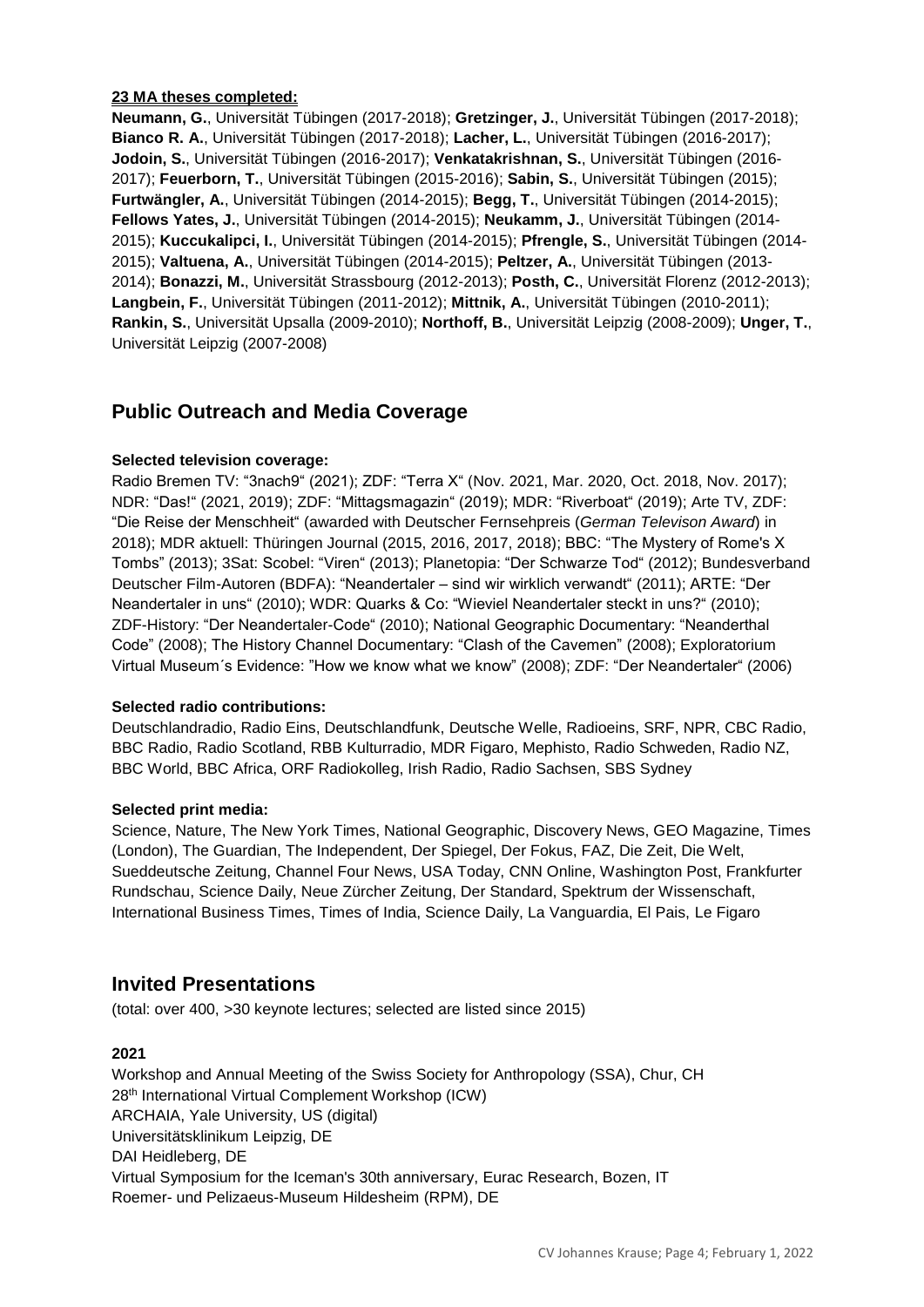**23 MA theses completed:**

**Neumann, G.**, Universität Tübingen (2017-2018); **Gretzinger, J.**, Universität Tübingen (2017-2018); **Bianco R. A.**, Universität Tübingen (2017-2018); **Lacher, L.**, Universität Tübingen (2016-2017); **Jodoin, S.**, Universität Tübingen (2016-2017); **Venkatakrishnan, S.**, Universität Tübingen (2016-2017); **Feuerborn, T.**, Universität Tübingen (2015-2016); **Sabin, S.**, Universität Tübingen (2015); **Furtwängler, A.**, Universität Tübingen (2014-2015); **Begg, T.**, Universität Tübingen (2014-2015); **Fellows Yates, J.**, Universität Tübingen (2014-2015); **Neukamm, J.**, Universität Tübingen (2014-2015); **Kuccukalipci, I.**, Universität Tübingen (2014-2015); **Pfrengle, S.**, Universität Tübingen (2014-2015); **Valtuena, A.**, Universität Tübingen (2014-2015); **Peltzer, A.**, Universität Tübingen (2013-2014); **Bonazzi, M.**, Universität Strassbourg (2012-2013); **Posth, C.**, Universität Florenz (2012-2013); **Langbein, F.**, Universität Tübingen (2011-2012); **Mittnik, A.**, Universität Tübingen (2010-2011); **Rankin, S.**, Universität Upsalla (2009-2010); **Northoff, B.**, Universität Leipzig (2008-2009); **Unger, T.**, Universität Leipzig (2007-2008)

## Public Outreach and Media Coverage

**Selected television coverage:**

Radio Bremen TV: "3nach9" (2021); ZDF: "Terra X" (Nov. 2021, Mar. 2020, Oct. 2018, Nov. 2017); NDR: "Das!" (2021, 2019); ZDF: "Mittagsmagazin" (2019); MDR: "Riverboat" (2019); Arte TV, ZDF: "Die Reise der Menschheit" (awarded with Deutscher Fernsehpreis (*German Televison Award*) in 2018); MDR aktuell: Thüringen Journal (2015, 2016, 2017, 2018); BBC: "The Mystery of Rome's X Tombs" (2013); 3Sat: Scobel: "Viren" (2013); Planetopia: "Der Schwarze Tod" (2012); Bundesverband Deutscher Film-Autoren (BDFA): "Neandertaler – sind wir wirklich verwandt" (2011); ARTE: "Der Neandertaler in uns" (2010); WDR: Quarks & Co: "Wieviel Neandertaler steckt in uns?" (2010); ZDF-History: "Der Neandertaler-Code" (2010); National Geographic Documentary: "Neanderthal Code" (2008); The History Channel Documentary: "Clash of the Cavemen" (2008); Exploratorium Virtual Museum´s Evidence: "How we know what we know" (2008); ZDF: "Der Neandertaler" (2006)

**Selected radio contributions:**

Deutschlandradio, Radio Eins, Deutschlandfunk, Deutsche Welle, Radioeins, SRF, NPR, CBC Radio, BBC Radio, Radio Scotland, RBB Kulturradio, MDR Figaro, Mephisto, Radio Schweden, Radio NZ, BBC World, BBC Africa, ORF Radiokolleg, Irish Radio, Radio Sachsen, SBS Sydney

**Selected print media:**

Science, Nature, The New York Times, National Geographic, Discovery News, GEO Magazine, Times (London), The Guardian, The Independent, Der Spiegel, Der Fokus, FAZ, Die Zeit, Die Welt, Sueddeutsche Zeitung, Channel Four News, USA Today, CNN Online, Washington Post, Frankfurter Rundschau, Science Daily, Neue Zürcher Zeitung, Der Standard, Spektrum der Wissenschaft, International Business Times, Times of India, Science Daily, La Vanguardia, El Pais, Le Figaro

## Invited Presentations

(total: over 400, >30 keynote lectures; selected are listed since 2015)

**2021**

Workshop and Annual Meeting of the Swiss Society for Anthropology (SSA), Chur, CH
28th International Virtual Complement Workshop (ICW)
ARCHAIA, Yale University, US (digital)
Universitätsklinikum Leipzig, DE
DAI Heidleberg, DE
Virtual Symposium for the Iceman's 30th anniversary, Eurac Research, Bozen, IT
Roemer- und Pelizaeus-Museum Hildesheim (RPM), DE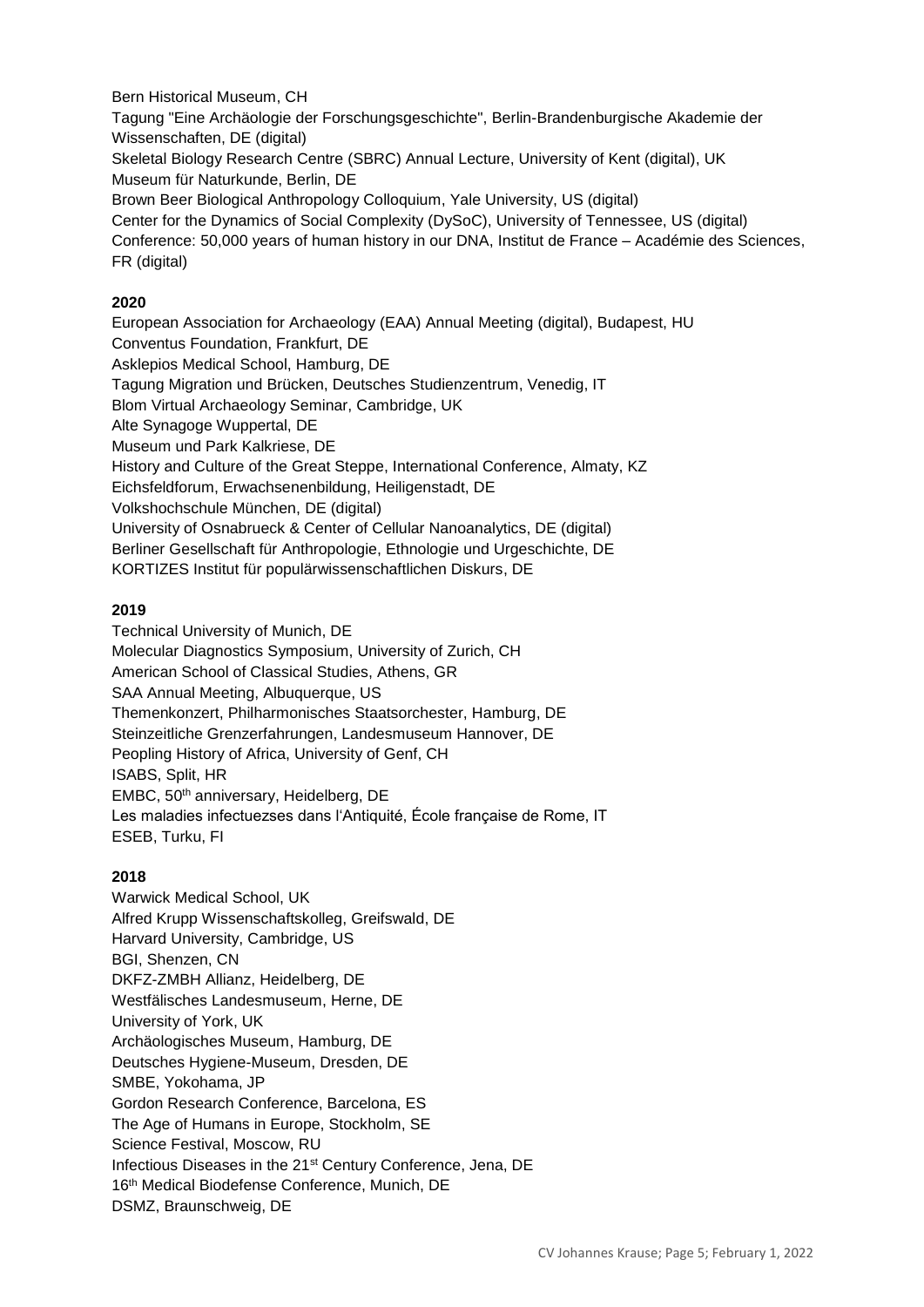Bern Historical Museum, CH
Tagung "Eine Archäologie der Forschungsgeschichte", Berlin-Brandenburgische Akademie der Wissenschaften, DE (digital)
Skeletal Biology Research Centre (SBRC) Annual Lecture, University of Kent (digital), UK
Museum für Naturkunde, Berlin, DE
Brown Beer Biological Anthropology Colloquium, Yale University, US (digital)
Center for the Dynamics of Social Complexity (DySoC), University of Tennessee, US (digital)
Conference: 50,000 years of human history in our DNA, Institut de France – Académie des Sciences, FR (digital)

**2020**

European Association for Archaeology (EAA) Annual Meeting (digital), Budapest, HU
Conventus Foundation, Frankfurt, DE
Asklepios Medical School, Hamburg, DE
Tagung Migration und Brücken, Deutsches Studienzentrum, Venedig, IT
Blom Virtual Archaeology Seminar, Cambridge, UK
Alte Synagoge Wuppertal, DE
Museum und Park Kalkriese, DE
History and Culture of the Great Steppe, International Conference, Almaty, KZ
Eichsfeldforum, Erwachsenenbildung, Heiligenstadt, DE
Volkshochschule München, DE (digital)
University of Osnabrueck & Center of Cellular Nanoanalytics, DE (digital)
Berliner Gesellschaft für Anthropologie, Ethnologie und Urgeschichte, DE
KORTIZES Institut für populärwissenschaftlichen Diskurs, DE

**2019**

Technical University of Munich, DE
Molecular Diagnostics Symposium, University of Zurich, CH
American School of Classical Studies, Athens, GR
SAA Annual Meeting, Albuquerque, US
Themenkonzert, Philharmonisches Staatsorchester, Hamburg, DE
Steinzeitliche Grenzerfahrungen, Landesmuseum Hannover, DE
Peopling History of Africa, University of Genf, CH
ISABS, Split, HR
EMBC, 50th anniversary, Heidelberg, DE
Les maladies infectuezses dans l'Antiquité, École française de Rome, IT
ESEB, Turku, FI

**2018**

Warwick Medical School, UK
Alfred Krupp Wissenschaftskolleg, Greifswald, DE
Harvard University, Cambridge, US
BGI, Shenzen, CN
DKFZ-ZMBH Allianz, Heidelberg, DE
Westfälisches Landesmuseum, Herne, DE
University of York, UK
Archäologisches Museum, Hamburg, DE
Deutsches Hygiene-Museum, Dresden, DE
SMBE, Yokohama, JP
Gordon Research Conference, Barcelona, ES
The Age of Humans in Europe, Stockholm, SE
Science Festival, Moscow, RU
Infectious Diseases in the 21st Century Conference, Jena, DE
16th Medical Biodefense Conference, Munich, DE
DSMZ, Braunschweig, DE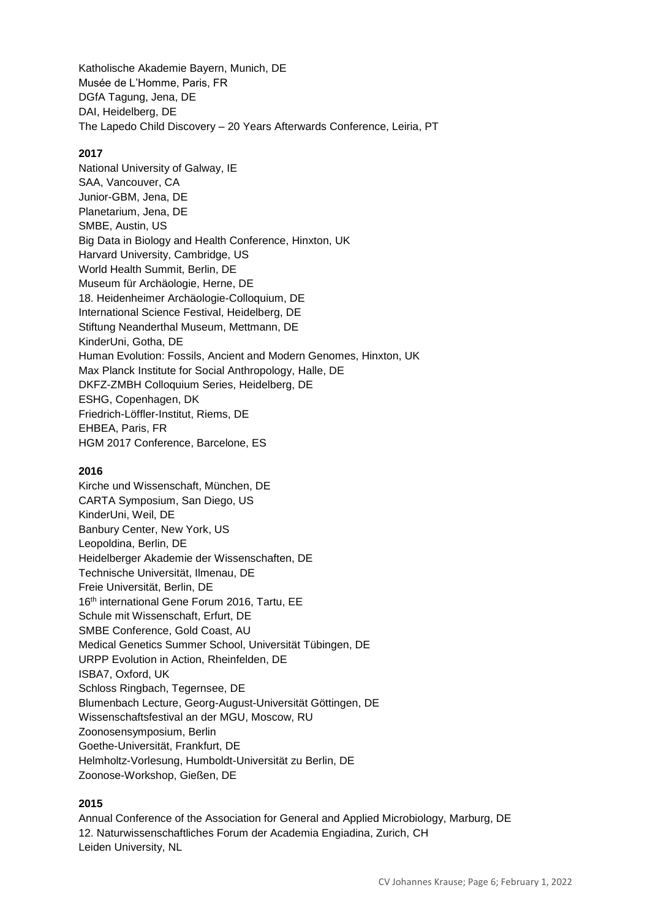Katholische Akademie Bayern, Munich, DE
Musée de L'Homme, Paris, FR
DGfA Tagung, Jena, DE
DAI, Heidelberg, DE
The Lapedo Child Discovery – 20 Years Afterwards Conference, Leiria, PT

**2017**

National University of Galway, IE
SAA, Vancouver, CA
Junior-GBM, Jena, DE
Planetarium, Jena, DE
SMBE, Austin, US
Big Data in Biology and Health Conference, Hinxton, UK
Harvard University, Cambridge, US
World Health Summit, Berlin, DE
Museum für Archäologie, Herne, DE
18. Heidenheimer Archäologie-Colloquium, DE
International Science Festival, Heidelberg, DE
Stiftung Neanderthal Museum, Mettmann, DE
KinderUni, Gotha, DE
Human Evolution: Fossils, Ancient and Modern Genomes, Hinxton, UK
Max Planck Institute for Social Anthropology, Halle, DE
DKFZ-ZMBH Colloquium Series, Heidelberg, DE
ESHG, Copenhagen, DK
Friedrich-Löffler-Institut, Riems, DE
EHBEA, Paris, FR
HGM 2017 Conference, Barcelone, ES

**2016**

Kirche und Wissenschaft, München, DE
CARTA Symposium, San Diego, US
KinderUni, Weil, DE
Banbury Center, New York, US
Leopoldina, Berlin, DE
Heidelberger Akademie der Wissenschaften, DE
Technische Universität, Ilmenau, DE
Freie Universität, Berlin, DE
16th international Gene Forum 2016, Tartu, EE
Schule mit Wissenschaft, Erfurt, DE
SMBE Conference, Gold Coast, AU
Medical Genetics Summer School, Universität Tübingen, DE
URPP Evolution in Action, Rheinfelden, DE
ISBA7, Oxford, UK
Schloss Ringbach, Tegernsee, DE
Blumenbach Lecture, Georg-August-Universität Göttingen, DE
Wissenschaftsfestival an der MGU, Moscow, RU
Zoonosensymposium, Berlin
Goethe-Universität, Frankfurt, DE
Helmholtz-Vorlesung, Humboldt-Universität zu Berlin, DE
Zoonose-Workshop, Gießen, DE

**2015**

Annual Conference of the Association for General and Applied Microbiology, Marburg, DE
12. Naturwissenschaftliches Forum der Academia Engiadina, Zurich, CH
Leiden University, NL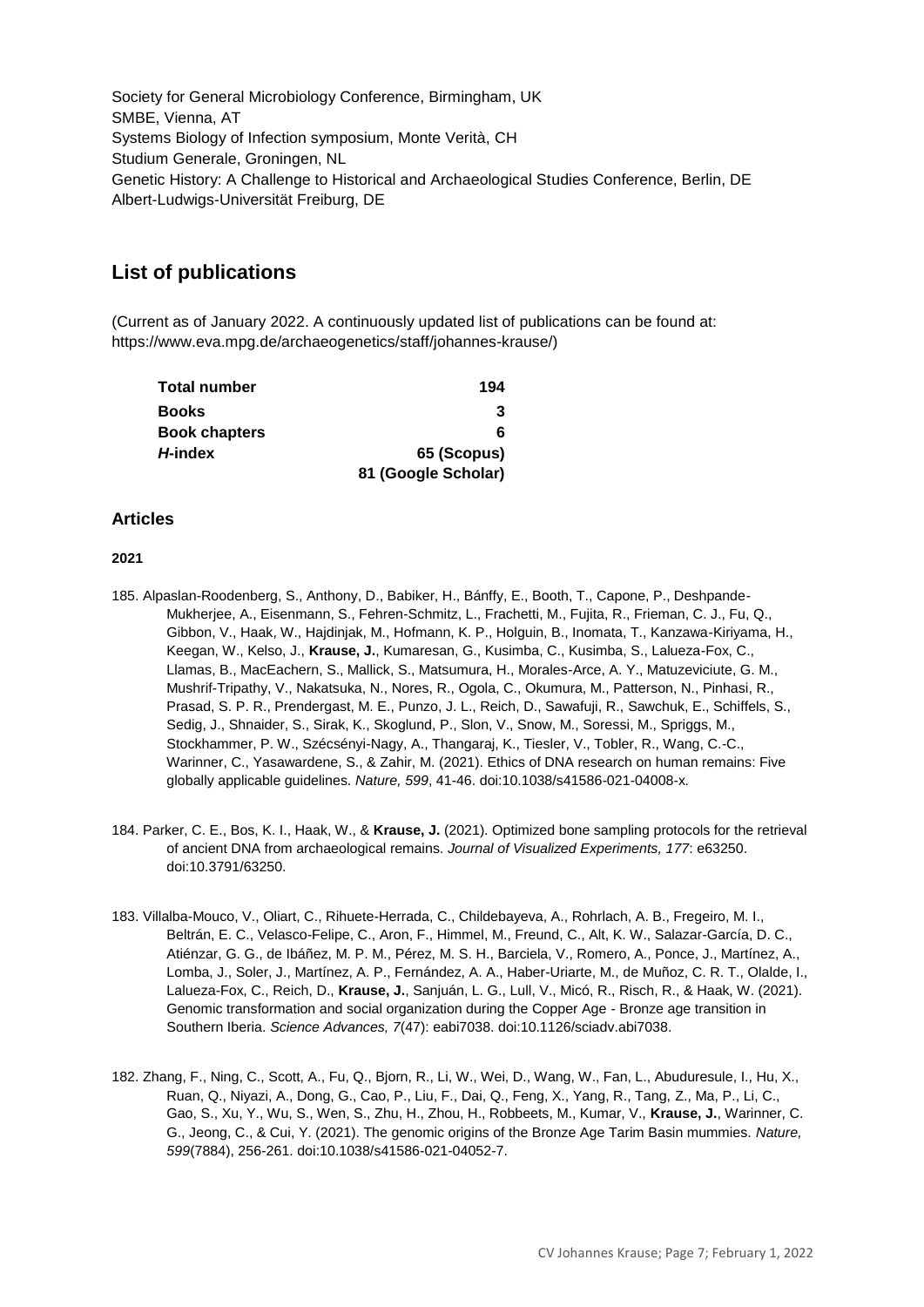Society for General Microbiology Conference, Birmingham, UK
SMBE, Vienna, AT
Systems Biology of Infection symposium, Monte Verità, CH
Studium Generale, Groningen, NL
Genetic History: A Challenge to Historical and Archaeological Studies Conference, Berlin, DE
Albert-Ludwigs-Universität Freiburg, DE

## List of publications

(Current as of January 2022. A continuously updated list of publications can be found at: https://www.eva.mpg.de/archaeogenetics/staff/johannes-krause/)

| | |
|---|---|
| **Total number** | **194** |
| **Books** | **3** |
| **Book chapters** | **6** |
| ***H*-index** | **65 (Scopus)** |
| | **81 (Google Scholar)** |

### Articles

**2021**

185. Alpaslan-Roodenberg, S., Anthony, D., Babiker, H., Bánffy, E., Booth, T., Capone, P., Deshpande-Mukherjee, A., Eisenmann, S., Fehren-Schmitz, L., Frachetti, M., Fujita, R., Frieman, C. J., Fu, Q., Gibbon, V., Haak, W., Hajdinjak, M., Hofmann, K. P., Holguin, B., Inomata, T., Kanzawa-Kiriyama, H., Keegan, W., Kelso, J., **Krause, J.**, Kumaresan, G., Kusimba, C., Kusimba, S., Lalueza-Fox, C., Llamas, B., MacEachern, S., Mallick, S., Matsumura, H., Morales-Arce, A. Y., Matuzeviciute, G. M., Mushrif-Tripathy, V., Nakatsuka, N., Nores, R., Ogola, C., Okumura, M., Patterson, N., Pinhasi, R., Prasad, S. P. R., Prendergast, M. E., Punzo, J. L., Reich, D., Sawafuji, R., Sawchuk, E., Schiffels, S., Sedig, J., Shnaider, S., Sirak, K., Skoglund, P., Slon, V., Snow, M., Soressi, M., Spriggs, M., Stockhammer, P. W., Szécsényi-Nagy, A., Thangaraj, K., Tiesler, V., Tobler, R., Wang, C.-C., Warinner, C., Yasawardene, S., & Zahir, M. (2021). Ethics of DNA research on human remains: Five globally applicable guidelines. *Nature, 599*, 41-46. doi:10.1038/s41586-021-04008-x.

184. Parker, C. E., Bos, K. I., Haak, W., & **Krause, J.** (2021). Optimized bone sampling protocols for the retrieval of ancient DNA from archaeological remains. *Journal of Visualized Experiments, 177*: e63250. doi:10.3791/63250.

183. Villalba-Mouco, V., Oliart, C., Rihuete-Herrada, C., Childebayeva, A., Rohrlach, A. B., Fregeiro, M. I., Beltrán, E. C., Velasco-Felipe, C., Aron, F., Himmel, M., Freund, C., Alt, K. W., Salazar-García, D. C., Atiénzar, G. G., de Ibáñez, M. P. M., Pérez, M. S. H., Barciela, V., Romero, A., Ponce, J., Martínez, A., Lomba, J., Soler, J., Martínez, A. P., Fernández, A. A., Haber-Uriarte, M., de Muñoz, C. R. T., Olalde, I., Lalueza-Fox, C., Reich, D., **Krause, J.**, Sanjuán, L. G., Lull, V., Micó, R., Risch, R., & Haak, W. (2021). Genomic transformation and social organization during the Copper Age - Bronze age transition in Southern Iberia. *Science Advances, 7*(47): eabi7038. doi:10.1126/sciadv.abi7038.

182. Zhang, F., Ning, C., Scott, A., Fu, Q., Bjorn, R., Li, W., Wei, D., Wang, W., Fan, L., Abuduresule, I., Hu, X., Ruan, Q., Niyazi, A., Dong, G., Cao, P., Liu, F., Dai, Q., Feng, X., Yang, R., Tang, Z., Ma, P., Li, C., Gao, S., Xu, Y., Wu, S., Wen, S., Zhu, H., Zhou, H., Robbeets, M., Kumar, V., **Krause, J.**, Warinner, C. G., Jeong, C., & Cui, Y. (2021). The genomic origins of the Bronze Age Tarim Basin mummies. *Nature, 599*(7884), 256-261. doi:10.1038/s41586-021-04052-7.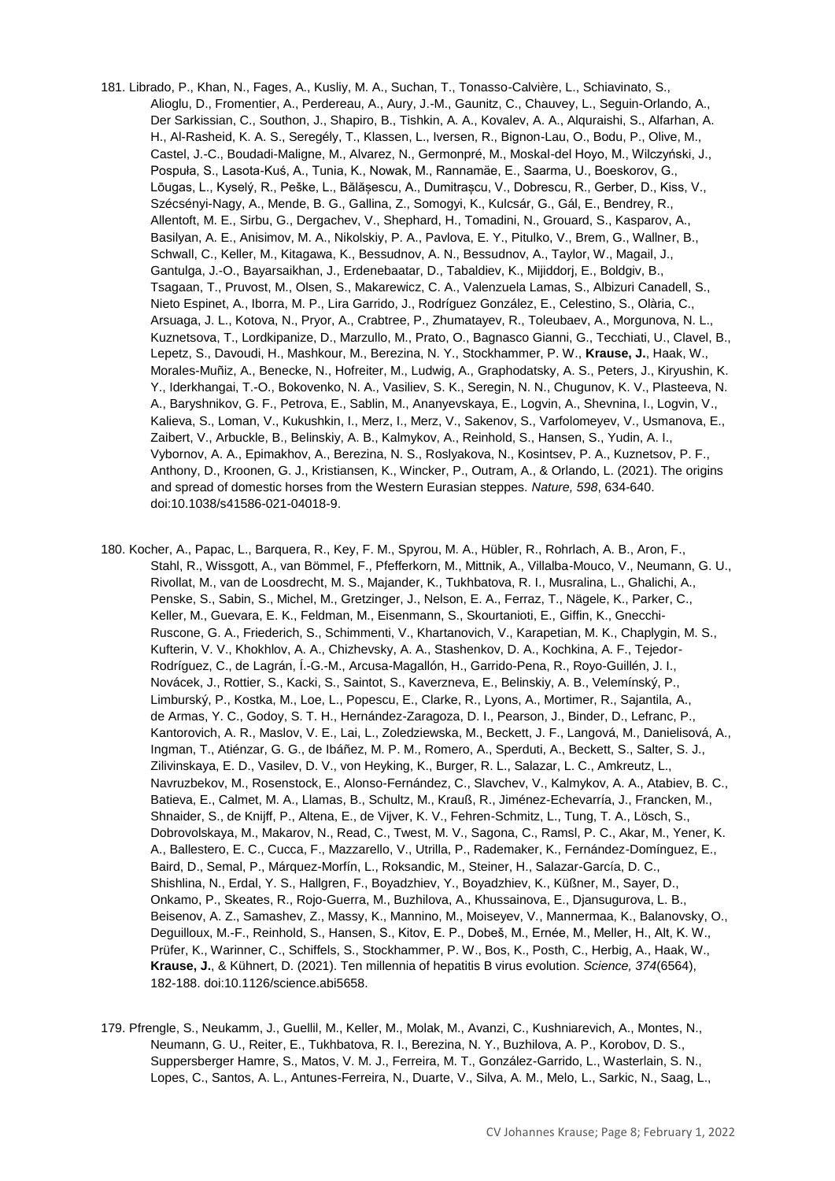181. Librado, P., Khan, N., Fages, A., Kusliy, M. A., Suchan, T., Tonasso-Calvière, L., Schiavinato, S., Alioglu, D., Fromentier, A., Perdereau, A., Aury, J.-M., Gaunitz, C., Chauvey, L., Seguin-Orlando, A., Der Sarkissian, C., Southon, J., Shapiro, B., Tishkin, A. A., Kovalev, A. A., Alquraishi, S., Alfarhan, A. H., Al-Rasheid, K. A. S., Seregély, T., Klassen, L., Iversen, R., Bignon-Lau, O., Bodu, P., Olive, M., Castel, J.-C., Boudadi-Maligne, M., Alvarez, N., Germonpré, M., Moskal-del Hoyo, M., Wilczyński, J., Pospuła, S., Lasota-Kuś, A., Tunia, K., Nowak, M., Rannamäe, E., Saarma, U., Boeskorov, G., Lõugas, L., Kyselý, R., Peške, L., Bălășescu, A., Dumitrașcu, V., Dobrescu, R., Gerber, D., Kiss, V., Szécsényi-Nagy, A., Mende, B. G., Gallina, Z., Somogyi, K., Kulcsár, G., Gál, E., Bendrey, R., Allentoft, M. E., Sirbu, G., Dergachev, V., Shephard, H., Tomadini, N., Grouard, S., Kasparov, A., Basilyan, A. E., Anisimov, M. A., Nikolskiy, P. A., Pavlova, E. Y., Pitulko, V., Brem, G., Wallner, B., Schwall, C., Keller, M., Kitagawa, K., Bessudnov, A. N., Bessudnov, A., Taylor, W., Magail, J., Gantulga, J.-O., Bayarsaikhan, J., Erdenebaatar, D., Tabaldiev, K., Mijiddorj, E., Boldgiv, B., Tsagaan, T., Pruvost, M., Olsen, S., Makarewicz, C. A., Valenzuela Lamas, S., Albizuri Canadell, S., Nieto Espinet, A., Iborra, M. P., Lira Garrido, J., Rodríguez González, E., Celestino, S., Olària, C., Arsuaga, J. L., Kotova, N., Pryor, A., Crabtree, P., Zhumatayev, R., Toleubaev, A., Morgunova, N. L., Kuznetsova, T., Lordkipanize, D., Marzullo, M., Prato, O., Bagnasco Gianni, G., Tecchiati, U., Clavel, B., Lepetz, S., Davoudi, H., Mashkour, M., Berezina, N. Y., Stockhammer, P. W., **Krause, J.**, Haak, W., Morales-Muñiz, A., Benecke, N., Hofreiter, M., Ludwig, A., Graphodatsky, A. S., Peters, J., Kiryushin, K. Y., Iderkhangai, T.-O., Bokovenko, N. A., Vasiliev, S. K., Seregin, N. N., Chugunov, K. V., Plasteeva, N. A., Baryshnikov, G. F., Petrova, E., Sablin, M., Ananyevskaya, E., Logvin, A., Shevnina, I., Logvin, V., Kalieva, S., Loman, V., Kukushkin, I., Merz, I., Merz, V., Sakenov, S., Varfolomeyev, V., Usmanova, E., Zaibert, V., Arbuckle, B., Belinskiy, A. B., Kalmykov, A., Reinhold, S., Hansen, S., Yudin, A. I., Vybornov, A. A., Epimakhov, A., Berezina, N. S., Roslyakova, N., Kosintsev, P. A., Kuznetsov, P. F., Anthony, D., Kroonen, G. J., Kristiansen, K., Wincker, P., Outram, A., & Orlando, L. (2021). The origins and spread of domestic horses from the Western Eurasian steppes. *Nature, 598*, 634-640. doi:10.1038/s41586-021-04018-9.

180. Kocher, A., Papac, L., Barquera, R., Key, F. M., Spyrou, M. A., Hübler, R., Rohrlach, A. B., Aron, F., Stahl, R., Wissgott, A., van Bömmel, F., Pfefferkorn, M., Mittnik, A., Villalba-Mouco, V., Neumann, G. U., Rivollat, M., van de Loosdrecht, M. S., Majander, K., Tukhbatova, R. I., Musralina, L., Ghalichi, A., Penske, S., Sabin, S., Michel, M., Gretzinger, J., Nelson, E. A., Ferraz, T., Nägele, K., Parker, C., Keller, M., Guevara, E. K., Feldman, M., Eisenmann, S., Skourtanioti, E., Giffin, K., Gnecchi-Ruscone, G. A., Friederich, S., Schimmenti, V., Khartanovich, V., Karapetian, M. K., Chaplygin, M. S., Kufterin, V. V., Khokhlov, A. A., Chizhevsky, A. A., Stashenkov, D. A., Kochkina, A. F., Tejedor-Rodríguez, C., de Lagrán, Í.-G.-M., Arcusa-Magallón, H., Garrido-Pena, R., Royo-Guillén, J. I., Novácek, J., Rottier, S., Kacki, S., Saintot, S., Kaverzneva, E., Belinskiy, A. B., Velemínský, P., Limburský, P., Kostka, M., Loe, L., Popescu, E., Clarke, R., Lyons, A., Mortimer, R., Sajantila, A., de Armas, Y. C., Godoy, S. T. H., Hernández-Zaragoza, D. I., Pearson, J., Binder, D., Lefranc, P., Kantorovich, A. R., Maslov, V. E., Lai, L., Zoledziewska, M., Beckett, J. F., Langová, M., Danielisová, A., Ingman, T., Atiénzar, G. G., de Ibáñez, M. P. M., Romero, A., Sperduti, A., Beckett, S., Salter, S. J., Zilivinskaya, E. D., Vasilev, D. V., von Heyking, K., Burger, R. L., Salazar, L. C., Amkreutz, L., Navruzbekov, M., Rosenstock, E., Alonso-Fernández, C., Slavchev, V., Kalmykov, A. A., Atabiev, B. C., Batieva, E., Calmet, M. A., Llamas, B., Schultz, M., Krauß, R., Jiménez-Echevarría, J., Francken, M., Shnaider, S., de Knijff, P., Altena, E., de Vijver, K. V., Fehren-Schmitz, L., Tung, T. A., Lösch, S., Dobrovolskaya, M., Makarov, N., Read, C., Twest, M. V., Sagona, C., Ramsl, P. C., Akar, M., Yener, K. A., Ballestero, E. C., Cucca, F., Mazzarello, V., Utrilla, P., Rademaker, K., Fernández-Domínguez, E., Baird, D., Semal, P., Márquez-Morfín, L., Roksandic, M., Steiner, H., Salazar-García, D. C., Shishlina, N., Erdal, Y. S., Hallgren, F., Boyadzhiev, Y., Boyadzhiev, K., Küßner, M., Sayer, D., Onkamo, P., Skeates, R., Rojo-Guerra, M., Buzhilova, A., Khussainova, E., Djansugurova, L. B., Beisenov, A. Z., Samashev, Z., Massy, K., Mannino, M., Moiseyev, V., Mannermaa, K., Balanovsky, O., Deguilloux, M.-F., Reinhold, S., Hansen, S., Kitov, E. P., Dobeš, M., Ernée, M., Meller, H., Alt, K. W., Prüfer, K., Warinner, C., Schiffels, S., Stockhammer, P. W., Bos, K., Posth, C., Herbig, A., Haak, W., **Krause, J.**, & Kühnert, D. (2021). Ten millennia of hepatitis B virus evolution. *Science, 374*(6564), 182-188. doi:10.1126/science.abi5658.

179. Pfrengle, S., Neukamm, J., Guellil, M., Keller, M., Molak, M., Avanzi, C., Kushniarevich, A., Montes, N., Neumann, G. U., Reiter, E., Tukhbatova, R. I., Berezina, N. Y., Buzhilova, A. P., Korobov, D. S., Suppersberger Hamre, S., Matos, V. M. J., Ferreira, M. T., González-Garrido, L., Wasterlain, S. N., Lopes, C., Santos, A. L., Antunes-Ferreira, N., Duarte, V., Silva, A. M., Melo, L., Sarkic, N., Saag, L.,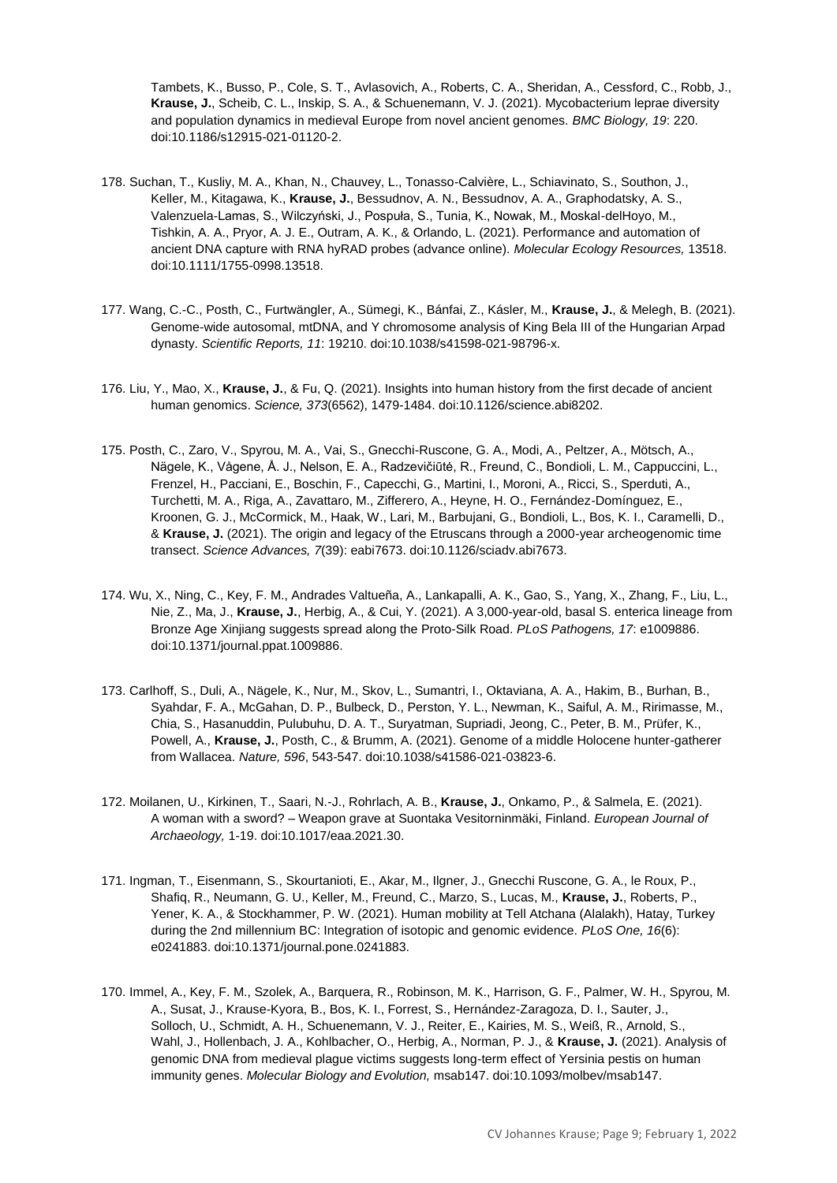Tambets, K., Busso, P., Cole, S. T., Avlasovich, A., Roberts, C. A., Sheridan, A., Cessford, C., Robb, J., **Krause, J.**, Scheib, C. L., Inskip, S. A., & Schuenemann, V. J. (2021). Mycobacterium leprae diversity and population dynamics in medieval Europe from novel ancient genomes. *BMC Biology, 19*: 220. doi:10.1186/s12915-021-01120-2.

178. Suchan, T., Kusliy, M. A., Khan, N., Chauvey, L., Tonasso-Calvière, L., Schiavinato, S., Southon, J., Keller, M., Kitagawa, K., **Krause, J.**, Bessudnov, A. N., Bessudnov, A. A., Graphodatsky, A. S., Valenzuela-Lamas, S., Wilczyński, J., Pospuła, S., Tunia, K., Nowak, M., Moskal-delHoyo, M., Tishkin, A. A., Pryor, A. J. E., Outram, A. K., & Orlando, L. (2021). Performance and automation of ancient DNA capture with RNA hyRAD probes (advance online). *Molecular Ecology Resources,* 13518. doi:10.1111/1755-0998.13518.

177. Wang, C.-C., Posth, C., Furtwängler, A., Sümegi, K., Bánfai, Z., Kásler, M., **Krause, J.**, & Melegh, B. (2021). Genome-wide autosomal, mtDNA, and Y chromosome analysis of King Bela III of the Hungarian Arpad dynasty. *Scientific Reports, 11*: 19210. doi:10.1038/s41598-021-98796-x.

176. Liu, Y., Mao, X., **Krause, J.**, & Fu, Q. (2021). Insights into human history from the first decade of ancient human genomics. *Science, 373*(6562), 1479-1484. doi:10.1126/science.abi8202.

175. Posth, C., Zaro, V., Spyrou, M. A., Vai, S., Gnecchi-Ruscone, G. A., Modi, A., Peltzer, A., Mötsch, A., Nägele, K., Vågene, Å. J., Nelson, E. A., Radzevičiūtė, R., Freund, C., Bondioli, L. M., Cappuccini, L., Frenzel, H., Pacciani, E., Boschin, F., Capecchi, G., Martini, I., Moroni, A., Ricci, S., Sperduti, A., Turchetti, M. A., Riga, A., Zavattaro, M., Zifferero, A., Heyne, H. O., Fernández-Domínguez, E., Kroonen, G. J., McCormick, M., Haak, W., Lari, M., Barbujani, G., Bondioli, L., Bos, K. I., Caramelli, D., & **Krause, J.** (2021). The origin and legacy of the Etruscans through a 2000-year archeogenomic time transect. *Science Advances, 7*(39): eabi7673. doi:10.1126/sciadv.abi7673.

174. Wu, X., Ning, C., Key, F. M., Andrades Valtueña, A., Lankapalli, A. K., Gao, S., Yang, X., Zhang, F., Liu, L., Nie, Z., Ma, J., **Krause, J.**, Herbig, A., & Cui, Y. (2021). A 3,000-year-old, basal S. enterica lineage from Bronze Age Xinjiang suggests spread along the Proto-Silk Road. *PLoS Pathogens, 17*: e1009886. doi:10.1371/journal.ppat.1009886.

173. Carlhoff, S., Duli, A., Nägele, K., Nur, M., Skov, L., Sumantri, I., Oktaviana, A. A., Hakim, B., Burhan, B., Syahdar, F. A., McGahan, D. P., Bulbeck, D., Perston, Y. L., Newman, K., Saiful, A. M., Ririmasse, M., Chia, S., Hasanuddin, Pulubuhu, D. A. T., Suryatman, Supriadi, Jeong, C., Peter, B. M., Prüfer, K., Powell, A., **Krause, J.**, Posth, C., & Brumm, A. (2021). Genome of a middle Holocene hunter-gatherer from Wallacea. *Nature, 596*, 543-547. doi:10.1038/s41586-021-03823-6.

172. Moilanen, U., Kirkinen, T., Saari, N.-J., Rohrlach, A. B., **Krause, J.**, Onkamo, P., & Salmela, E. (2021). A woman with a sword? – Weapon grave at Suontaka Vesitorninmäki, Finland. *European Journal of Archaeology,* 1-19. doi:10.1017/eaa.2021.30.

171. Ingman, T., Eisenmann, S., Skourtanioti, E., Akar, M., Ilgner, J., Gnecchi Ruscone, G. A., le Roux, P., Shafiq, R., Neumann, G. U., Keller, M., Freund, C., Marzo, S., Lucas, M., **Krause, J.**, Roberts, P., Yener, K. A., & Stockhammer, P. W. (2021). Human mobility at Tell Atchana (Alalakh), Hatay, Turkey during the 2nd millennium BC: Integration of isotopic and genomic evidence. *PLoS One, 16*(6): e0241883. doi:10.1371/journal.pone.0241883.

170. Immel, A., Key, F. M., Szolek, A., Barquera, R., Robinson, M. K., Harrison, G. F., Palmer, W. H., Spyrou, M. A., Susat, J., Krause-Kyora, B., Bos, K. I., Forrest, S., Hernández-Zaragoza, D. I., Sauter, J., Solloch, U., Schmidt, A. H., Schuenemann, V. J., Reiter, E., Kairies, M. S., Weiß, R., Arnold, S., Wahl, J., Hollenbach, J. A., Kohlbacher, O., Herbig, A., Norman, P. J., & **Krause, J.** (2021). Analysis of genomic DNA from medieval plague victims suggests long-term effect of Yersinia pestis on human immunity genes. *Molecular Biology and Evolution,* msab147. doi:10.1093/molbev/msab147.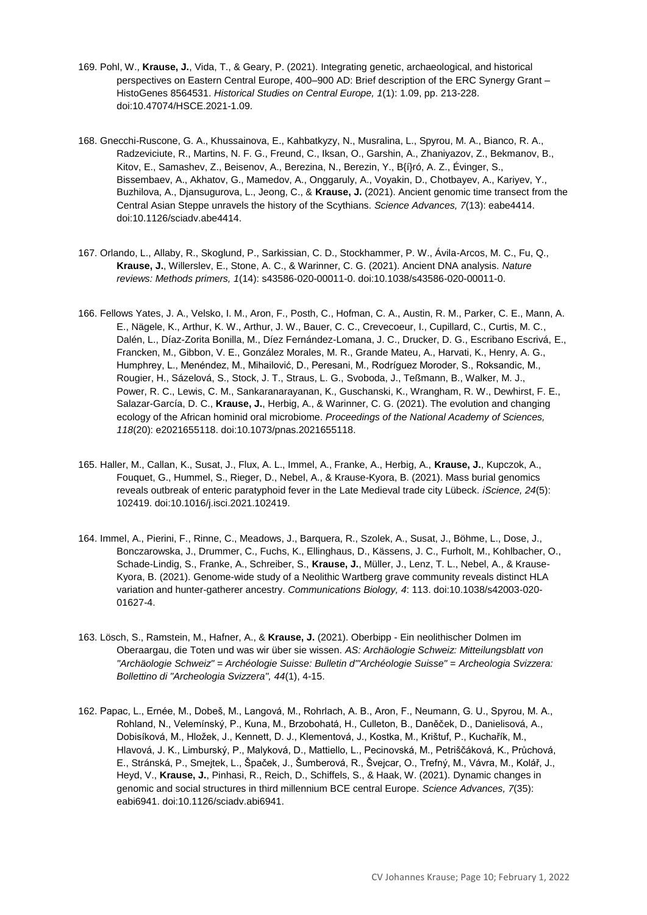169. Pohl, W., **Krause, J.**, Vida, T., & Geary, P. (2021). Integrating genetic, archaeological, and historical perspectives on Eastern Central Europe, 400–900 AD: Brief description of the ERC Synergy Grant – HistoGenes 8564531. *Historical Studies on Central Europe, 1*(1): 1.09, pp. 213-228. doi:10.47074/HSCE.2021-1.09.

168. Gnecchi-Ruscone, G. A., Khussainova, E., Kahbatkyzy, N., Musralina, L., Spyrou, M. A., Bianco, R. A., Radzeviciute, R., Martins, N. F. G., Freund, C., Iksan, O., Garshin, A., Zhaniyazov, Z., Bekmanov, B., Kitov, E., Samashev, Z., Beisenov, A., Berezina, N., Berezin, Y., B{í}ró, A. Z., Évinger, S., Bissembaev, A., Akhatov, G., Mamedov, A., Onggaruly, A., Voyakin, D., Chotbayev, A., Kariyev, Y., Buzhilova, A., Djansugurova, L., Jeong, C., & **Krause, J.** (2021). Ancient genomic time transect from the Central Asian Steppe unravels the history of the Scythians. *Science Advances, 7*(13): eabe4414. doi:10.1126/sciadv.abe4414.

167. Orlando, L., Allaby, R., Skoglund, P., Sarkissian, C. D., Stockhammer, P. W., Ávila-Arcos, M. C., Fu, Q., **Krause, J.**, Willerslev, E., Stone, A. C., & Warinner, C. G. (2021). Ancient DNA analysis. *Nature reviews: Methods primers, 1*(14): s43586-020-00011-0. doi:10.1038/s43586-020-00011-0.

166. Fellows Yates, J. A., Velsko, I. M., Aron, F., Posth, C., Hofman, C. A., Austin, R. M., Parker, C. E., Mann, A. E., Nägele, K., Arthur, K. W., Arthur, J. W., Bauer, C. C., Crevecoeur, I., Cupillard, C., Curtis, M. C., Dalén, L., Díaz-Zorita Bonilla, M., Díez Fernández-Lomana, J. C., Drucker, D. G., Escribano Escrivá, E., Francken, M., Gibbon, V. E., González Morales, M. R., Grande Mateu, A., Harvati, K., Henry, A. G., Humphrey, L., Menéndez, M., Mihailović, D., Peresani, M., Rodríguez Moroder, S., Roksandic, M., Rougier, H., Sázelová, S., Stock, J. T., Straus, L. G., Svoboda, J., Teßmann, B., Walker, M. J., Power, R. C., Lewis, C. M., Sankaranarayanan, K., Guschanski, K., Wrangham, R. W., Dewhirst, F. E., Salazar-García, D. C., **Krause, J.**, Herbig, A., & Warinner, C. G. (2021). The evolution and changing ecology of the African hominid oral microbiome. *Proceedings of the National Academy of Sciences, 118*(20): e2021655118. doi:10.1073/pnas.2021655118.

165. Haller, M., Callan, K., Susat, J., Flux, A. L., Immel, A., Franke, A., Herbig, A., **Krause, J.**, Kupczok, A., Fouquet, G., Hummel, S., Rieger, D., Nebel, A., & Krause-Kyora, B. (2021). Mass burial genomics reveals outbreak of enteric paratyphoid fever in the Late Medieval trade city Lübeck. *iScience, 24*(5): 102419. doi:10.1016/j.isci.2021.102419.

164. Immel, A., Pierini, F., Rinne, C., Meadows, J., Barquera, R., Szolek, A., Susat, J., Böhme, L., Dose, J., Bonczarowska, J., Drummer, C., Fuchs, K., Ellinghaus, D., Kässens, J. C., Furholt, M., Kohlbacher, O., Schade-Lindig, S., Franke, A., Schreiber, S., **Krause, J.**, Müller, J., Lenz, T. L., Nebel, A., & Krause-Kyora, B. (2021). Genome-wide study of a Neolithic Wartberg grave community reveals distinct HLA variation and hunter-gatherer ancestry. *Communications Biology, 4*: 113. doi:10.1038/s42003-020-01627-4.

163. Lösch, S., Ramstein, M., Hafner, A., & **Krause, J.** (2021). Oberbipp - Ein neolithischer Dolmen im Oberaargau, die Toten und was wir über sie wissen. *AS: Archäologie Schweiz: Mitteilungsblatt von "Archäologie Schweiz" = Archéologie Suisse: Bulletin d'"Archéologie Suisse" = Archeologia Svizzera: Bollettino di "Archeologia Svizzera", 44*(1), 4-15.

162. Papac, L., Ernée, M., Dobeš, M., Langová, M., Rohrlach, A. B., Aron, F., Neumann, G. U., Spyrou, M. A., Rohland, N., Velemínský, P., Kuna, M., Brzobohatá, H., Culleton, B., Daněček, D., Danielisová, A., Dobisíková, M., Hložek, J., Kennett, D. J., Klementová, J., Kostka, M., Krištuf, P., Kuchařík, M., Hlavová, J. K., Limburský, P., Malyková, D., Mattiello, L., Pecinovská, M., Petriščáková, K., Průchová, E., Stránská, P., Smejtek, L., Špaček, J., Šumberová, R., Švejcar, O., Trefný, M., Vávra, M., Kolář, J., Heyd, V., **Krause, J.**, Pinhasi, R., Reich, D., Schiffels, S., & Haak, W. (2021). Dynamic changes in genomic and social structures in third millennium BCE central Europe. *Science Advances, 7*(35): eabi6941. doi:10.1126/sciadv.abi6941.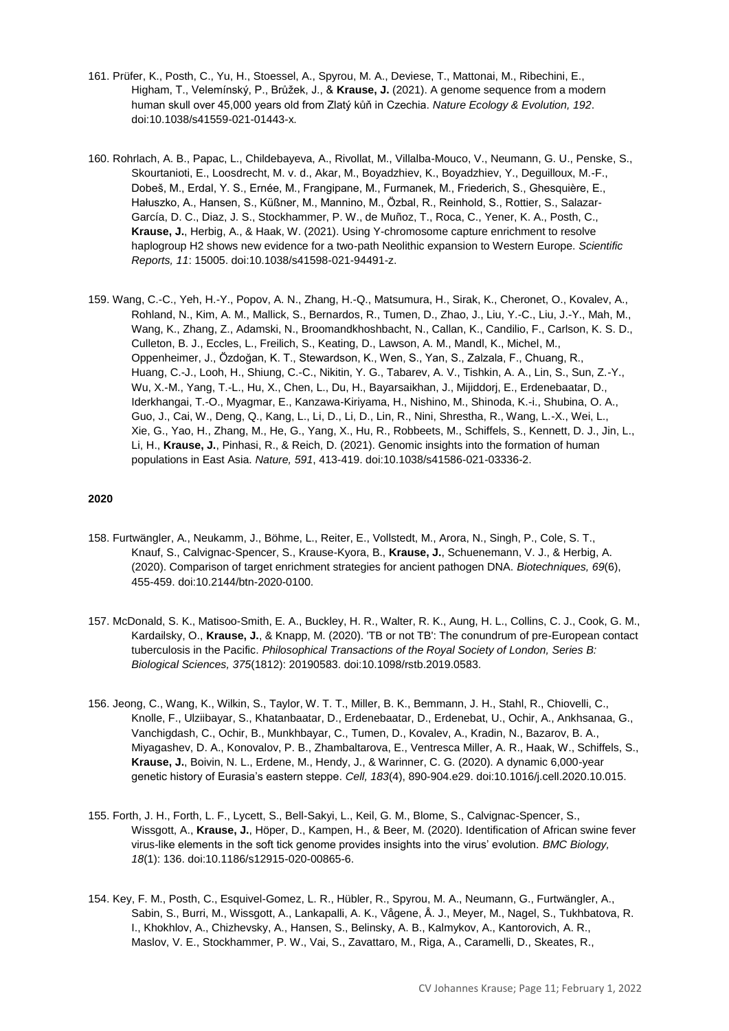161. Prüfer, K., Posth, C., Yu, H., Stoessel, A., Spyrou, M. A., Deviese, T., Mattonai, M., Ribechini, E., Higham, T., Velemínský, P., Brůžek, J., & **Krause, J.** (2021). A genome sequence from a modern human skull over 45,000 years old from Zlatý kůň in Czechia. *Nature Ecology & Evolution, 192*. doi:10.1038/s41559-021-01443-x.

160. Rohrlach, A. B., Papac, L., Childebayeva, A., Rivollat, M., Villalba-Mouco, V., Neumann, G. U., Penske, S., Skourtanioti, E., Loosdrecht, M. v. d., Akar, M., Boyadzhiev, K., Boyadzhiev, Y., Deguilloux, M.-F., Dobeš, M., Erdal, Y. S., Ernée, M., Frangipane, M., Furmanek, M., Friederich, S., Ghesquière, E., Hałuszko, A., Hansen, S., Küßner, M., Mannino, M., Özbal, R., Reinhold, S., Rottier, S., Salazar-García, D. C., Diaz, J. S., Stockhammer, P. W., de Muñoz, T., Roca, C., Yener, K. A., Posth, C., **Krause, J.**, Herbig, A., & Haak, W. (2021). Using Y-chromosome capture enrichment to resolve haplogroup H2 shows new evidence for a two-path Neolithic expansion to Western Europe. *Scientific Reports, 11*: 15005. doi:10.1038/s41598-021-94491-z.

159. Wang, C.-C., Yeh, H.-Y., Popov, A. N., Zhang, H.-Q., Matsumura, H., Sirak, K., Cheronet, O., Kovalev, A., Rohland, N., Kim, A. M., Mallick, S., Bernardos, R., Tumen, D., Zhao, J., Liu, Y.-C., Liu, J.-Y., Mah, M., Wang, K., Zhang, Z., Adamski, N., Broomandkhoshbacht, N., Callan, K., Candilio, F., Carlson, K. S. D., Culleton, B. J., Eccles, L., Freilich, S., Keating, D., Lawson, A. M., Mandl, K., Michel, M., Oppenheimer, J., Özdoğan, K. T., Stewardson, K., Wen, S., Yan, S., Zalzala, F., Chuang, R., Huang, C.-J., Looh, H., Shiung, C.-C., Nikitin, Y. G., Tabarev, A. V., Tishkin, A. A., Lin, S., Sun, Z.-Y., Wu, X.-M., Yang, T.-L., Hu, X., Chen, L., Du, H., Bayarsaikhan, J., Mijiddorj, E., Erdenebaatar, D., Iderkhangai, T.-O., Myagmar, E., Kanzawa-Kiriyama, H., Nishino, M., Shinoda, K.-i., Shubina, O. A., Guo, J., Cai, W., Deng, Q., Kang, L., Li, D., Li, D., Lin, R., Nini, Shrestha, R., Wang, L.-X., Wei, L., Xie, G., Yao, H., Zhang, M., He, G., Yang, X., Hu, R., Robbeets, M., Schiffels, S., Kennett, D. J., Jin, L., Li, H., **Krause, J.**, Pinhasi, R., & Reich, D. (2021). Genomic insights into the formation of human populations in East Asia. *Nature, 591*, 413-419. doi:10.1038/s41586-021-03336-2.

**2020**

158. Furtwängler, A., Neukamm, J., Böhme, L., Reiter, E., Vollstedt, M., Arora, N., Singh, P., Cole, S. T., Knauf, S., Calvignac-Spencer, S., Krause-Kyora, B., **Krause, J.**, Schuenemann, V. J., & Herbig, A. (2020). Comparison of target enrichment strategies for ancient pathogen DNA. *Biotechniques, 69*(6), 455-459. doi:10.2144/btn-2020-0100.

157. McDonald, S. K., Matisoo-Smith, E. A., Buckley, H. R., Walter, R. K., Aung, H. L., Collins, C. J., Cook, G. M., Kardailsky, O., **Krause, J.**, & Knapp, M. (2020). 'TB or not TB': The conundrum of pre-European contact tuberculosis in the Pacific. *Philosophical Transactions of the Royal Society of London, Series B: Biological Sciences, 375*(1812): 20190583. doi:10.1098/rstb.2019.0583.

156. Jeong, C., Wang, K., Wilkin, S., Taylor, W. T. T., Miller, B. K., Bemmann, J. H., Stahl, R., Chiovelli, C., Knolle, F., Ulziibayar, S., Khatanbaatar, D., Erdenebaatar, D., Erdenebat, U., Ochir, A., Ankhsanaa, G., Vanchigdash, C., Ochir, B., Munkhbayar, C., Tumen, D., Kovalev, A., Kradin, N., Bazarov, B. A., Miyagashev, D. A., Konovalov, P. B., Zhambaltarova, E., Ventresca Miller, A. R., Haak, W., Schiffels, S., **Krause, J.**, Boivin, N. L., Erdene, M., Hendy, J., & Warinner, C. G. (2020). A dynamic 6,000-year genetic history of Eurasia's eastern steppe. *Cell, 183*(4), 890-904.e29. doi:10.1016/j.cell.2020.10.015.

155. Forth, J. H., Forth, L. F., Lycett, S., Bell-Sakyi, L., Keil, G. M., Blome, S., Calvignac-Spencer, S., Wissgott, A., **Krause, J.**, Höper, D., Kampen, H., & Beer, M. (2020). Identification of African swine fever virus-like elements in the soft tick genome provides insights into the virus' evolution. *BMC Biology, 18*(1): 136. doi:10.1186/s12915-020-00865-6.

154. Key, F. M., Posth, C., Esquivel-Gomez, L. R., Hübler, R., Spyrou, M. A., Neumann, G., Furtwängler, A., Sabin, S., Burri, M., Wissgott, A., Lankapalli, A. K., Vågene, Å. J., Meyer, M., Nagel, S., Tukhbatova, R. I., Khokhlov, A., Chizhevsky, A., Hansen, S., Belinsky, A. B., Kalmykov, A., Kantorovich, A. R., Maslov, V. E., Stockhammer, P. W., Vai, S., Zavattaro, M., Riga, A., Caramelli, D., Skeates, R.,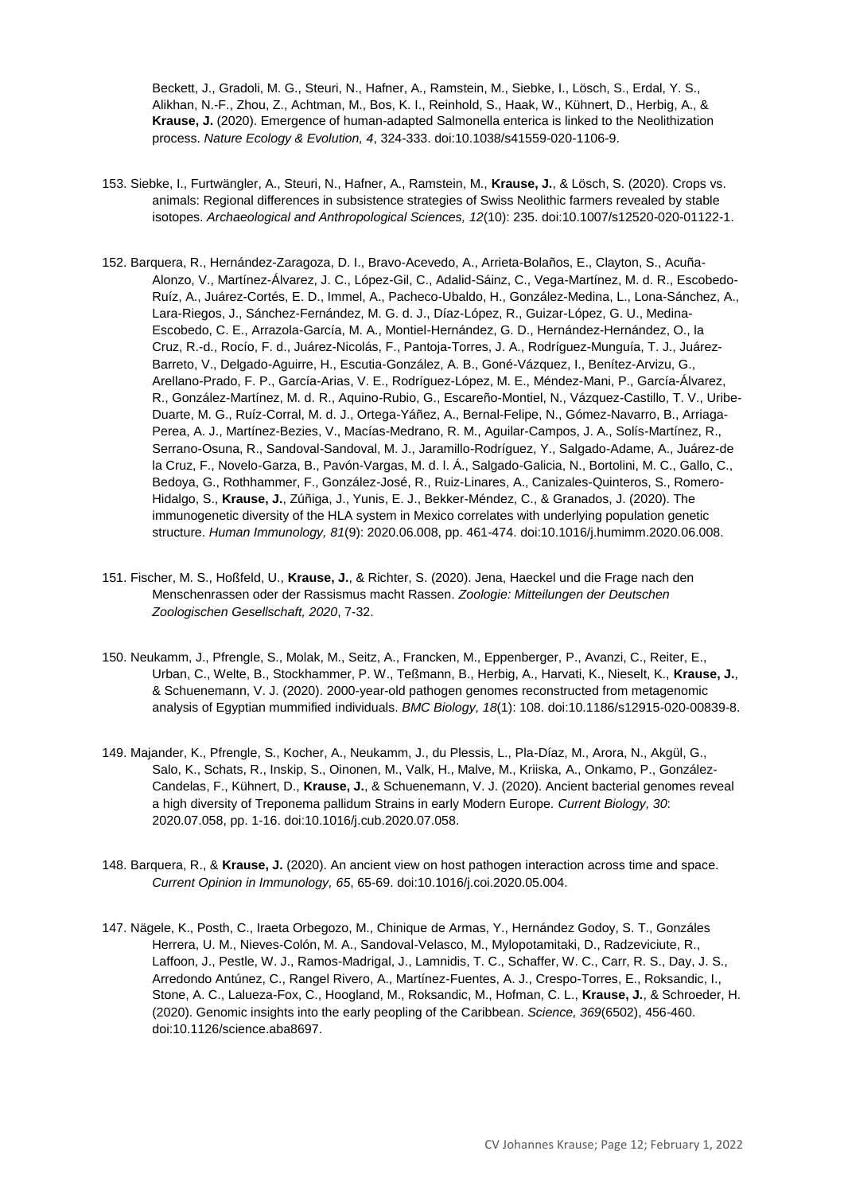Beckett, J., Gradoli, M. G., Steuri, N., Hafner, A., Ramstein, M., Siebke, I., Lösch, S., Erdal, Y. S., Alikhan, N.-F., Zhou, Z., Achtman, M., Bos, K. I., Reinhold, S., Haak, W., Kühnert, D., Herbig, A., & **Krause, J.** (2020). Emergence of human-adapted Salmonella enterica is linked to the Neolithization process. *Nature Ecology & Evolution, 4*, 324-333. doi:10.1038/s41559-020-1106-9.

153. Siebke, I., Furtwängler, A., Steuri, N., Hafner, A., Ramstein, M., **Krause, J.**, & Lösch, S. (2020). Crops vs. animals: Regional differences in subsistence strategies of Swiss Neolithic farmers revealed by stable isotopes. *Archaeological and Anthropological Sciences, 12*(10): 235. doi:10.1007/s12520-020-01122-1.

152. Barquera, R., Hernández-Zaragoza, D. I., Bravo-Acevedo, A., Arrieta-Bolaños, E., Clayton, S., Acuña-Alonzo, V., Martínez-Álvarez, J. C., López-Gil, C., Adalid-Sáinz, C., Vega-Martínez, M. d. R., Escobedo-Ruíz, A., Juárez-Cortés, E. D., Immel, A., Pacheco-Ubaldo, H., González-Medina, L., Lona-Sánchez, A., Lara-Riegos, J., Sánchez-Fernández, M. G. d. J., Díaz-López, R., Guizar-López, G. U., Medina-Escobedo, C. E., Arrazola-García, M. A., Montiel-Hernández, G. D., Hernández-Hernández, O., la Cruz, R.-d., Rocío, F. d., Juárez-Nicolás, F., Pantoja-Torres, J. A., Rodríguez-Munguía, T. J., Juárez-Barreto, V., Delgado-Aguirre, H., Escutia-González, A. B., Goné-Vázquez, I., Benítez-Arvizu, G., Arellano-Prado, F. P., García-Arias, V. E., Rodríguez-López, M. E., Méndez-Mani, P., García-Álvarez, R., González-Martínez, M. d. R., Aquino-Rubio, G., Escareño-Montiel, N., Vázquez-Castillo, T. V., Uribe-Duarte, M. G., Ruíz-Corral, M. d. J., Ortega-Yáñez, A., Bernal-Felipe, N., Gómez-Navarro, B., Arriaga-Perea, A. J., Martínez-Bezies, V., Macías-Medrano, R. M., Aguilar-Campos, J. A., Solís-Martínez, R., Serrano-Osuna, R., Sandoval-Sandoval, M. J., Jaramillo-Rodríguez, Y., Salgado-Adame, A., Juárez-de la Cruz, F., Novelo-Garza, B., Pavón-Vargas, M. d. l. Á., Salgado-Galicia, N., Bortolini, M. C., Gallo, C., Bedoya, G., Rothhammer, F., González-José, R., Ruiz-Linares, A., Canizales-Quinteros, S., Romero-Hidalgo, S., **Krause, J.**, Zúñiga, J., Yunis, E. J., Bekker-Méndez, C., & Granados, J. (2020). The immunogenetic diversity of the HLA system in Mexico correlates with underlying population genetic structure. *Human Immunology, 81*(9): 2020.06.008, pp. 461-474. doi:10.1016/j.humimm.2020.06.008.

151. Fischer, M. S., Hoßfeld, U., **Krause, J.**, & Richter, S. (2020). Jena, Haeckel und die Frage nach den Menschenrassen oder der Rassismus macht Rassen. *Zoologie: Mitteilungen der Deutschen Zoologischen Gesellschaft, 2020*, 7-32.

150. Neukamm, J., Pfrengle, S., Molak, M., Seitz, A., Francken, M., Eppenberger, P., Avanzi, C., Reiter, E., Urban, C., Welte, B., Stockhammer, P. W., Teßmann, B., Herbig, A., Harvati, K., Nieselt, K., **Krause, J.**, & Schuenemann, V. J. (2020). 2000-year-old pathogen genomes reconstructed from metagenomic analysis of Egyptian mummified individuals. *BMC Biology, 18*(1): 108. doi:10.1186/s12915-020-00839-8.

149. Majander, K., Pfrengle, S., Kocher, A., Neukamm, J., du Plessis, L., Pla-Díaz, M., Arora, N., Akgül, G., Salo, K., Schats, R., Inskip, S., Oinonen, M., Valk, H., Malve, M., Kriiska, A., Onkamo, P., González-Candelas, F., Kühnert, D., **Krause, J.**, & Schuenemann, V. J. (2020). Ancient bacterial genomes reveal a high diversity of Treponema pallidum Strains in early Modern Europe. *Current Biology, 30*: 2020.07.058, pp. 1-16. doi:10.1016/j.cub.2020.07.058.

148. Barquera, R., & **Krause, J.** (2020). An ancient view on host pathogen interaction across time and space. *Current Opinion in Immunology, 65*, 65-69. doi:10.1016/j.coi.2020.05.004.

147. Nägele, K., Posth, C., Iraeta Orbegozo, M., Chinique de Armas, Y., Hernández Godoy, S. T., Gonzáles Herrera, U. M., Nieves-Colón, M. A., Sandoval-Velasco, M., Mylopotamitaki, D., Radzeviciute, R., Laffoon, J., Pestle, W. J., Ramos-Madrigal, J., Lamnidis, T. C., Schaffer, W. C., Carr, R. S., Day, J. S., Arredondo Antúnez, C., Rangel Rivero, A., Martínez-Fuentes, A. J., Crespo-Torres, E., Roksandic, I., Stone, A. C., Lalueza-Fox, C., Hoogland, M., Roksandic, M., Hofman, C. L., **Krause, J.**, & Schroeder, H. (2020). Genomic insights into the early peopling of the Caribbean. *Science, 369*(6502), 456-460. doi:10.1126/science.aba8697.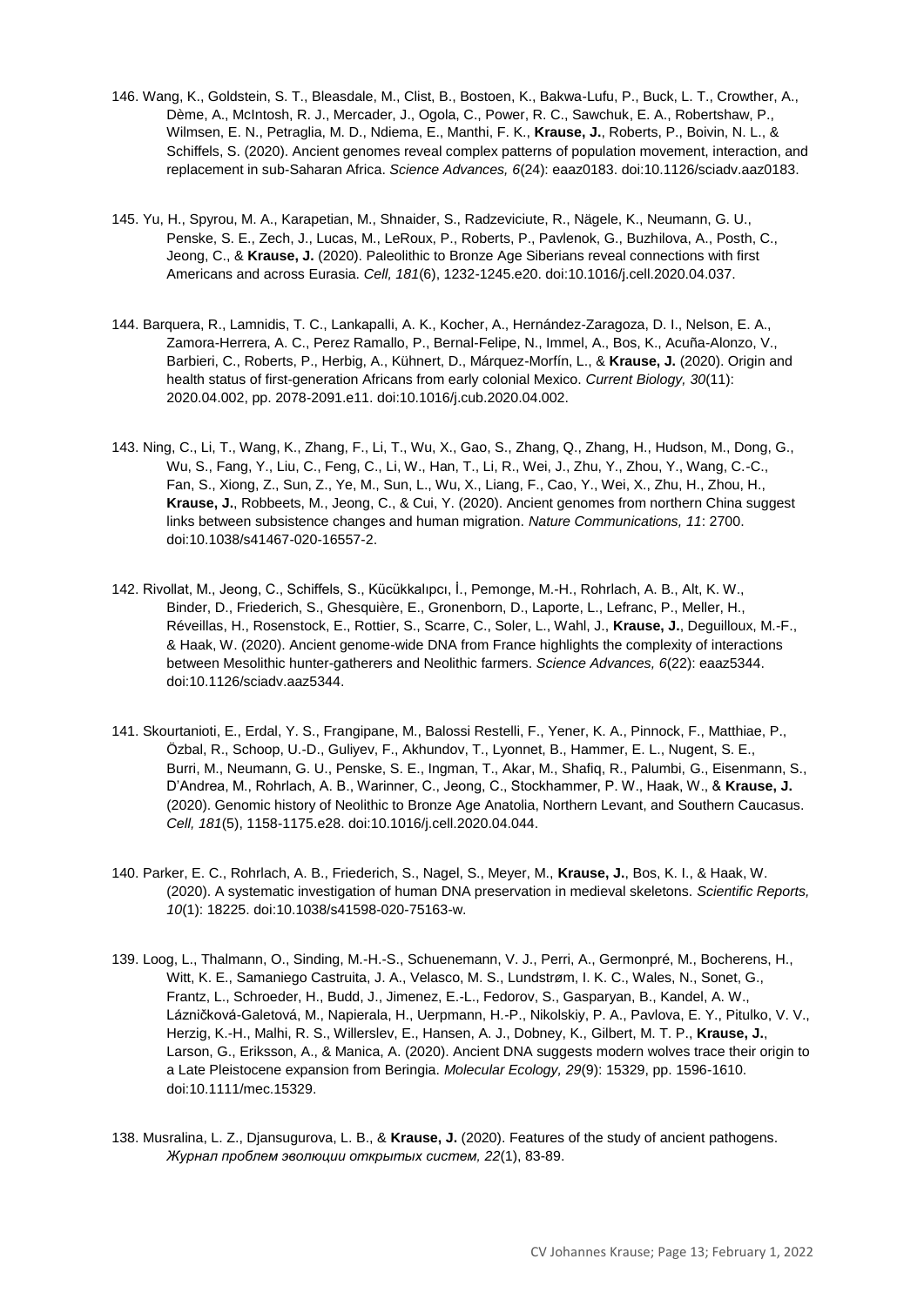146. Wang, K., Goldstein, S. T., Bleasdale, M., Clist, B., Bostoen, K., Bakwa-Lufu, P., Buck, L. T., Crowther, A., Dème, A., McIntosh, R. J., Mercader, J., Ogola, C., Power, R. C., Sawchuk, E. A., Robertshaw, P., Wilmsen, E. N., Petraglia, M. D., Ndiema, E., Manthi, F. K., **Krause, J.**, Roberts, P., Boivin, N. L., & Schiffels, S. (2020). Ancient genomes reveal complex patterns of population movement, interaction, and replacement in sub-Saharan Africa. *Science Advances, 6*(24): eaaz0183. doi:10.1126/sciadv.aaz0183.

145. Yu, H., Spyrou, M. A., Karapetian, M., Shnaider, S., Radzeviciute, R., Nägele, K., Neumann, G. U., Penske, S. E., Zech, J., Lucas, M., LeRoux, P., Roberts, P., Pavlenok, G., Buzhilova, A., Posth, C., Jeong, C., & **Krause, J.** (2020). Paleolithic to Bronze Age Siberians reveal connections with first Americans and across Eurasia. *Cell, 181*(6), 1232-1245.e20. doi:10.1016/j.cell.2020.04.037.

144. Barquera, R., Lamnidis, T. C., Lankapalli, A. K., Kocher, A., Hernández-Zaragoza, D. I., Nelson, E. A., Zamora-Herrera, A. C., Perez Ramallo, P., Bernal-Felipe, N., Immel, A., Bos, K., Acuña-Alonzo, V., Barbieri, C., Roberts, P., Herbig, A., Kühnert, D., Márquez-Morfín, L., & **Krause, J.** (2020). Origin and health status of first-generation Africans from early colonial Mexico. *Current Biology, 30*(11): 2020.04.002, pp. 2078-2091.e11. doi:10.1016/j.cub.2020.04.002.

143. Ning, C., Li, T., Wang, K., Zhang, F., Li, T., Wu, X., Gao, S., Zhang, Q., Zhang, H., Hudson, M., Dong, G., Wu, S., Fang, Y., Liu, C., Feng, C., Li, W., Han, T., Li, R., Wei, J., Zhu, Y., Zhou, Y., Wang, C.-C., Fan, S., Xiong, Z., Sun, Z., Ye, M., Sun, L., Wu, X., Liang, F., Cao, Y., Wei, X., Zhu, H., Zhou, H., **Krause, J.**, Robbeets, M., Jeong, C., & Cui, Y. (2020). Ancient genomes from northern China suggest links between subsistence changes and human migration. *Nature Communications, 11*: 2700. doi:10.1038/s41467-020-16557-2.

142. Rivollat, M., Jeong, C., Schiffels, S., Kücükkalıpcı, İ., Pemonge, M.-H., Rohrlach, A. B., Alt, K. W., Binder, D., Friederich, S., Ghesquière, E., Gronenborn, D., Laporte, L., Lefranc, P., Meller, H., Réveillas, H., Rosenstock, E., Rottier, S., Scarre, C., Soler, L., Wahl, J., **Krause, J.**, Deguilloux, M.-F., & Haak, W. (2020). Ancient genome-wide DNA from France highlights the complexity of interactions between Mesolithic hunter-gatherers and Neolithic farmers. *Science Advances, 6*(22): eaaz5344. doi:10.1126/sciadv.aaz5344.

141. Skourtanioti, E., Erdal, Y. S., Frangipane, M., Balossi Restelli, F., Yener, K. A., Pinnock, F., Matthiae, P., Özbal, R., Schoop, U.-D., Guliyev, F., Akhundov, T., Lyonnet, B., Hammer, E. L., Nugent, S. E., Burri, M., Neumann, G. U., Penske, S. E., Ingman, T., Akar, M., Shafiq, R., Palumbi, G., Eisenmann, S., D'Andrea, M., Rohrlach, A. B., Warinner, C., Jeong, C., Stockhammer, P. W., Haak, W., & **Krause, J.** (2020). Genomic history of Neolithic to Bronze Age Anatolia, Northern Levant, and Southern Caucasus. *Cell, 181*(5), 1158-1175.e28. doi:10.1016/j.cell.2020.04.044.

140. Parker, E. C., Rohrlach, A. B., Friederich, S., Nagel, S., Meyer, M., **Krause, J.**, Bos, K. I., & Haak, W. (2020). A systematic investigation of human DNA preservation in medieval skeletons. *Scientific Reports, 10*(1): 18225. doi:10.1038/s41598-020-75163-w.

139. Loog, L., Thalmann, O., Sinding, M.-H.-S., Schuenemann, V. J., Perri, A., Germonpré, M., Bocherens, H., Witt, K. E., Samaniego Castruita, J. A., Velasco, M. S., Lundstrøm, I. K. C., Wales, N., Sonet, G., Frantz, L., Schroeder, H., Budd, J., Jimenez, E.-L., Fedorov, S., Gasparyan, B., Kandel, A. W., Lázničková-Galetová, M., Napierala, H., Uerpmann, H.-P., Nikolskiy, P. A., Pavlova, E. Y., Pitulko, V. V., Herzig, K.-H., Malhi, R. S., Willerslev, E., Hansen, A. J., Dobney, K., Gilbert, M. T. P., **Krause, J.**, Larson, G., Eriksson, A., & Manica, A. (2020). Ancient DNA suggests modern wolves trace their origin to a Late Pleistocene expansion from Beringia. *Molecular Ecology, 29*(9): 15329, pp. 1596-1610. doi:10.1111/mec.15329.

138. Musralina, L. Z., Djansugurova, L. B., & **Krause, J.** (2020). Features of the study of ancient pathogens. *Журнал проблем эволюции открытых систем, 22*(1), 83-89.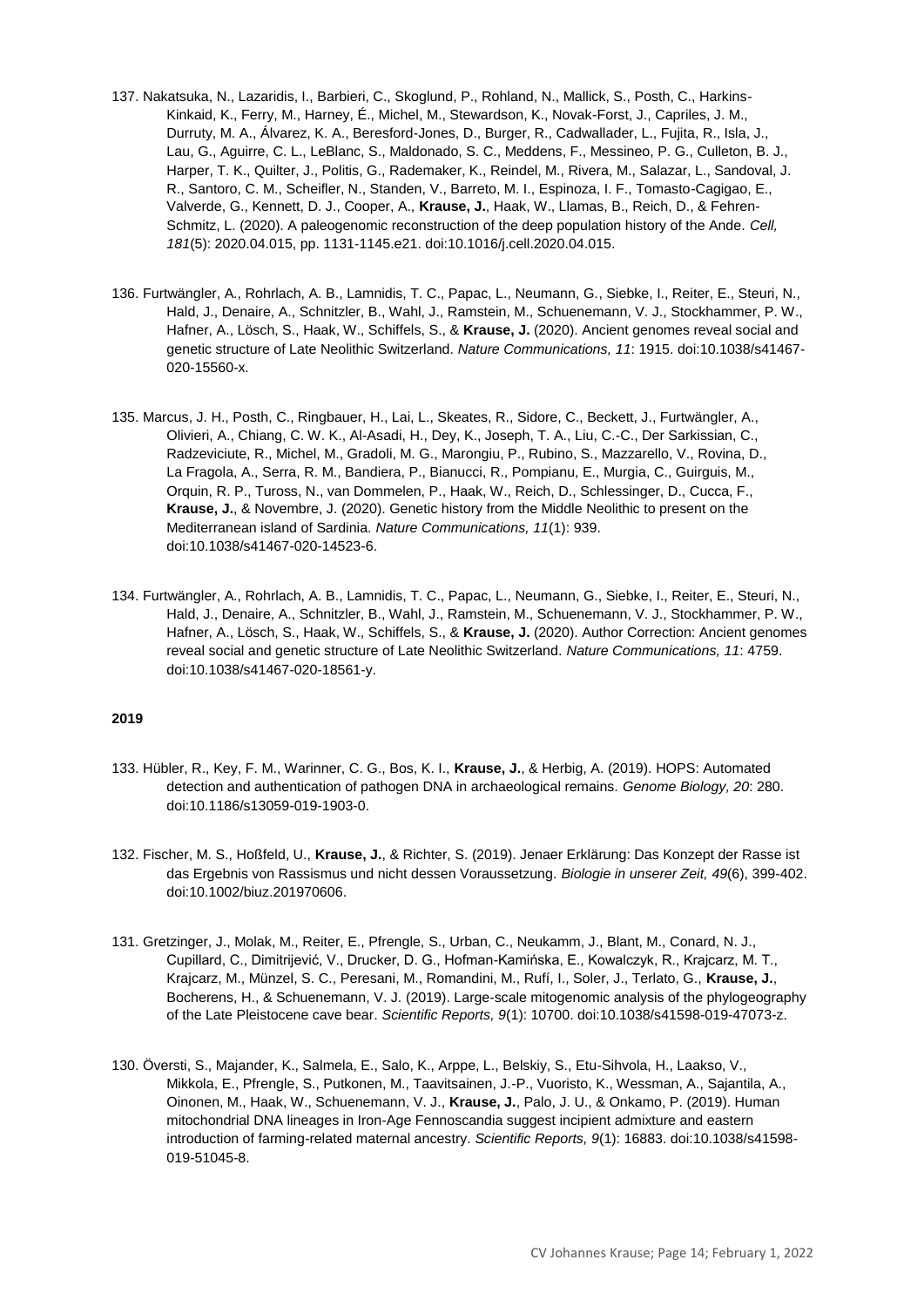137. Nakatsuka, N., Lazaridis, I., Barbieri, C., Skoglund, P., Rohland, N., Mallick, S., Posth, C., Harkins-Kinkaid, K., Ferry, M., Harney, É., Michel, M., Stewardson, K., Novak-Forst, J., Capriles, J. M., Durruty, M. A., Álvarez, K. A., Beresford-Jones, D., Burger, R., Cadwallader, L., Fujita, R., Isla, J., Lau, G., Aguirre, C. L., LeBlanc, S., Maldonado, S. C., Meddens, F., Messineo, P. G., Culleton, B. J., Harper, T. K., Quilter, J., Politis, G., Rademaker, K., Reindel, M., Rivera, M., Salazar, L., Sandoval, J. R., Santoro, C. M., Scheifler, N., Standen, V., Barreto, M. I., Espinoza, I. F., Tomasto-Cagigao, E., Valverde, G., Kennett, D. J., Cooper, A., **Krause, J.**, Haak, W., Llamas, B., Reich, D., & Fehren-Schmitz, L. (2020). A paleogenomic reconstruction of the deep population history of the Ande. *Cell, 181*(5): 2020.04.015, pp. 1131-1145.e21. doi:10.1016/j.cell.2020.04.015.

136. Furtwängler, A., Rohrlach, A. B., Lamnidis, T. C., Papac, L., Neumann, G., Siebke, I., Reiter, E., Steuri, N., Hald, J., Denaire, A., Schnitzler, B., Wahl, J., Ramstein, M., Schuenemann, V. J., Stockhammer, P. W., Hafner, A., Lösch, S., Haak, W., Schiffels, S., & **Krause, J.** (2020). Ancient genomes reveal social and genetic structure of Late Neolithic Switzerland. *Nature Communications, 11*: 1915. doi:10.1038/s41467-020-15560-x.

135. Marcus, J. H., Posth, C., Ringbauer, H., Lai, L., Skeates, R., Sidore, C., Beckett, J., Furtwängler, A., Olivieri, A., Chiang, C. W. K., Al-Asadi, H., Dey, K., Joseph, T. A., Liu, C.-C., Der Sarkissian, C., Radzeviciute, R., Michel, M., Gradoli, M. G., Marongiu, P., Rubino, S., Mazzarello, V., Rovina, D., La Fragola, A., Serra, R. M., Bandiera, P., Bianucci, R., Pompianu, E., Murgia, C., Guirguis, M., Orquin, R. P., Tuross, N., van Dommelen, P., Haak, W., Reich, D., Schlessinger, D., Cucca, F., **Krause, J.**, & Novembre, J. (2020). Genetic history from the Middle Neolithic to present on the Mediterranean island of Sardinia. *Nature Communications, 11*(1): 939. doi:10.1038/s41467-020-14523-6.

134. Furtwängler, A., Rohrlach, A. B., Lamnidis, T. C., Papac, L., Neumann, G., Siebke, I., Reiter, E., Steuri, N., Hald, J., Denaire, A., Schnitzler, B., Wahl, J., Ramstein, M., Schuenemann, V. J., Stockhammer, P. W., Hafner, A., Lösch, S., Haak, W., Schiffels, S., & **Krause, J.** (2020). Author Correction: Ancient genomes reveal social and genetic structure of Late Neolithic Switzerland. *Nature Communications, 11*: 4759. doi:10.1038/s41467-020-18561-y.

**2019**

133. Hübler, R., Key, F. M., Warinner, C. G., Bos, K. I., **Krause, J.**, & Herbig, A. (2019). HOPS: Automated detection and authentication of pathogen DNA in archaeological remains. *Genome Biology, 20*: 280. doi:10.1186/s13059-019-1903-0.

132. Fischer, M. S., Hoßfeld, U., **Krause, J.**, & Richter, S. (2019). Jenaer Erklärung: Das Konzept der Rasse ist das Ergebnis von Rassismus und nicht dessen Voraussetzung. *Biologie in unserer Zeit, 49*(6), 399-402. doi:10.1002/biuz.201970606.

131. Gretzinger, J., Molak, M., Reiter, E., Pfrengle, S., Urban, C., Neukamm, J., Blant, M., Conard, N. J., Cupillard, C., Dimitrijević, V., Drucker, D. G., Hofman-Kamińska, E., Kowalczyk, R., Krajcarz, M. T., Krajcarz, M., Münzel, S. C., Peresani, M., Romandini, M., Rufí, I., Soler, J., Terlato, G., **Krause, J.**, Bocherens, H., & Schuenemann, V. J. (2019). Large-scale mitogenomic analysis of the phylogeography of the Late Pleistocene cave bear. *Scientific Reports, 9*(1): 10700. doi:10.1038/s41598-019-47073-z.

130. Översti, S., Majander, K., Salmela, E., Salo, K., Arppe, L., Belskiy, S., Etu-Sihvola, H., Laakso, V., Mikkola, E., Pfrengle, S., Putkonen, M., Taavitsainen, J.-P., Vuoristo, K., Wessman, A., Sajantila, A., Oinonen, M., Haak, W., Schuenemann, V. J., **Krause, J.**, Palo, J. U., & Onkamo, P. (2019). Human mitochondrial DNA lineages in Iron-Age Fennoscandia suggest incipient admixture and eastern introduction of farming-related maternal ancestry. *Scientific Reports, 9*(1): 16883. doi:10.1038/s41598-019-51045-8.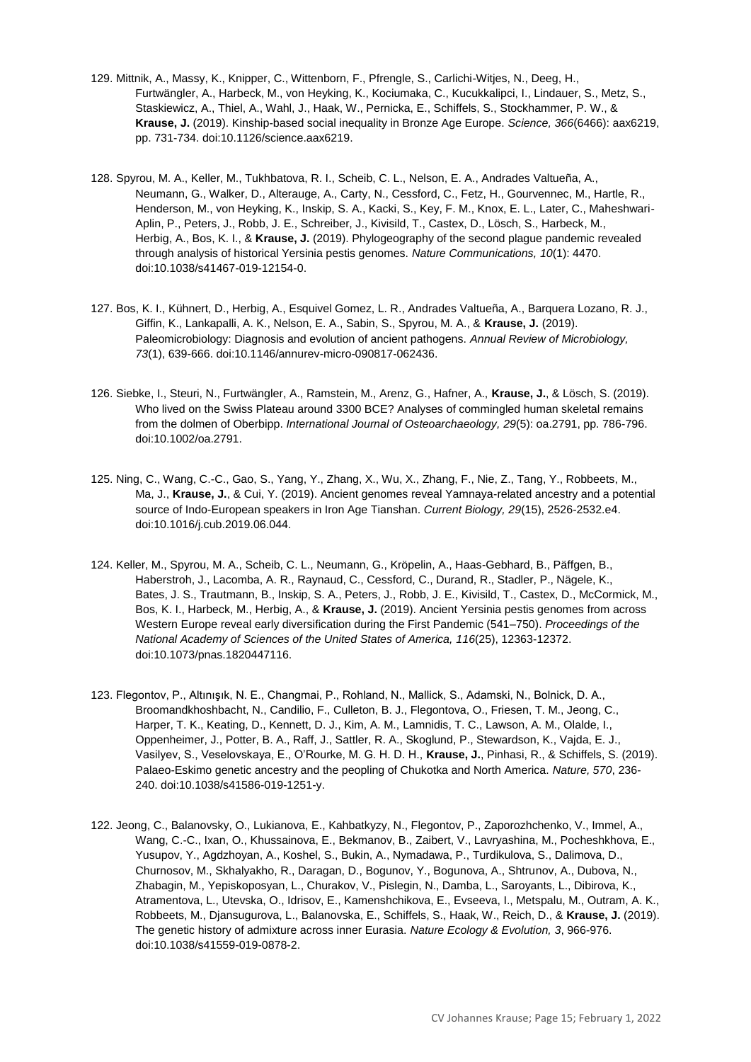129. Mittnik, A., Massy, K., Knipper, C., Wittenborn, F., Pfrengle, S., Carlichi-Witjes, N., Deeg, H., Furtwängler, A., Harbeck, M., von Heyking, K., Kociumaka, C., Kucukkalipci, I., Lindauer, S., Metz, S., Staskiewicz, A., Thiel, A., Wahl, J., Haak, W., Pernicka, E., Schiffels, S., Stockhammer, P. W., & **Krause, J.** (2019). Kinship-based social inequality in Bronze Age Europe. *Science, 366*(6466): aax6219, pp. 731-734. doi:10.1126/science.aax6219.

128. Spyrou, M. A., Keller, M., Tukhbatova, R. I., Scheib, C. L., Nelson, E. A., Andrades Valtueña, A., Neumann, G., Walker, D., Alterauge, A., Carty, N., Cessford, C., Fetz, H., Gourvennec, M., Hartle, R., Henderson, M., von Heyking, K., Inskip, S. A., Kacki, S., Key, F. M., Knox, E. L., Later, C., Maheshwari-Aplin, P., Peters, J., Robb, J. E., Schreiber, J., Kivisild, T., Castex, D., Lösch, S., Harbeck, M., Herbig, A., Bos, K. I., & **Krause, J.** (2019). Phylogeography of the second plague pandemic revealed through analysis of historical Yersinia pestis genomes. *Nature Communications, 10*(1): 4470. doi:10.1038/s41467-019-12154-0.

127. Bos, K. I., Kühnert, D., Herbig, A., Esquivel Gomez, L. R., Andrades Valtueña, A., Barquera Lozano, R. J., Giffin, K., Lankapalli, A. K., Nelson, E. A., Sabin, S., Spyrou, M. A., & **Krause, J.** (2019). Paleomicrobiology: Diagnosis and evolution of ancient pathogens. *Annual Review of Microbiology, 73*(1), 639-666. doi:10.1146/annurev-micro-090817-062436.

126. Siebke, I., Steuri, N., Furtwängler, A., Ramstein, M., Arenz, G., Hafner, A., **Krause, J.**, & Lösch, S. (2019). Who lived on the Swiss Plateau around 3300 BCE? Analyses of commingled human skeletal remains from the dolmen of Oberbipp. *International Journal of Osteoarchaeology, 29*(5): oa.2791, pp. 786-796. doi:10.1002/oa.2791.

125. Ning, C., Wang, C.-C., Gao, S., Yang, Y., Zhang, X., Wu, X., Zhang, F., Nie, Z., Tang, Y., Robbeets, M., Ma, J., **Krause, J.**, & Cui, Y. (2019). Ancient genomes reveal Yamnaya-related ancestry and a potential source of Indo-European speakers in Iron Age Tianshan. *Current Biology, 29*(15), 2526-2532.e4. doi:10.1016/j.cub.2019.06.044.

124. Keller, M., Spyrou, M. A., Scheib, C. L., Neumann, G., Kröpelin, A., Haas-Gebhard, B., Päffgen, B., Haberstroh, J., Lacomba, A. R., Raynaud, C., Cessford, C., Durand, R., Stadler, P., Nägele, K., Bates, J. S., Trautmann, B., Inskip, S. A., Peters, J., Robb, J. E., Kivisild, T., Castex, D., McCormick, M., Bos, K. I., Harbeck, M., Herbig, A., & **Krause, J.** (2019). Ancient Yersinia pestis genomes from across Western Europe reveal early diversification during the First Pandemic (541–750). *Proceedings of the National Academy of Sciences of the United States of America, 116*(25), 12363-12372. doi:10.1073/pnas.1820447116.

123. Flegontov, P., Altınışık, N. E., Changmai, P., Rohland, N., Mallick, S., Adamski, N., Bolnick, D. A., Broomandkhoshbacht, N., Candilio, F., Culleton, B. J., Flegontova, O., Friesen, T. M., Jeong, C., Harper, T. K., Keating, D., Kennett, D. J., Kim, A. M., Lamnidis, T. C., Lawson, A. M., Olalde, I., Oppenheimer, J., Potter, B. A., Raff, J., Sattler, R. A., Skoglund, P., Stewardson, K., Vajda, E. J., Vasilyev, S., Veselovskaya, E., O'Rourke, M. G. H. D. H., **Krause, J.**, Pinhasi, R., & Schiffels, S. (2019). Palaeo-Eskimo genetic ancestry and the peopling of Chukotka and North America. *Nature, 570*, 236-240. doi:10.1038/s41586-019-1251-y.

122. Jeong, C., Balanovsky, O., Lukianova, E., Kahbatkyzy, N., Flegontov, P., Zaporozhchenko, V., Immel, A., Wang, C.-C., Ixan, O., Khussainova, E., Bekmanov, B., Zaibert, V., Lavryashina, M., Pocheshkhova, E., Yusupov, Y., Agdzhoyan, A., Koshel, S., Bukin, A., Nymadawa, P., Turdikulova, S., Dalimova, D., Churnosov, M., Skhalyakho, R., Daragan, D., Bogunov, Y., Bogunova, A., Shtrunov, A., Dubova, N., Zhabagin, M., Yepiskoposyan, L., Churakov, V., Pislegin, N., Damba, L., Saroyants, L., Dibirova, K., Atramentova, L., Utevska, O., Idrisov, E., Kamenshchikova, E., Evseeva, I., Metspalu, M., Outram, A. K., Robbeets, M., Djansugurova, L., Balanovska, E., Schiffels, S., Haak, W., Reich, D., & **Krause, J.** (2019). The genetic history of admixture across inner Eurasia. *Nature Ecology & Evolution, 3*, 966-976. doi:10.1038/s41559-019-0878-2.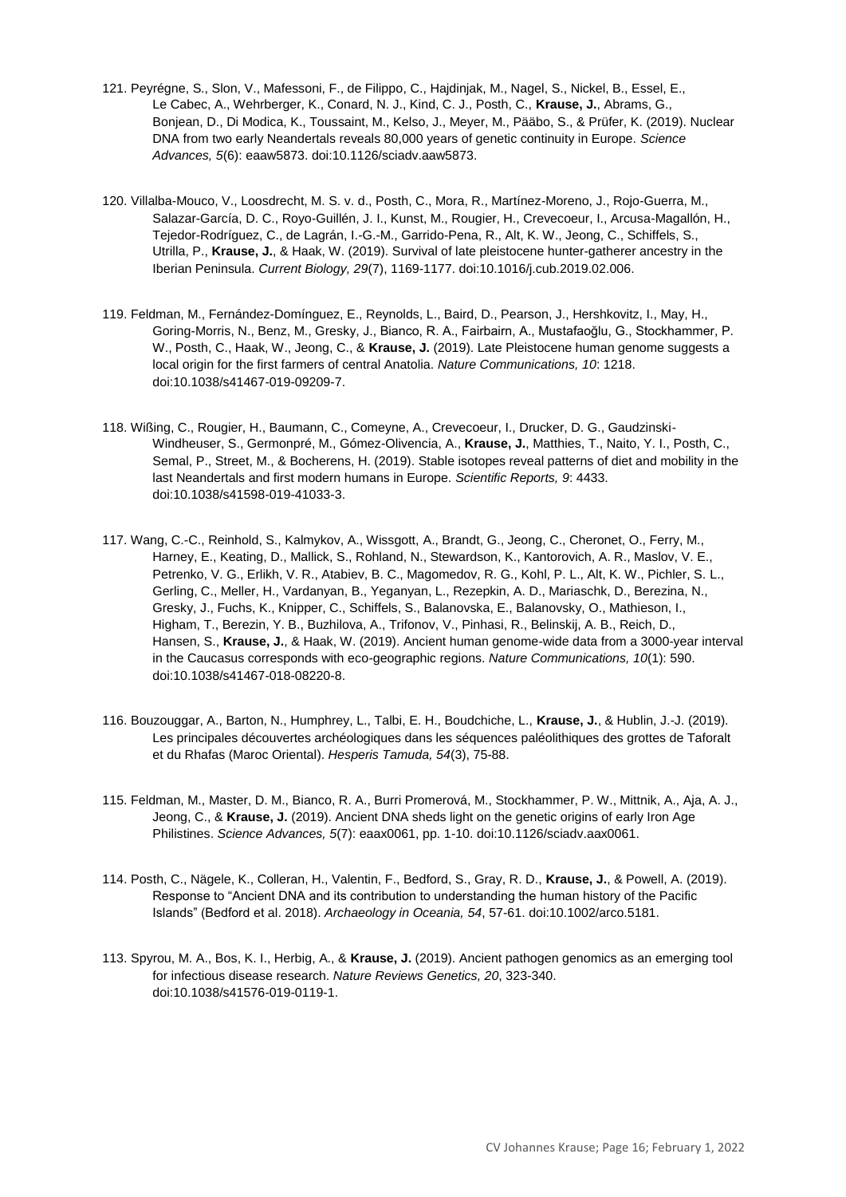121. Peyrégne, S., Slon, V., Mafessoni, F., de Filippo, C., Hajdinjak, M., Nagel, S., Nickel, B., Essel, E., Le Cabec, A., Wehrberger, K., Conard, N. J., Kind, C. J., Posth, C., **Krause, J.**, Abrams, G., Bonjean, D., Di Modica, K., Toussaint, M., Kelso, J., Meyer, M., Pääbo, S., & Prüfer, K. (2019). Nuclear DNA from two early Neandertals reveals 80,000 years of genetic continuity in Europe. *Science Advances, 5*(6): eaaw5873. doi:10.1126/sciadv.aaw5873.

120. Villalba-Mouco, V., Loosdrecht, M. S. v. d., Posth, C., Mora, R., Martínez-Moreno, J., Rojo-Guerra, M., Salazar-García, D. C., Royo-Guillén, J. I., Kunst, M., Rougier, H., Crevecoeur, I., Arcusa-Magallón, H., Tejedor-Rodríguez, C., de Lagrán, I.-G.-M., Garrido-Pena, R., Alt, K. W., Jeong, C., Schiffels, S., Utrilla, P., **Krause, J.**, & Haak, W. (2019). Survival of late pleistocene hunter-gatherer ancestry in the Iberian Peninsula. *Current Biology, 29*(7), 1169-1177. doi:10.1016/j.cub.2019.02.006.

119. Feldman, M., Fernández-Domínguez, E., Reynolds, L., Baird, D., Pearson, J., Hershkovitz, I., May, H., Goring-Morris, N., Benz, M., Gresky, J., Bianco, R. A., Fairbairn, A., Mustafaoğlu, G., Stockhammer, P. W., Posth, C., Haak, W., Jeong, C., & **Krause, J.** (2019). Late Pleistocene human genome suggests a local origin for the first farmers of central Anatolia. *Nature Communications, 10*: 1218. doi:10.1038/s41467-019-09209-7.

118. Wißing, C., Rougier, H., Baumann, C., Comeyne, A., Crevecoeur, I., Drucker, D. G., Gaudzinski-Windheuser, S., Germonpré, M., Gómez-Olivencia, A., **Krause, J.**, Matthies, T., Naito, Y. I., Posth, C., Semal, P., Street, M., & Bocherens, H. (2019). Stable isotopes reveal patterns of diet and mobility in the last Neandertals and first modern humans in Europe. *Scientific Reports, 9*: 4433. doi:10.1038/s41598-019-41033-3.

117. Wang, C.-C., Reinhold, S., Kalmykov, A., Wissgott, A., Brandt, G., Jeong, C., Cheronet, O., Ferry, M., Harney, E., Keating, D., Mallick, S., Rohland, N., Stewardson, K., Kantorovich, A. R., Maslov, V. E., Petrenko, V. G., Erlikh, V. R., Atabiev, B. C., Magomedov, R. G., Kohl, P. L., Alt, K. W., Pichler, S. L., Gerling, C., Meller, H., Vardanyan, B., Yeganyan, L., Rezepkin, A. D., Mariaschk, D., Berezina, N., Gresky, J., Fuchs, K., Knipper, C., Schiffels, S., Balanovska, E., Balanovsky, O., Mathieson, I., Higham, T., Berezin, Y. B., Buzhilova, A., Trifonov, V., Pinhasi, R., Belinskij, A. B., Reich, D., Hansen, S., **Krause, J.**, & Haak, W. (2019). Ancient human genome-wide data from a 3000-year interval in the Caucasus corresponds with eco-geographic regions. *Nature Communications, 10*(1): 590. doi:10.1038/s41467-018-08220-8.

116. Bouzouggar, A., Barton, N., Humphrey, L., Talbi, E. H., Boudchiche, L., **Krause, J.**, & Hublin, J.-J. (2019). Les principales découvertes archéologiques dans les séquences paléolithiques des grottes de Taforalt et du Rhafas (Maroc Oriental). *Hesperis Tamuda, 54*(3), 75-88.

115. Feldman, M., Master, D. M., Bianco, R. A., Burri Promerová, M., Stockhammer, P. W., Mittnik, A., Aja, A. J., Jeong, C., & **Krause, J.** (2019). Ancient DNA sheds light on the genetic origins of early Iron Age Philistines. *Science Advances, 5*(7): eaax0061, pp. 1-10. doi:10.1126/sciadv.aax0061.

114. Posth, C., Nägele, K., Colleran, H., Valentin, F., Bedford, S., Gray, R. D., **Krause, J.**, & Powell, A. (2019). Response to "Ancient DNA and its contribution to understanding the human history of the Pacific Islands" (Bedford et al. 2018). *Archaeology in Oceania, 54*, 57-61. doi:10.1002/arco.5181.

113. Spyrou, M. A., Bos, K. I., Herbig, A., & **Krause, J.** (2019). Ancient pathogen genomics as an emerging tool for infectious disease research. *Nature Reviews Genetics, 20*, 323-340. doi:10.1038/s41576-019-0119-1.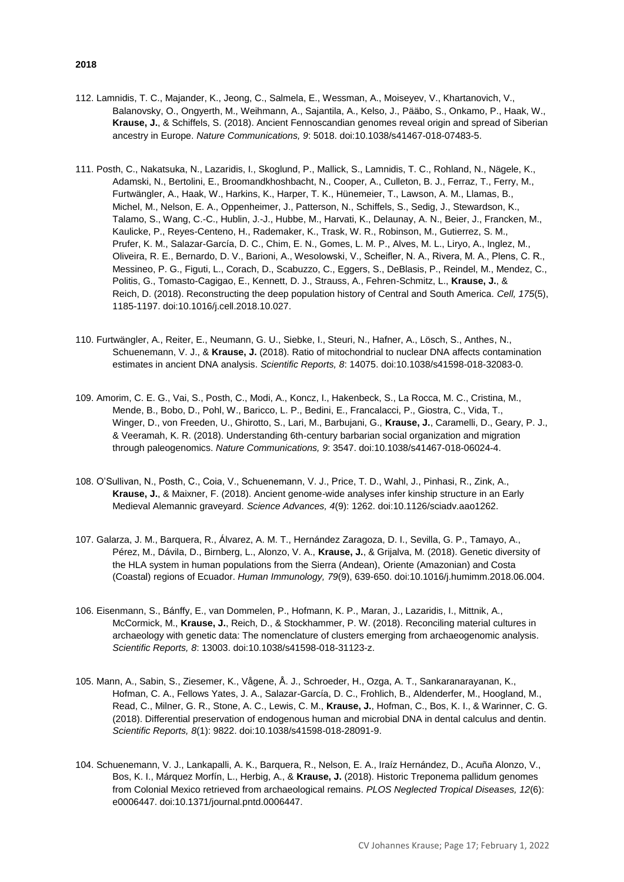**2018**

112. Lamnidis, T. C., Majander, K., Jeong, C., Salmela, E., Wessman, A., Moiseyev, V., Khartanovich, V., Balanovsky, O., Ongyerth, M., Weihmann, A., Sajantila, A., Kelso, J., Pääbo, S., Onkamo, P., Haak, W., **Krause, J.**, & Schiffels, S. (2018). Ancient Fennoscandian genomes reveal origin and spread of Siberian ancestry in Europe. *Nature Communications, 9*: 5018. doi:10.1038/s41467-018-07483-5.

111. Posth, C., Nakatsuka, N., Lazaridis, I., Skoglund, P., Mallick, S., Lamnidis, T. C., Rohland, N., Nägele, K., Adamski, N., Bertolini, E., Broomandkhoshbacht, N., Cooper, A., Culleton, B. J., Ferraz, T., Ferry, M., Furtwängler, A., Haak, W., Harkins, K., Harper, T. K., Hünemeier, T., Lawson, A. M., Llamas, B., Michel, M., Nelson, E. A., Oppenheimer, J., Patterson, N., Schiffels, S., Sedig, J., Stewardson, K., Talamo, S., Wang, C.-C., Hublin, J.-J., Hubbe, M., Harvati, K., Delaunay, A. N., Beier, J., Francken, M., Kaulicke, P., Reyes-Centeno, H., Rademaker, K., Trask, W. R., Robinson, M., Gutierrez, S. M., Prufer, K. M., Salazar-García, D. C., Chim, E. N., Gomes, L. M. P., Alves, M. L., Liryo, A., Inglez, M., Oliveira, R. E., Bernardo, D. V., Barioni, A., Wesolowski, V., Scheifler, N. A., Rivera, M. A., Plens, C. R., Messineo, P. G., Figuti, L., Corach, D., Scabuzzo, C., Eggers, S., DeBlasis, P., Reindel, M., Mendez, C., Politis, G., Tomasto-Cagigao, E., Kennett, D. J., Strauss, A., Fehren-Schmitz, L., **Krause, J.**, & Reich, D. (2018). Reconstructing the deep population history of Central and South America. *Cell, 175*(5), 1185-1197. doi:10.1016/j.cell.2018.10.027.

110. Furtwängler, A., Reiter, E., Neumann, G. U., Siebke, I., Steuri, N., Hafner, A., Lösch, S., Anthes, N., Schuenemann, V. J., & **Krause, J.** (2018). Ratio of mitochondrial to nuclear DNA affects contamination estimates in ancient DNA analysis. *Scientific Reports, 8*: 14075. doi:10.1038/s41598-018-32083-0.

109. Amorim, C. E. G., Vai, S., Posth, C., Modi, A., Koncz, I., Hakenbeck, S., La Rocca, M. C., Cristina, M., Mende, B., Bobo, D., Pohl, W., Baricco, L. P., Bedini, E., Francalacci, P., Giostra, C., Vida, T., Winger, D., von Freeden, U., Ghirotto, S., Lari, M., Barbujani, G., **Krause, J.**, Caramelli, D., Geary, P. J., & Veeramah, K. R. (2018). Understanding 6th-century barbarian social organization and migration through paleogenomics. *Nature Communications, 9*: 3547. doi:10.1038/s41467-018-06024-4.

108. O'Sullivan, N., Posth, C., Coia, V., Schuenemann, V. J., Price, T. D., Wahl, J., Pinhasi, R., Zink, A., **Krause, J.**, & Maixner, F. (2018). Ancient genome-wide analyses infer kinship structure in an Early Medieval Alemannic graveyard. *Science Advances, 4*(9): 1262. doi:10.1126/sciadv.aao1262.

107. Galarza, J. M., Barquera, R., Álvarez, A. M. T., Hernández Zaragoza, D. I., Sevilla, G. P., Tamayo, A., Pérez, M., Dávila, D., Birnberg, L., Alonzo, V. A., **Krause, J.**, & Grijalva, M. (2018). Genetic diversity of the HLA system in human populations from the Sierra (Andean), Oriente (Amazonian) and Costa (Coastal) regions of Ecuador. *Human Immunology, 79*(9), 639-650. doi:10.1016/j.humimm.2018.06.004.

106. Eisenmann, S., Bánffy, E., van Dommelen, P., Hofmann, K. P., Maran, J., Lazaridis, I., Mittnik, A., McCormick, M., **Krause, J.**, Reich, D., & Stockhammer, P. W. (2018). Reconciling material cultures in archaeology with genetic data: The nomenclature of clusters emerging from archaeogenomic analysis. *Scientific Reports, 8*: 13003. doi:10.1038/s41598-018-31123-z.

105. Mann, A., Sabin, S., Ziesemer, K., Vågene, Å. J., Schroeder, H., Ozga, A. T., Sankaranarayanan, K., Hofman, C. A., Fellows Yates, J. A., Salazar-García, D. C., Frohlich, B., Aldenderfer, M., Hoogland, M., Read, C., Milner, G. R., Stone, A. C., Lewis, C. M., **Krause, J.**, Hofman, C., Bos, K. I., & Warinner, C. G. (2018). Differential preservation of endogenous human and microbial DNA in dental calculus and dentin. *Scientific Reports, 8*(1): 9822. doi:10.1038/s41598-018-28091-9.

104. Schuenemann, V. J., Lankapalli, A. K., Barquera, R., Nelson, E. A., Iraíz Hernández, D., Acuña Alonzo, V., Bos, K. I., Márquez Morfín, L., Herbig, A., & **Krause, J.** (2018). Historic Treponema pallidum genomes from Colonial Mexico retrieved from archaeological remains. *PLOS Neglected Tropical Diseases, 12*(6): e0006447. doi:10.1371/journal.pntd.0006447.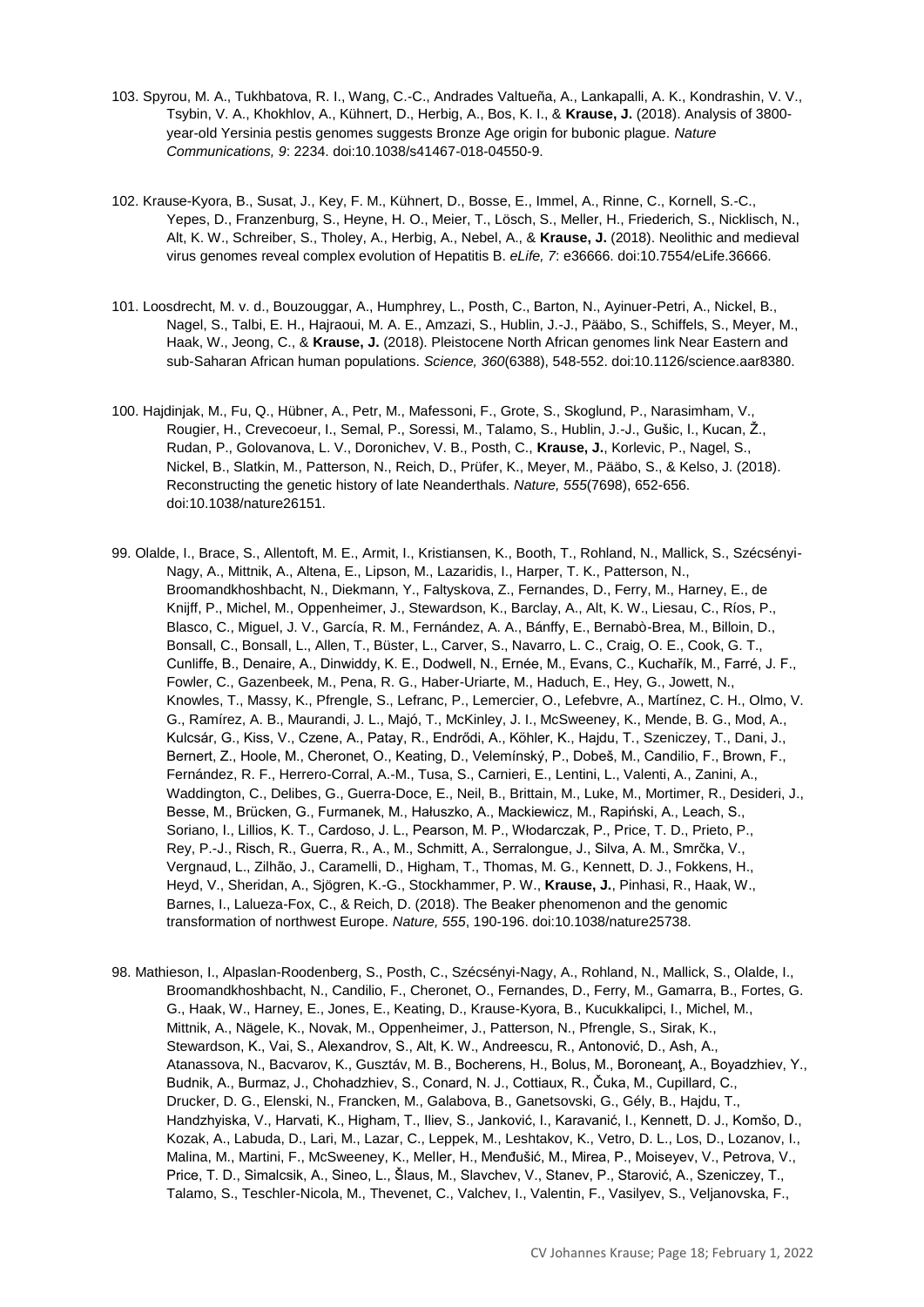103. Spyrou, M. A., Tukhbatova, R. I., Wang, C.-C., Andrades Valtueña, A., Lankapalli, A. K., Kondrashin, V. V., Tsybin, V. A., Khokhlov, A., Kühnert, D., Herbig, A., Bos, K. I., & **Krause, J.** (2018). Analysis of 3800-year-old Yersinia pestis genomes suggests Bronze Age origin for bubonic plague. *Nature Communications, 9*: 2234. doi:10.1038/s41467-018-04550-9.

102. Krause-Kyora, B., Susat, J., Key, F. M., Kühnert, D., Bosse, E., Immel, A., Rinne, C., Kornell, S.-C., Yepes, D., Franzenburg, S., Heyne, H. O., Meier, T., Lösch, S., Meller, H., Friederich, S., Nicklisch, N., Alt, K. W., Schreiber, S., Tholey, A., Herbig, A., Nebel, A., & **Krause, J.** (2018). Neolithic and medieval virus genomes reveal complex evolution of Hepatitis B. *eLife, 7*: e36666. doi:10.7554/eLife.36666.

101. Loosdrecht, M. v. d., Bouzouggar, A., Humphrey, L., Posth, C., Barton, N., Ayinuer-Petri, A., Nickel, B., Nagel, S., Talbi, E. H., Hajraoui, M. A. E., Amzazi, S., Hublin, J.-J., Pääbo, S., Schiffels, S., Meyer, M., Haak, W., Jeong, C., & **Krause, J.** (2018). Pleistocene North African genomes link Near Eastern and sub-Saharan African human populations. *Science, 360*(6388), 548-552. doi:10.1126/science.aar8380.

100. Hajdinjak, M., Fu, Q., Hübner, A., Petr, M., Mafessoni, F., Grote, S., Skoglund, P., Narasimham, V., Rougier, H., Crevecoeur, I., Semal, P., Soressi, M., Talamo, S., Hublin, J.-J., Gušic, I., Kucan, Ž., Rudan, P., Golovanova, L. V., Doronichev, V. B., Posth, C., **Krause, J.**, Korlevic, P., Nagel, S., Nickel, B., Slatkin, M., Patterson, N., Reich, D., Prüfer, K., Meyer, M., Pääbo, S., & Kelso, J. (2018). Reconstructing the genetic history of late Neanderthals. *Nature, 555*(7698), 652-656. doi:10.1038/nature26151.

99. Olalde, I., Brace, S., Allentoft, M. E., Armit, I., Kristiansen, K., Booth, T., Rohland, N., Mallick, S., Szécsényi-Nagy, A., Mittnik, A., Altena, E., Lipson, M., Lazaridis, I., Harper, T. K., Patterson, N., Broomandkhoshbacht, N., Diekmann, Y., Faltyskova, Z., Fernandes, D., Ferry, M., Harney, E., de Knijff, P., Michel, M., Oppenheimer, J., Stewardson, K., Barclay, A., Alt, K. W., Liesau, C., Ríos, P., Blasco, C., Miguel, J. V., García, R. M., Fernández, A. A., Bánffy, E., Bernabò-Brea, M., Billoin, D., Bonsall, C., Bonsall, L., Allen, T., Büster, L., Carver, S., Navarro, L. C., Craig, O. E., Cook, G. T., Cunliffe, B., Denaire, A., Dinwiddy, K. E., Dodwell, N., Ernée, M., Evans, C., Kuchařík, M., Farré, J. F., Fowler, C., Gazenbeek, M., Pena, R. G., Haber-Uriarte, M., Haduch, E., Hey, G., Jowett, N., Knowles, T., Massy, K., Pfrengle, S., Lefranc, P., Lemercier, O., Lefebvre, A., Martínez, C. H., Olmo, V. G., Ramírez, A. B., Maurandi, J. L., Majó, T., McKinley, J. I., McSweeney, K., Mende, B. G., Mod, A., Kulcsár, G., Kiss, V., Czene, A., Patay, R., Endrődi, A., Köhler, K., Hajdu, T., Szeniczey, T., Dani, J., Bernert, Z., Hoole, M., Cheronet, O., Keating, D., Velemínský, P., Dobeš, M., Candilio, F., Brown, F., Fernández, R. F., Herrero-Corral, A.-M., Tusa, S., Carnieri, E., Lentini, L., Valenti, A., Zanini, A., Waddington, C., Delibes, G., Guerra-Doce, E., Neil, B., Brittain, M., Luke, M., Mortimer, R., Desideri, J., Besse, M., Brücken, G., Furmanek, M., Hałuszko, A., Mackiewicz, M., Rapiński, A., Leach, S., Soriano, I., Lillios, K. T., Cardoso, J. L., Pearson, M. P., Włodarczak, P., Price, T. D., Prieto, P., Rey, P.-J., Risch, R., Guerra, R., A., M., Schmitt, A., Serralongue, J., Silva, A. M., Smrčka, V., Vergnaud, L., Zilhão, J., Caramelli, D., Higham, T., Thomas, M. G., Kennett, D. J., Fokkens, H., Heyd, V., Sheridan, A., Sjögren, K.-G., Stockhammer, P. W., **Krause, J.**, Pinhasi, R., Haak, W., Barnes, I., Lalueza-Fox, C., & Reich, D. (2018). The Beaker phenomenon and the genomic transformation of northwest Europe. *Nature, 555*, 190-196. doi:10.1038/nature25738.

98. Mathieson, I., Alpaslan-Roodenberg, S., Posth, C., Szécsényi-Nagy, A., Rohland, N., Mallick, S., Olalde, I., Broomandkhoshbacht, N., Candilio, F., Cheronet, O., Fernandes, D., Ferry, M., Gamarra, B., Fortes, G. G., Haak, W., Harney, E., Jones, E., Keating, D., Krause-Kyora, B., Kucukkalipci, I., Michel, M., Mittnik, A., Nägele, K., Novak, M., Oppenheimer, J., Patterson, N., Pfrengle, S., Sirak, K., Stewardson, K., Vai, S., Alexandrov, S., Alt, K. W., Andreescu, R., Antonović, D., Ash, A., Atanassova, N., Bacvarov, K., Gusztáv, M. B., Bocherens, H., Bolus, M., Boroneanţ, A., Boyadzhiev, Y., Budnik, A., Burmaz, J., Chohadzhiev, S., Conard, N. J., Cottiaux, R., Čuka, M., Cupillard, C., Drucker, D. G., Elenski, N., Francken, M., Galabova, B., Ganetsovski, G., Gély, B., Hajdu, T., Handzhyiska, V., Harvati, K., Higham, T., Iliev, S., Janković, I., Karavanić, I., Kennett, D. J., Komšo, D., Kozak, A., Labuda, D., Lari, M., Lazar, C., Leppek, M., Leshtakov, K., Vetro, D. L., Los, D., Lozanov, I., Malina, M., Martini, F., McSweeney, K., Meller, H., Menđušić, M., Mirea, P., Moiseyev, V., Petrova, V., Price, T. D., Simalcsik, A., Sineo, L., Šlaus, M., Slavchev, V., Stanev, P., Starović, A., Szeniczey, T., Talamo, S., Teschler-Nicola, M., Thevenet, C., Valchev, I., Valentin, F., Vasilyev, S., Veljanovska, F.,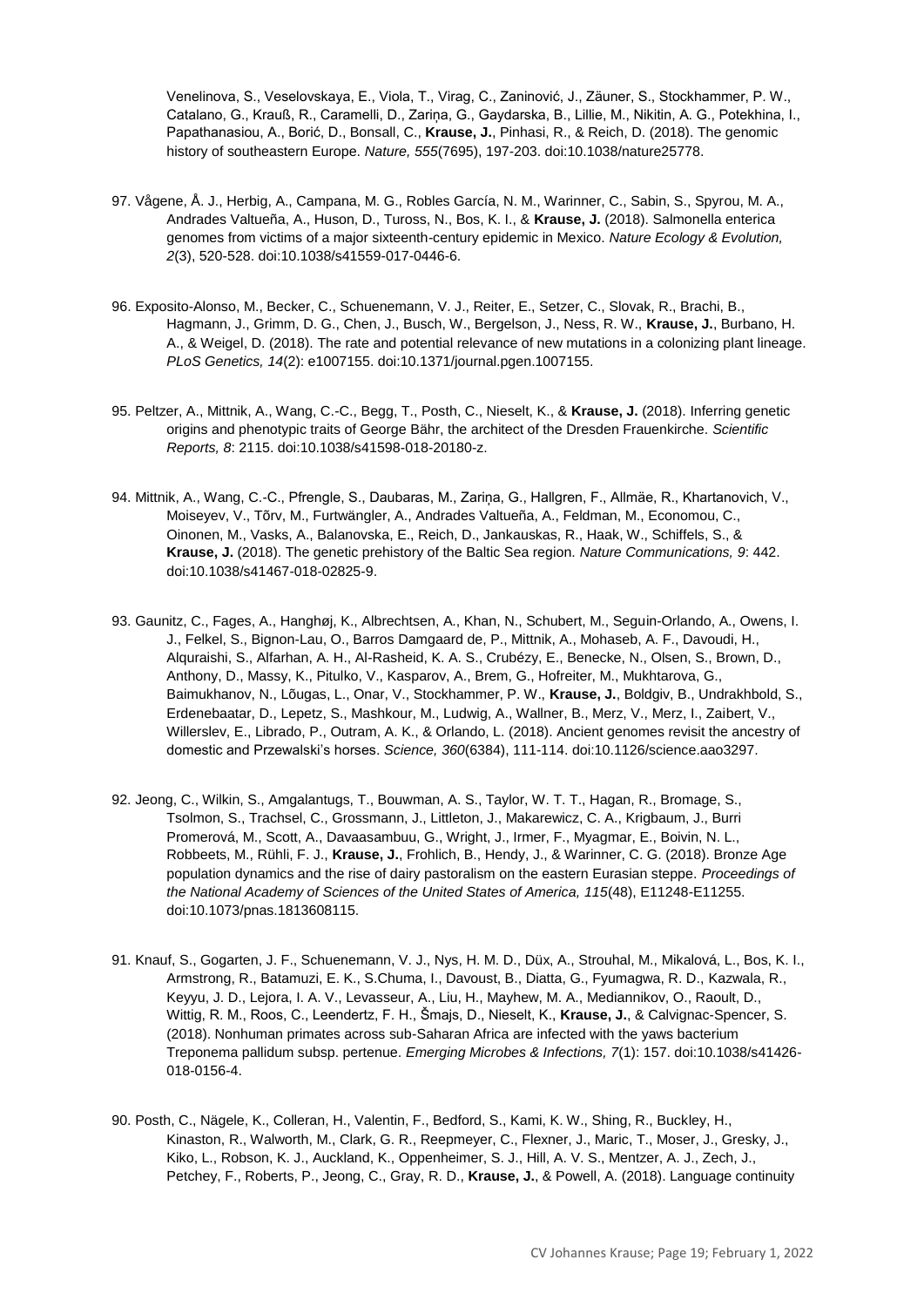Venelinova, S., Veselovskaya, E., Viola, T., Virag, C., Zaninović, J., Zäuner, S., Stockhammer, P. W., Catalano, G., Krauß, R., Caramelli, D., Zariņa, G., Gaydarska, B., Lillie, M., Nikitin, A. G., Potekhina, I., Papathanasiou, A., Borić, D., Bonsall, C., **Krause, J.**, Pinhasi, R., & Reich, D. (2018). The genomic history of southeastern Europe. *Nature, 555*(7695), 197-203. doi:10.1038/nature25778.

97. Vågene, Å. J., Herbig, A., Campana, M. G., Robles García, N. M., Warinner, C., Sabin, S., Spyrou, M. A., Andrades Valtueña, A., Huson, D., Tuross, N., Bos, K. I., & **Krause, J.** (2018). Salmonella enterica genomes from victims of a major sixteenth-century epidemic in Mexico. *Nature Ecology & Evolution, 2*(3), 520-528. doi:10.1038/s41559-017-0446-6.

96. Exposito-Alonso, M., Becker, C., Schuenemann, V. J., Reiter, E., Setzer, C., Slovak, R., Brachi, B., Hagmann, J., Grimm, D. G., Chen, J., Busch, W., Bergelson, J., Ness, R. W., **Krause, J.**, Burbano, H. A., & Weigel, D. (2018). The rate and potential relevance of new mutations in a colonizing plant lineage. *PLoS Genetics, 14*(2): e1007155. doi:10.1371/journal.pgen.1007155.

95. Peltzer, A., Mittnik, A., Wang, C.-C., Begg, T., Posth, C., Nieselt, K., & **Krause, J.** (2018). Inferring genetic origins and phenotypic traits of George Bähr, the architect of the Dresden Frauenkirche. *Scientific Reports, 8*: 2115. doi:10.1038/s41598-018-20180-z.

94. Mittnik, A., Wang, C.-C., Pfrengle, S., Daubaras, M., Zariņa, G., Hallgren, F., Allmäe, R., Khartanovich, V., Moiseyev, V., Tõrv, M., Furtwängler, A., Andrades Valtueña, A., Feldman, M., Economou, C., Oinonen, M., Vasks, A., Balanovska, E., Reich, D., Jankauskas, R., Haak, W., Schiffels, S., & **Krause, J.** (2018). The genetic prehistory of the Baltic Sea region. *Nature Communications, 9*: 442. doi:10.1038/s41467-018-02825-9.

93. Gaunitz, C., Fages, A., Hanghøj, K., Albrechtsen, A., Khan, N., Schubert, M., Seguin-Orlando, A., Owens, I. J., Felkel, S., Bignon-Lau, O., Barros Damgaard de, P., Mittnik, A., Mohaseb, A. F., Davoudi, H., Alquraishi, S., Alfarhan, A. H., Al-Rasheid, K. A. S., Crubézy, E., Benecke, N., Olsen, S., Brown, D., Anthony, D., Massy, K., Pitulko, V., Kasparov, A., Brem, G., Hofreiter, M., Mukhtarova, G., Baimukhanov, N., Lõugas, L., Onar, V., Stockhammer, P. W., **Krause, J.**, Boldgiv, B., Undrakhbold, S., Erdenebaatar, D., Lepetz, S., Mashkour, M., Ludwig, A., Wallner, B., Merz, V., Merz, I., Zaibert, V., Willerslev, E., Librado, P., Outram, A. K., & Orlando, L. (2018). Ancient genomes revisit the ancestry of domestic and Przewalski's horses. *Science, 360*(6384), 111-114. doi:10.1126/science.aao3297.

92. Jeong, C., Wilkin, S., Amgalantugs, T., Bouwman, A. S., Taylor, W. T. T., Hagan, R., Bromage, S., Tsolmon, S., Trachsel, C., Grossmann, J., Littleton, J., Makarewicz, C. A., Krigbaum, J., Burri Promerová, M., Scott, A., Davaasambuu, G., Wright, J., Irmer, F., Myagmar, E., Boivin, N. L., Robbeets, M., Rühli, F. J., **Krause, J.**, Frohlich, B., Hendy, J., & Warinner, C. G. (2018). Bronze Age population dynamics and the rise of dairy pastoralism on the eastern Eurasian steppe. *Proceedings of the National Academy of Sciences of the United States of America, 115*(48), E11248-E11255. doi:10.1073/pnas.1813608115.

91. Knauf, S., Gogarten, J. F., Schuenemann, V. J., Nys, H. M. D., Düx, A., Strouhal, M., Mikalová, L., Bos, K. I., Armstrong, R., Batamuzi, E. K., S.Chuma, I., Davoust, B., Diatta, G., Fyumagwa, R. D., Kazwala, R., Keyyu, J. D., Lejora, I. A. V., Levasseur, A., Liu, H., Mayhew, M. A., Mediannikov, O., Raoult, D., Wittig, R. M., Roos, C., Leendertz, F. H., Šmajs, D., Nieselt, K., **Krause, J.**, & Calvignac-Spencer, S. (2018). Nonhuman primates across sub-Saharan Africa are infected with the yaws bacterium Treponema pallidum subsp. pertenue. *Emerging Microbes & Infections, 7*(1): 157. doi:10.1038/s41426-018-0156-4.

90. Posth, C., Nägele, K., Colleran, H., Valentin, F., Bedford, S., Kami, K. W., Shing, R., Buckley, H., Kinaston, R., Walworth, M., Clark, G. R., Reepmeyer, C., Flexner, J., Maric, T., Moser, J., Gresky, J., Kiko, L., Robson, K. J., Auckland, K., Oppenheimer, S. J., Hill, A. V. S., Mentzer, A. J., Zech, J., Petchey, F., Roberts, P., Jeong, C., Gray, R. D., **Krause, J.**, & Powell, A. (2018). Language continuity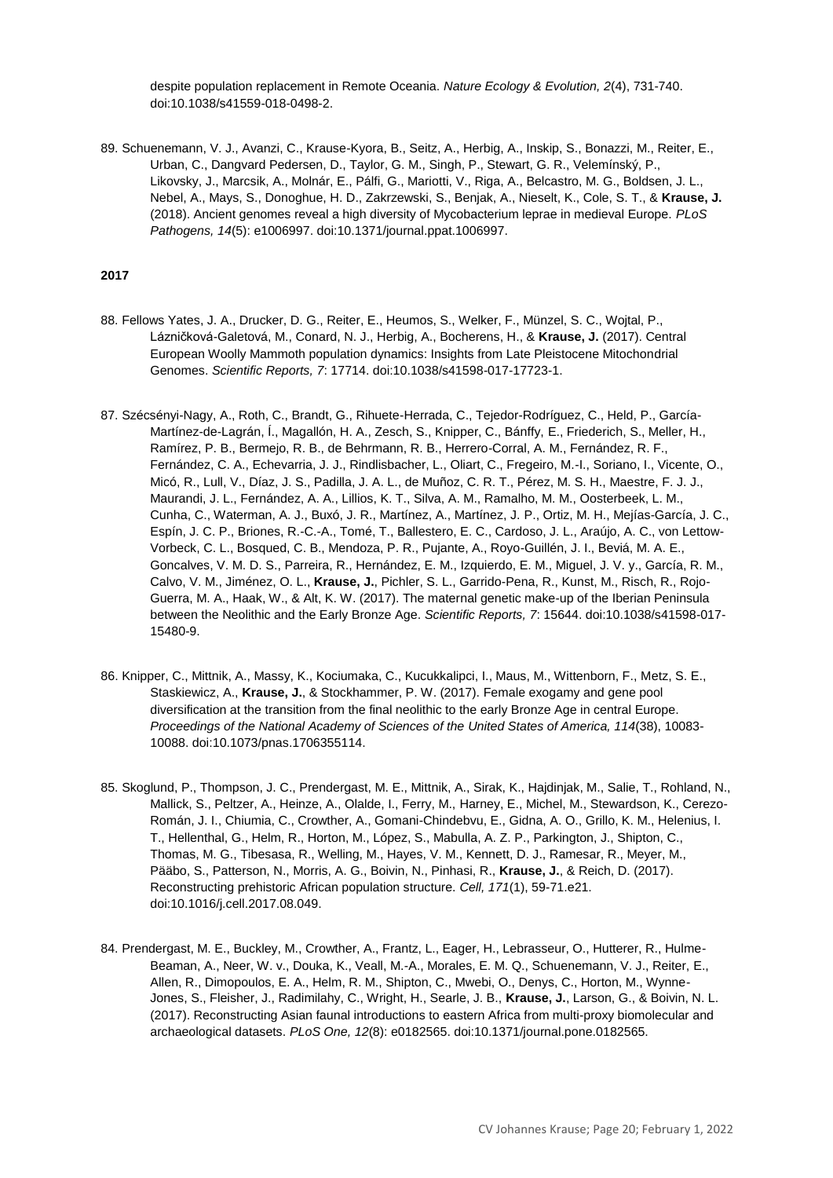despite population replacement in Remote Oceania. *Nature Ecology & Evolution, 2*(4), 731-740. doi:10.1038/s41559-018-0498-2.

89. Schuenemann, V. J., Avanzi, C., Krause-Kyora, B., Seitz, A., Herbig, A., Inskip, S., Bonazzi, M., Reiter, E., Urban, C., Dangvard Pedersen, D., Taylor, G. M., Singh, P., Stewart, G. R., Velemínský, P., Likovsky, J., Marcsik, A., Molnár, E., Pálfi, G., Mariotti, V., Riga, A., Belcastro, M. G., Boldsen, J. L., Nebel, A., Mays, S., Donoghue, H. D., Zakrzewski, S., Benjak, A., Nieselt, K., Cole, S. T., & **Krause, J.** (2018). Ancient genomes reveal a high diversity of Mycobacterium leprae in medieval Europe. *PLoS Pathogens, 14*(5): e1006997. doi:10.1371/journal.ppat.1006997.

**2017**

88. Fellows Yates, J. A., Drucker, D. G., Reiter, E., Heumos, S., Welker, F., Münzel, S. C., Wojtal, P., Lázničková-Galetová, M., Conard, N. J., Herbig, A., Bocherens, H., & **Krause, J.** (2017). Central European Woolly Mammoth population dynamics: Insights from Late Pleistocene Mitochondrial Genomes. *Scientific Reports, 7*: 17714. doi:10.1038/s41598-017-17723-1.

87. Szécsényi-Nagy, A., Roth, C., Brandt, G., Rihuete-Herrada, C., Tejedor-Rodríguez, C., Held, P., García-Martínez-de-Lagrán, Í., Magallón, H. A., Zesch, S., Knipper, C., Bánffy, E., Friederich, S., Meller, H., Ramírez, P. B., Bermejo, R. B., de Behrmann, R. B., Herrero-Corral, A. M., Fernández, R. F., Fernández, C. A., Echevarria, J. J., Rindlisbacher, L., Oliart, C., Fregeiro, M.-I., Soriano, I., Vicente, O., Micó, R., Lull, V., Díaz, J. S., Padilla, J. A. L., de Muñoz, C. R. T., Pérez, M. S. H., Maestre, F. J. J., Maurandi, J. L., Fernández, A. A., Lillios, K. T., Silva, A. M., Ramalho, M. M., Oosterbeek, L. M., Cunha, C., Waterman, A. J., Buxó, J. R., Martínez, A., Martínez, J. P., Ortiz, M. H., Mejías-García, J. C., Espín, J. C. P., Briones, R.-C.-A., Tomé, T., Ballestero, E. C., Cardoso, J. L., Araújo, A. C., von Lettow-Vorbeck, C. L., Bosqued, C. B., Mendoza, P. R., Pujante, A., Royo-Guillén, J. I., Beviá, M. A. E., Goncalves, V. M. D. S., Parreira, R., Hernández, E. M., Izquierdo, E. M., Miguel, J. V. y., García, R. M., Calvo, V. M., Jiménez, O. L., **Krause, J.**, Pichler, S. L., Garrido-Pena, R., Kunst, M., Risch, R., Rojo-Guerra, M. A., Haak, W., & Alt, K. W. (2017). The maternal genetic make-up of the Iberian Peninsula between the Neolithic and the Early Bronze Age. *Scientific Reports, 7*: 15644. doi:10.1038/s41598-017-15480-9.

86. Knipper, C., Mittnik, A., Massy, K., Kociumaka, C., Kucukkalipci, I., Maus, M., Wittenborn, F., Metz, S. E., Staskiewicz, A., **Krause, J.**, & Stockhammer, P. W. (2017). Female exogamy and gene pool diversification at the transition from the final neolithic to the early Bronze Age in central Europe. *Proceedings of the National Academy of Sciences of the United States of America, 114*(38), 10083-10088. doi:10.1073/pnas.1706355114.

85. Skoglund, P., Thompson, J. C., Prendergast, M. E., Mittnik, A., Sirak, K., Hajdinjak, M., Salie, T., Rohland, N., Mallick, S., Peltzer, A., Heinze, A., Olalde, I., Ferry, M., Harney, E., Michel, M., Stewardson, K., Cerezo-Román, J. I., Chiumia, C., Crowther, A., Gomani-Chindebvu, E., Gidna, A. O., Grillo, K. M., Helenius, I. T., Hellenthal, G., Helm, R., Horton, M., López, S., Mabulla, A. Z. P., Parkington, J., Shipton, C., Thomas, M. G., Tibesasa, R., Welling, M., Hayes, V. M., Kennett, D. J., Ramesar, R., Meyer, M., Pääbo, S., Patterson, N., Morris, A. G., Boivin, N., Pinhasi, R., **Krause, J.**, & Reich, D. (2017). Reconstructing prehistoric African population structure. *Cell, 171*(1), 59-71.e21. doi:10.1016/j.cell.2017.08.049.

84. Prendergast, M. E., Buckley, M., Crowther, A., Frantz, L., Eager, H., Lebrasseur, O., Hutterer, R., Hulme-Beaman, A., Neer, W. v., Douka, K., Veall, M.-A., Morales, E. M. Q., Schuenemann, V. J., Reiter, E., Allen, R., Dimopoulos, E. A., Helm, R. M., Shipton, C., Mwebi, O., Denys, C., Horton, M., Wynne-Jones, S., Fleisher, J., Radimilahy, C., Wright, H., Searle, J. B., **Krause, J.**, Larson, G., & Boivin, N. L. (2017). Reconstructing Asian faunal introductions to eastern Africa from multi-proxy biomolecular and archaeological datasets. *PLoS One, 12*(8): e0182565. doi:10.1371/journal.pone.0182565.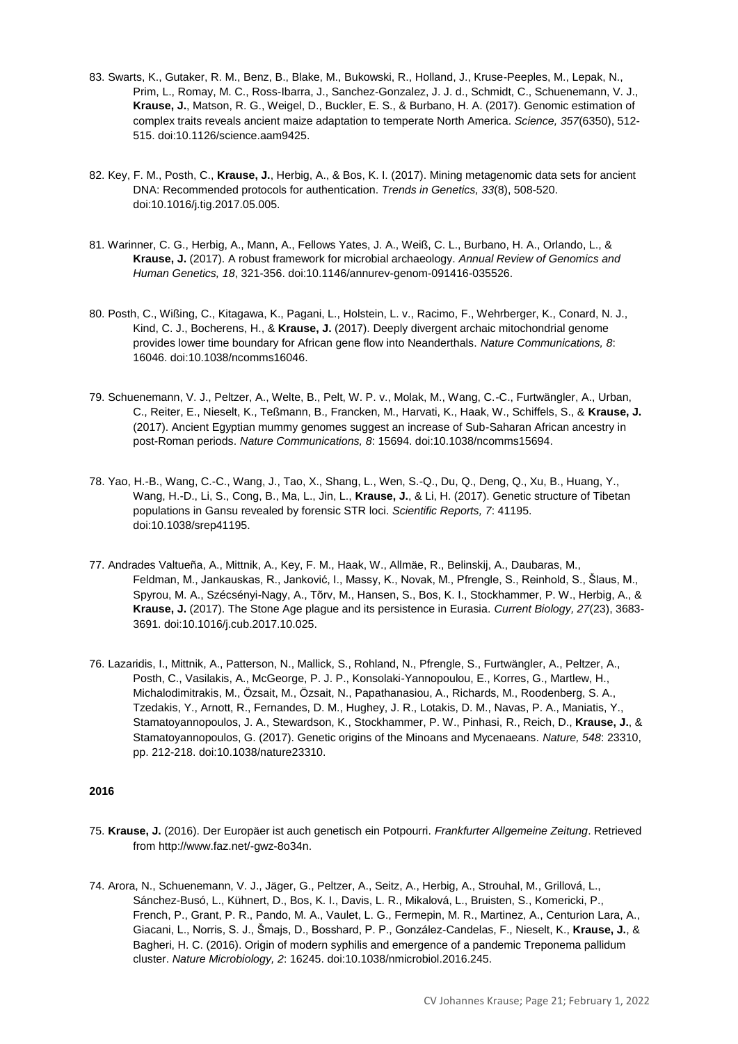83. Swarts, K., Gutaker, R. M., Benz, B., Blake, M., Bukowski, R., Holland, J., Kruse-Peeples, M., Lepak, N., Prim, L., Romay, M. C., Ross-Ibarra, J., Sanchez-Gonzalez, J. J. d., Schmidt, C., Schuenemann, V. J., **Krause, J.**, Matson, R. G., Weigel, D., Buckler, E. S., & Burbano, H. A. (2017). Genomic estimation of complex traits reveals ancient maize adaptation to temperate North America. *Science, 357*(6350), 512-515. doi:10.1126/science.aam9425.

82. Key, F. M., Posth, C., **Krause, J.**, Herbig, A., & Bos, K. I. (2017). Mining metagenomic data sets for ancient DNA: Recommended protocols for authentication. *Trends in Genetics, 33*(8), 508-520. doi:10.1016/j.tig.2017.05.005.

81. Warinner, C. G., Herbig, A., Mann, A., Fellows Yates, J. A., Weiß, C. L., Burbano, H. A., Orlando, L., & **Krause, J.** (2017). A robust framework for microbial archaeology. *Annual Review of Genomics and Human Genetics, 18*, 321-356. doi:10.1146/annurev-genom-091416-035526.

80. Posth, C., Wißing, C., Kitagawa, K., Pagani, L., Holstein, L. v., Racimo, F., Wehrberger, K., Conard, N. J., Kind, C. J., Bocherens, H., & **Krause, J.** (2017). Deeply divergent archaic mitochondrial genome provides lower time boundary for African gene flow into Neanderthals. *Nature Communications, 8*: 16046. doi:10.1038/ncomms16046.

79. Schuenemann, V. J., Peltzer, A., Welte, B., Pelt, W. P. v., Molak, M., Wang, C.-C., Furtwängler, A., Urban, C., Reiter, E., Nieselt, K., Teßmann, B., Francken, M., Harvati, K., Haak, W., Schiffels, S., & **Krause, J.** (2017). Ancient Egyptian mummy genomes suggest an increase of Sub-Saharan African ancestry in post-Roman periods. *Nature Communications, 8*: 15694. doi:10.1038/ncomms15694.

78. Yao, H.-B., Wang, C.-C., Wang, J., Tao, X., Shang, L., Wen, S.-Q., Du, Q., Deng, Q., Xu, B., Huang, Y., Wang, H.-D., Li, S., Cong, B., Ma, L., Jin, L., **Krause, J.**, & Li, H. (2017). Genetic structure of Tibetan populations in Gansu revealed by forensic STR loci. *Scientific Reports, 7*: 41195. doi:10.1038/srep41195.

77. Andrades Valtueña, A., Mittnik, A., Key, F. M., Haak, W., Allmäe, R., Belinskij, A., Daubaras, M., Feldman, M., Jankauskas, R., Janković, I., Massy, K., Novak, M., Pfrengle, S., Reinhold, S., Šlaus, M., Spyrou, M. A., Szécsényi-Nagy, A., Tõrv, M., Hansen, S., Bos, K. I., Stockhammer, P. W., Herbig, A., & **Krause, J.** (2017). The Stone Age plague and its persistence in Eurasia. *Current Biology, 27*(23), 3683-3691. doi:10.1016/j.cub.2017.10.025.

76. Lazaridis, I., Mittnik, A., Patterson, N., Mallick, S., Rohland, N., Pfrengle, S., Furtwängler, A., Peltzer, A., Posth, C., Vasilakis, A., McGeorge, P. J. P., Konsolaki-Yannopoulou, E., Korres, G., Martlew, H., Michalodimitrakis, M., Özsait, M., Özsait, N., Papathanasiou, A., Richards, M., Roodenberg, S. A., Tzedakis, Y., Arnott, R., Fernandes, D. M., Hughey, J. R., Lotakis, D. M., Navas, P. A., Maniatis, Y., Stamatoyannopoulos, J. A., Stewardson, K., Stockhammer, P. W., Pinhasi, R., Reich, D., **Krause, J.**, & Stamatoyannopoulos, G. (2017). Genetic origins of the Minoans and Mycenaeans. *Nature, 548*: 23310, pp. 212-218. doi:10.1038/nature23310.

**2016**

75. **Krause, J.** (2016). Der Europäer ist auch genetisch ein Potpourri. *Frankfurter Allgemeine Zeitung*. Retrieved from http://www.faz.net/-gwz-8o34n.

74. Arora, N., Schuenemann, V. J., Jäger, G., Peltzer, A., Seitz, A., Herbig, A., Strouhal, M., Grillová, L., Sánchez-Busó, L., Kühnert, D., Bos, K. I., Davis, L. R., Mikalová, L., Bruisten, S., Komericki, P., French, P., Grant, P. R., Pando, M. A., Vaulet, L. G., Fermepin, M. R., Martinez, A., Centurion Lara, A., Giacani, L., Norris, S. J., Šmajs, D., Bosshard, P. P., González-Candelas, F., Nieselt, K., **Krause, J.**, & Bagheri, H. C. (2016). Origin of modern syphilis and emergence of a pandemic Treponema pallidum cluster. *Nature Microbiology, 2*: 16245. doi:10.1038/nmicrobiol.2016.245.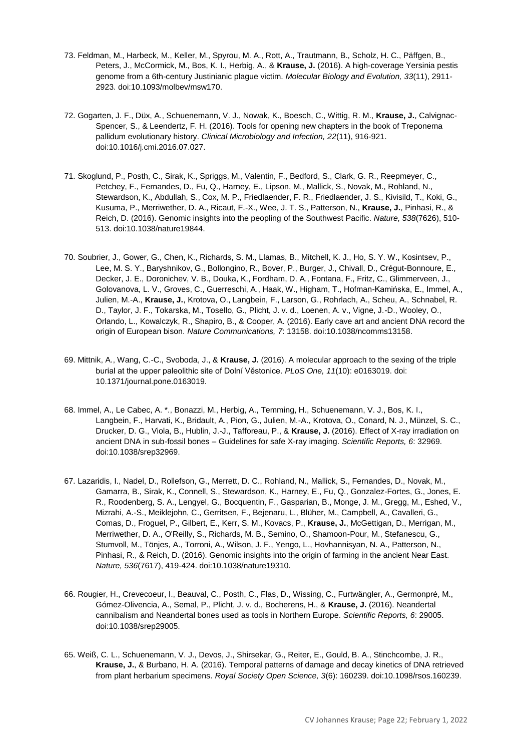73. Feldman, M., Harbeck, M., Keller, M., Spyrou, M. A., Rott, A., Trautmann, B., Scholz, H. C., Päffgen, B., Peters, J., McCormick, M., Bos, K. I., Herbig, A., & **Krause, J.** (2016). A high-coverage Yersinia pestis genome from a 6th-century Justinianic plague victim. *Molecular Biology and Evolution, 33*(11), 2911-2923. doi:10.1093/molbev/msw170.

72. Gogarten, J. F., Düx, A., Schuenemann, V. J., Nowak, K., Boesch, C., Wittig, R. M., **Krause, J.**, Calvignac-Spencer, S., & Leendertz, F. H. (2016). Tools for opening new chapters in the book of Treponema pallidum evolutionary history. *Clinical Microbiology and Infection, 22*(11), 916-921. doi:10.1016/j.cmi.2016.07.027.

71. Skoglund, P., Posth, C., Sirak, K., Spriggs, M., Valentin, F., Bedford, S., Clark, G. R., Reepmeyer, C., Petchey, F., Fernandes, D., Fu, Q., Harney, E., Lipson, M., Mallick, S., Novak, M., Rohland, N., Stewardson, K., Abdullah, S., Cox, M. P., Friedlaender, F. R., Friedlaender, J. S., Kivisild, T., Koki, G., Kusuma, P., Merriwether, D. A., Ricaut, F.-X., Wee, J. T. S., Patterson, N., **Krause, J.**, Pinhasi, R., & Reich, D. (2016). Genomic insights into the peopling of the Southwest Pacific. *Nature, 538*(7626), 510-513. doi:10.1038/nature19844.

70. Soubrier, J., Gower, G., Chen, K., Richards, S. M., Llamas, B., Mitchell, K. J., Ho, S. Y. W., Kosintsev, P., Lee, M. S. Y., Baryshnikov, G., Bollongino, R., Bover, P., Burger, J., Chivall, D., Crégut-Bonnoure, E., Decker, J. E., Doronichev, V. B., Douka, K., Fordham, D. A., Fontana, F., Fritz, C., Glimmerveen, J., Golovanova, L. V., Groves, C., Guerreschi, A., Haak, W., Higham, T., Hofman-Kamińska, E., Immel, A., Julien, M.-A., **Krause, J.**, Krotova, O., Langbein, F., Larson, G., Rohrlach, A., Scheu, A., Schnabel, R. D., Taylor, J. F., Tokarska, M., Tosello, G., Plicht, J. v. d., Loenen, A. v., Vigne, J.-D., Wooley, O., Orlando, L., Kowalczyk, R., Shapiro, B., & Cooper, A. (2016). Early cave art and ancient DNA record the origin of European bison. *Nature Communications, 7*: 13158. doi:10.1038/ncomms13158.

69. Mittnik, A., Wang, C.-C., Svoboda, J., & **Krause, J.** (2016). A molecular approach to the sexing of the triple burial at the upper paleolithic site of Dolní Věstonice. *PLoS One, 11*(10): e0163019. doi: 10.1371/journal.pone.0163019.

68. Immel, A., Le Cabec, A. *., Bonazzi, M., Herbig, A., Temming, H., Schuenemann, V. J., Bos, K. I., Langbein, F., Harvati, K., Bridault, A., Pion, G., Julien, M.-A., Krotova, O., Conard, N. J., Münzel, S. C., Drucker, D. G., Viola, B., Hublin, J.-J., Tafforeau, P., & **Krause, J.** (2016). Effect of X-ray irradiation on ancient DNA in sub-fossil bones – Guidelines for safe X-ray imaging. *Scientific Reports, 6*: 32969. doi:10.1038/srep32969.

67. Lazaridis, I., Nadel, D., Rollefson, G., Merrett, D. C., Rohland, N., Mallick, S., Fernandes, D., Novak, M., Gamarra, B., Sirak, K., Connell, S., Stewardson, K., Harney, E., Fu, Q., Gonzalez-Fortes, G., Jones, E. R., Roodenberg, S. A., Lengyel, G., Bocquentin, F., Gasparian, B., Monge, J. M., Gregg, M., Eshed, V., Mizrahi, A.-S., Meiklejohn, C., Gerritsen, F., Bejenaru, L., Blüher, M., Campbell, A., Cavalleri, G., Comas, D., Froguel, P., Gilbert, E., Kerr, S. M., Kovacs, P., **Krause, J.**, McGettigan, D., Merrigan, M., Merriwether, D. A., O'Reilly, S., Richards, M. B., Semino, O., Shamoon-Pour, M., Stefanescu, G., Stumvoll, M., Tönjes, A., Torroni, A., Wilson, J. F., Yengo, L., Hovhannisyan, N. A., Patterson, N., Pinhasi, R., & Reich, D. (2016). Genomic insights into the origin of farming in the ancient Near East. *Nature, 536*(7617), 419-424. doi:10.1038/nature19310.

66. Rougier, H., Crevecoeur, I., Beauval, C., Posth, C., Flas, D., Wissing, C., Furtwängler, A., Germonpré, M., Gómez-Olivencia, A., Semal, P., Plicht, J. v. d., Bocherens, H., & **Krause, J.** (2016). Neandertal cannibalism and Neandertal bones used as tools in Northern Europe. *Scientific Reports, 6*: 29005. doi:10.1038/srep29005.

65. Weiß, C. L., Schuenemann, V. J., Devos, J., Shirsekar, G., Reiter, E., Gould, B. A., Stinchcombe, J. R., **Krause, J.**, & Burbano, H. A. (2016). Temporal patterns of damage and decay kinetics of DNA retrieved from plant herbarium specimens. *Royal Society Open Science, 3*(6): 160239. doi:10.1098/rsos.160239.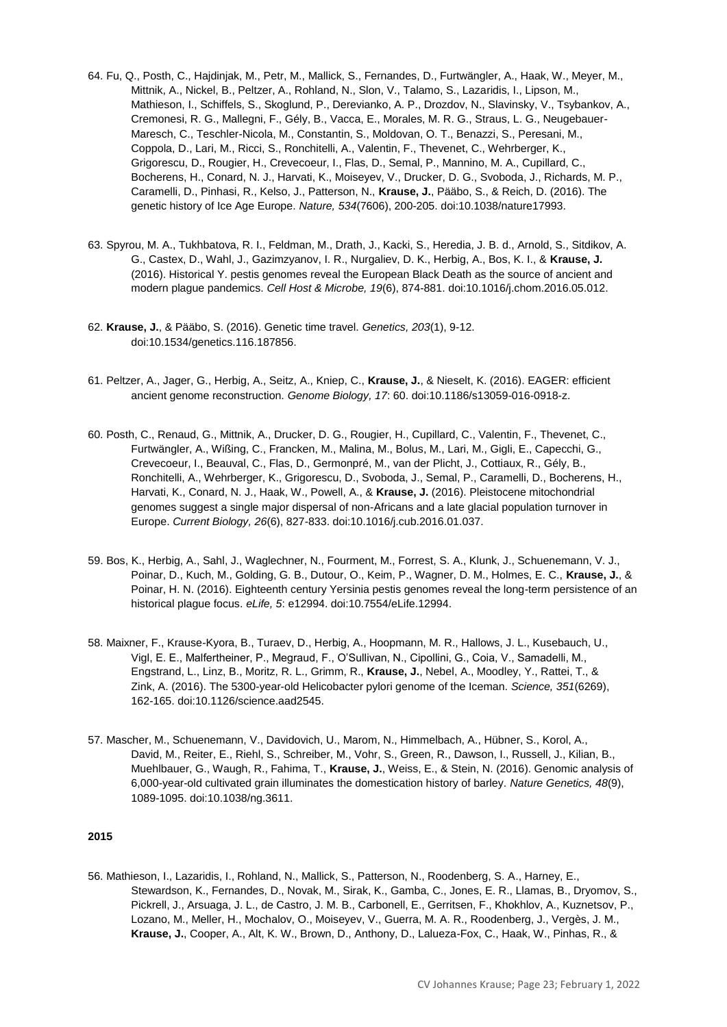64. Fu, Q., Posth, C., Hajdinjak, M., Petr, M., Mallick, S., Fernandes, D., Furtwängler, A., Haak, W., Meyer, M., Mittnik, A., Nickel, B., Peltzer, A., Rohland, N., Slon, V., Talamo, S., Lazaridis, I., Lipson, M., Mathieson, I., Schiffels, S., Skoglund, P., Derevianko, A. P., Drozdov, N., Slavinsky, V., Tsybankov, A., Cremonesi, R. G., Mallegni, F., Gély, B., Vacca, E., Morales, M. R. G., Straus, L. G., Neugebauer-Maresch, C., Teschler-Nicola, M., Constantin, S., Moldovan, O. T., Benazzi, S., Peresani, M., Coppola, D., Lari, M., Ricci, S., Ronchitelli, A., Valentin, F., Thevenet, C., Wehrberger, K., Grigorescu, D., Rougier, H., Crevecoeur, I., Flas, D., Semal, P., Mannino, M. A., Cupillard, C., Bocherens, H., Conard, N. J., Harvati, K., Moiseyev, V., Drucker, D. G., Svoboda, J., Richards, M. P., Caramelli, D., Pinhasi, R., Kelso, J., Patterson, N., **Krause, J.**, Pääbo, S., & Reich, D. (2016). The genetic history of Ice Age Europe. *Nature, 534*(7606), 200-205. doi:10.1038/nature17993.

63. Spyrou, M. A., Tukhbatova, R. I., Feldman, M., Drath, J., Kacki, S., Heredia, J. B. d., Arnold, S., Sitdikov, A. G., Castex, D., Wahl, J., Gazimzyanov, I. R., Nurgaliev, D. K., Herbig, A., Bos, K. I., & **Krause, J.** (2016). Historical Y. pestis genomes reveal the European Black Death as the source of ancient and modern plague pandemics. *Cell Host & Microbe, 19*(6), 874-881. doi:10.1016/j.chom.2016.05.012.

62. **Krause, J.**, & Pääbo, S. (2016). Genetic time travel. *Genetics, 203*(1), 9-12. doi:10.1534/genetics.116.187856.

61. Peltzer, A., Jager, G., Herbig, A., Seitz, A., Kniep, C., **Krause, J.**, & Nieselt, K. (2016). EAGER: efficient ancient genome reconstruction. *Genome Biology, 17*: 60. doi:10.1186/s13059-016-0918-z.

60. Posth, C., Renaud, G., Mittnik, A., Drucker, D. G., Rougier, H., Cupillard, C., Valentin, F., Thevenet, C., Furtwängler, A., Wißing, C., Francken, M., Malina, M., Bolus, M., Lari, M., Gigli, E., Capecchi, G., Crevecoeur, I., Beauval, C., Flas, D., Germonpré, M., van der Plicht, J., Cottiaux, R., Gély, B., Ronchitelli, A., Wehrberger, K., Grigorescu, D., Svoboda, J., Semal, P., Caramelli, D., Bocherens, H., Harvati, K., Conard, N. J., Haak, W., Powell, A., & **Krause, J.** (2016). Pleistocene mitochondrial genomes suggest a single major dispersal of non-Africans and a late glacial population turnover in Europe. *Current Biology, 26*(6), 827-833. doi:10.1016/j.cub.2016.01.037.

59. Bos, K., Herbig, A., Sahl, J., Waglechner, N., Fourment, M., Forrest, S. A., Klunk, J., Schuenemann, V. J., Poinar, D., Kuch, M., Golding, G. B., Dutour, O., Keim, P., Wagner, D. M., Holmes, E. C., **Krause, J.**, & Poinar, H. N. (2016). Eighteenth century Yersinia pestis genomes reveal the long-term persistence of an historical plague focus. *eLife, 5*: e12994. doi:10.7554/eLife.12994.

58. Maixner, F., Krause-Kyora, B., Turaev, D., Herbig, A., Hoopmann, M. R., Hallows, J. L., Kusebauch, U., Vigl, E. E., Malfertheiner, P., Megraud, F., O'Sullivan, N., Cipollini, G., Coia, V., Samadelli, M., Engstrand, L., Linz, B., Moritz, R. L., Grimm, R., **Krause, J.**, Nebel, A., Moodley, Y., Rattei, T., & Zink, A. (2016). The 5300-year-old Helicobacter pylori genome of the Iceman. *Science, 351*(6269), 162-165. doi:10.1126/science.aad2545.

57. Mascher, M., Schuenemann, V., Davidovich, U., Marom, N., Himmelbach, A., Hübner, S., Korol, A., David, M., Reiter, E., Riehl, S., Schreiber, M., Vohr, S., Green, R., Dawson, I., Russell, J., Kilian, B., Muehlbauer, G., Waugh, R., Fahima, T., **Krause, J.**, Weiss, E., & Stein, N. (2016). Genomic analysis of 6,000-year-old cultivated grain illuminates the domestication history of barley. *Nature Genetics, 48*(9), 1089-1095. doi:10.1038/ng.3611.

**2015**

56. Mathieson, I., Lazaridis, I., Rohland, N., Mallick, S., Patterson, N., Roodenberg, S. A., Harney, E., Stewardson, K., Fernandes, D., Novak, M., Sirak, K., Gamba, C., Jones, E. R., Llamas, B., Dryomov, S., Pickrell, J., Arsuaga, J. L., de Castro, J. M. B., Carbonell, E., Gerritsen, F., Khokhlov, A., Kuznetsov, P., Lozano, M., Meller, H., Mochalov, O., Moiseyev, V., Guerra, M. A. R., Roodenberg, J., Vergès, J. M., **Krause, J.**, Cooper, A., Alt, K. W., Brown, D., Anthony, D., Lalueza-Fox, C., Haak, W., Pinhas, R., &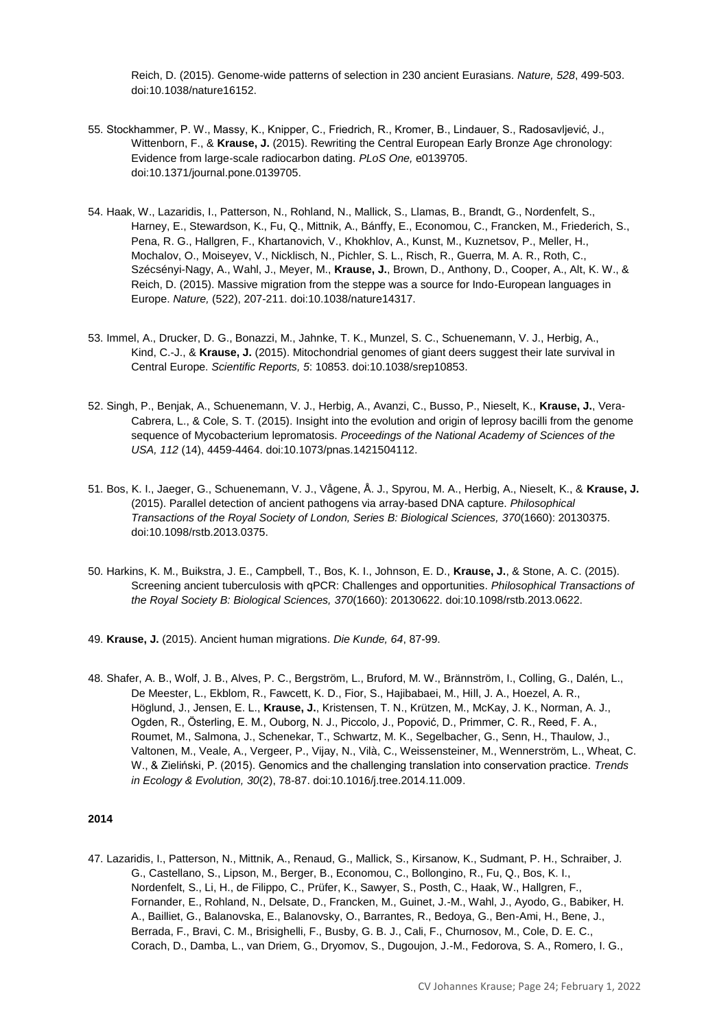Reich, D. (2015). Genome-wide patterns of selection in 230 ancient Eurasians. *Nature, 528*, 499-503. doi:10.1038/nature16152.

55. Stockhammer, P. W., Massy, K., Knipper, C., Friedrich, R., Kromer, B., Lindauer, S., Radosavljević, J., Wittenborn, F., & **Krause, J.** (2015). Rewriting the Central European Early Bronze Age chronology: Evidence from large-scale radiocarbon dating. *PLoS One,* e0139705. doi:10.1371/journal.pone.0139705.

54. Haak, W., Lazaridis, I., Patterson, N., Rohland, N., Mallick, S., Llamas, B., Brandt, G., Nordenfelt, S., Harney, E., Stewardson, K., Fu, Q., Mittnik, A., Bánffy, E., Economou, C., Francken, M., Friederich, S., Pena, R. G., Hallgren, F., Khartanovich, V., Khokhlov, A., Kunst, M., Kuznetsov, P., Meller, H., Mochalov, O., Moiseyev, V., Nicklisch, N., Pichler, S. L., Risch, R., Guerra, M. A. R., Roth, C., Szécsényi-Nagy, A., Wahl, J., Meyer, M., **Krause, J.**, Brown, D., Anthony, D., Cooper, A., Alt, K. W., & Reich, D. (2015). Massive migration from the steppe was a source for Indo-European languages in Europe. *Nature,* (522), 207-211. doi:10.1038/nature14317.

53. Immel, A., Drucker, D. G., Bonazzi, M., Jahnke, T. K., Munzel, S. C., Schuenemann, V. J., Herbig, A., Kind, C.-J., & **Krause, J.** (2015). Mitochondrial genomes of giant deers suggest their late survival in Central Europe. *Scientific Reports, 5*: 10853. doi:10.1038/srep10853.

52. Singh, P., Benjak, A., Schuenemann, V. J., Herbig, A., Avanzi, C., Busso, P., Nieselt, K., **Krause, J.**, Vera-Cabrera, L., & Cole, S. T. (2015). Insight into the evolution and origin of leprosy bacilli from the genome sequence of Mycobacterium lepromatosis. *Proceedings of the National Academy of Sciences of the USA, 112* (14), 4459-4464. doi:10.1073/pnas.1421504112.

51. Bos, K. I., Jaeger, G., Schuenemann, V. J., Vågene, Å. J., Spyrou, M. A., Herbig, A., Nieselt, K., & **Krause, J.** (2015). Parallel detection of ancient pathogens via array-based DNA capture. *Philosophical Transactions of the Royal Society of London, Series B: Biological Sciences, 370*(1660): 20130375. doi:10.1098/rstb.2013.0375.

50. Harkins, K. M., Buikstra, J. E., Campbell, T., Bos, K. I., Johnson, E. D., **Krause, J.**, & Stone, A. C. (2015). Screening ancient tuberculosis with qPCR: Challenges and opportunities. *Philosophical Transactions of the Royal Society B: Biological Sciences, 370*(1660): 20130622. doi:10.1098/rstb.2013.0622.

49. **Krause, J.** (2015). Ancient human migrations. *Die Kunde, 64*, 87-99.

48. Shafer, A. B., Wolf, J. B., Alves, P. C., Bergström, L., Bruford, M. W., Brännström, I., Colling, G., Dalén, L., De Meester, L., Ekblom, R., Fawcett, K. D., Fior, S., Hajibabaei, M., Hill, J. A., Hoezel, A. R., Höglund, J., Jensen, E. L., **Krause, J.**, Kristensen, T. N., Krützen, M., McKay, J. K., Norman, A. J., Ogden, R., Österling, E. M., Ouborg, N. J., Piccolo, J., Popović, D., Primmer, C. R., Reed, F. A., Roumet, M., Salmona, J., Schenekar, T., Schwartz, M. K., Segelbacher, G., Senn, H., Thaulow, J., Valtonen, M., Veale, A., Vergeer, P., Vijay, N., Vilà, C., Weissensteiner, M., Wennerström, L., Wheat, C. W., & Zieliński, P. (2015). Genomics and the challenging translation into conservation practice. *Trends in Ecology & Evolution, 30*(2), 78-87. doi:10.1016/j.tree.2014.11.009.

**2014**

47. Lazaridis, I., Patterson, N., Mittnik, A., Renaud, G., Mallick, S., Kirsanow, K., Sudmant, P. H., Schraiber, J. G., Castellano, S., Lipson, M., Berger, B., Economou, C., Bollongino, R., Fu, Q., Bos, K. I., Nordenfelt, S., Li, H., de Filippo, C., Prüfer, K., Sawyer, S., Posth, C., Haak, W., Hallgren, F., Fornander, E., Rohland, N., Delsate, D., Francken, M., Guinet, J.-M., Wahl, J., Ayodo, G., Babiker, H. A., Bailliet, G., Balanovska, E., Balanovsky, O., Barrantes, R., Bedoya, G., Ben-Ami, H., Bene, J., Berrada, F., Bravi, C. M., Brisighelli, F., Busby, G. B. J., Cali, F., Churnosov, M., Cole, D. E. C., Corach, D., Damba, L., van Driem, G., Dryomov, S., Dugoujon, J.-M., Fedorova, S. A., Romero, I. G.,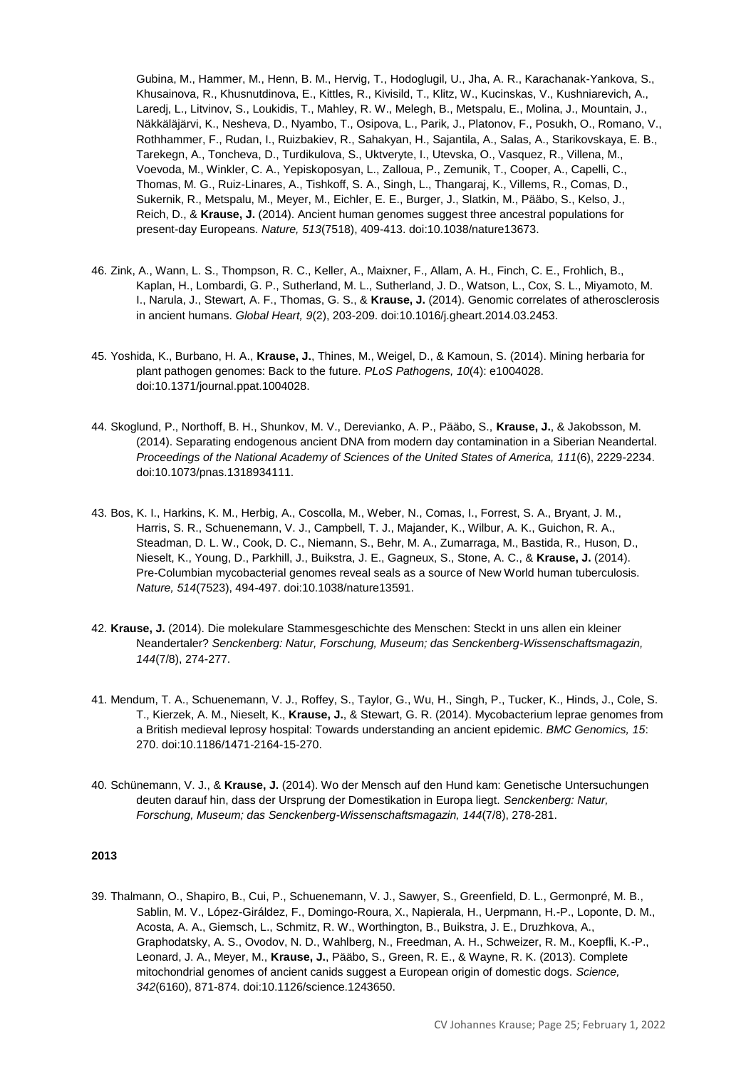Gubina, M., Hammer, M., Henn, B. M., Hervig, T., Hodoglugil, U., Jha, A. R., Karachanak-Yankova, S., Khusainova, R., Khusnutdinova, E., Kittles, R., Kivisild, T., Klitz, W., Kucinskas, V., Kushniarevich, A., Laredj, L., Litvinov, S., Loukidis, T., Mahley, R. W., Melegh, B., Metspalu, E., Molina, J., Mountain, J., Näkkäläjärvi, K., Nesheva, D., Nyambo, T., Osipova, L., Parik, J., Platonov, F., Posukh, O., Romano, V., Rothhammer, F., Rudan, I., Ruizbakiev, R., Sahakyan, H., Sajantila, A., Salas, A., Starikovskaya, E. B., Tarekegn, A., Toncheva, D., Turdikulova, S., Uktveryte, I., Utevska, O., Vasquez, R., Villena, M., Voevoda, M., Winkler, C. A., Yepiskoposyan, L., Zalloua, P., Zemunik, T., Cooper, A., Capelli, C., Thomas, M. G., Ruiz-Linares, A., Tishkoff, S. A., Singh, L., Thangaraj, K., Villems, R., Comas, D., Sukernik, R., Metspalu, M., Meyer, M., Eichler, E. E., Burger, J., Slatkin, M., Pääbo, S., Kelso, J., Reich, D., & **Krause, J.** (2014). Ancient human genomes suggest three ancestral populations for present-day Europeans. *Nature, 513*(7518), 409-413. doi:10.1038/nature13673.

46. Zink, A., Wann, L. S., Thompson, R. C., Keller, A., Maixner, F., Allam, A. H., Finch, C. E., Frohlich, B., Kaplan, H., Lombardi, G. P., Sutherland, M. L., Sutherland, J. D., Watson, L., Cox, S. L., Miyamoto, M. I., Narula, J., Stewart, A. F., Thomas, G. S., & **Krause, J.** (2014). Genomic correlates of atherosclerosis in ancient humans. *Global Heart, 9*(2), 203-209. doi:10.1016/j.gheart.2014.03.2453.

45. Yoshida, K., Burbano, H. A., **Krause, J.**, Thines, M., Weigel, D., & Kamoun, S. (2014). Mining herbaria for plant pathogen genomes: Back to the future. *PLoS Pathogens, 10*(4): e1004028. doi:10.1371/journal.ppat.1004028.

44. Skoglund, P., Northoff, B. H., Shunkov, M. V., Derevianko, A. P., Pääbo, S., **Krause, J.**, & Jakobsson, M. (2014). Separating endogenous ancient DNA from modern day contamination in a Siberian Neandertal. *Proceedings of the National Academy of Sciences of the United States of America, 111*(6), 2229-2234. doi:10.1073/pnas.1318934111.

43. Bos, K. I., Harkins, K. M., Herbig, A., Coscolla, M., Weber, N., Comas, I., Forrest, S. A., Bryant, J. M., Harris, S. R., Schuenemann, V. J., Campbell, T. J., Majander, K., Wilbur, A. K., Guichon, R. A., Steadman, D. L. W., Cook, D. C., Niemann, S., Behr, M. A., Zumarraga, M., Bastida, R., Huson, D., Nieselt, K., Young, D., Parkhill, J., Buikstra, J. E., Gagneux, S., Stone, A. C., & **Krause, J.** (2014). Pre-Columbian mycobacterial genomes reveal seals as a source of New World human tuberculosis. *Nature, 514*(7523), 494-497. doi:10.1038/nature13591.

42. **Krause, J.** (2014). Die molekulare Stammesgeschichte des Menschen: Steckt in uns allen ein kleiner Neandertaler? *Senckenberg: Natur, Forschung, Museum; das Senckenberg-Wissenschaftsmagazin, 144*(7/8), 274-277.

41. Mendum, T. A., Schuenemann, V. J., Roffey, S., Taylor, G., Wu, H., Singh, P., Tucker, K., Hinds, J., Cole, S. T., Kierzek, A. M., Nieselt, K., **Krause, J.**, & Stewart, G. R. (2014). Mycobacterium leprae genomes from a British medieval leprosy hospital: Towards understanding an ancient epidemic. *BMC Genomics, 15*: 270. doi:10.1186/1471-2164-15-270.

40. Schünemann, V. J., & **Krause, J.** (2014). Wo der Mensch auf den Hund kam: Genetische Untersuchungen deuten darauf hin, dass der Ursprung der Domestikation in Europa liegt. *Senckenberg: Natur, Forschung, Museum; das Senckenberg-Wissenschaftsmagazin, 144*(7/8), 278-281.

**2013**

39. Thalmann, O., Shapiro, B., Cui, P., Schuenemann, V. J., Sawyer, S., Greenfield, D. L., Germonpré, M. B., Sablin, M. V., López-Giráldez, F., Domingo-Roura, X., Napierala, H., Uerpmann, H.-P., Loponte, D. M., Acosta, A. A., Giemsch, L., Schmitz, R. W., Worthington, B., Buikstra, J. E., Druzhkova, A., Graphodatsky, A. S., Ovodov, N. D., Wahlberg, N., Freedman, A. H., Schweizer, R. M., Koepfli, K.-P., Leonard, J. A., Meyer, M., **Krause, J.**, Pääbo, S., Green, R. E., & Wayne, R. K. (2013). Complete mitochondrial genomes of ancient canids suggest a European origin of domestic dogs. *Science, 342*(6160), 871-874. doi:10.1126/science.1243650.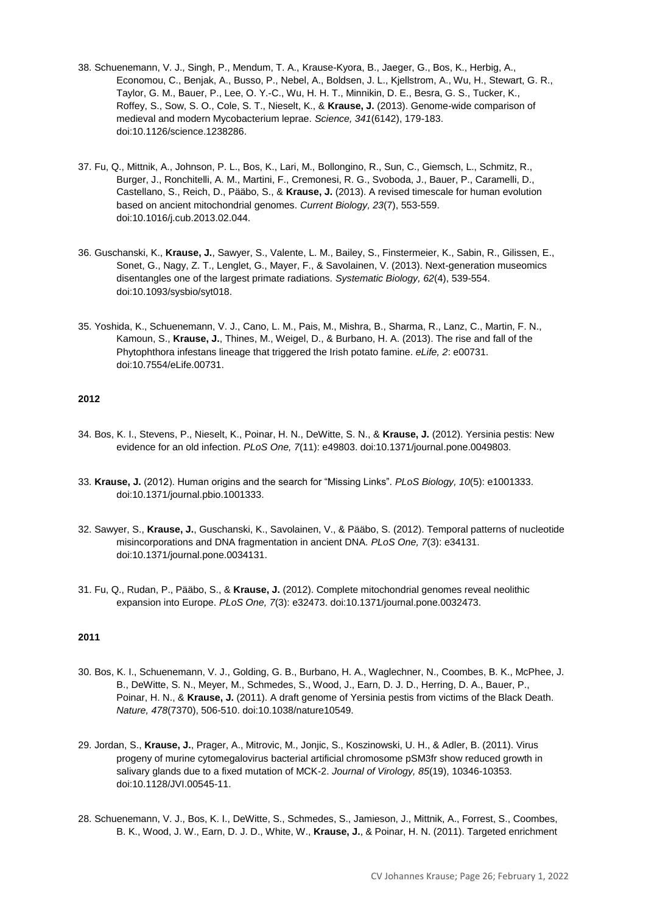38. Schuenemann, V. J., Singh, P., Mendum, T. A., Krause-Kyora, B., Jaeger, G., Bos, K., Herbig, A., Economou, C., Benjak, A., Busso, P., Nebel, A., Boldsen, J. L., Kjellstrom, A., Wu, H., Stewart, G. R., Taylor, G. M., Bauer, P., Lee, O. Y.-C., Wu, H. H. T., Minnikin, D. E., Besra, G. S., Tucker, K., Roffey, S., Sow, S. O., Cole, S. T., Nieselt, K., & **Krause, J.** (2013). Genome-wide comparison of medieval and modern Mycobacterium leprae. *Science, 341*(6142), 179-183. doi:10.1126/science.1238286.

37. Fu, Q., Mittnik, A., Johnson, P. L., Bos, K., Lari, M., Bollongino, R., Sun, C., Giemsch, L., Schmitz, R., Burger, J., Ronchitelli, A. M., Martini, F., Cremonesi, R. G., Svoboda, J., Bauer, P., Caramelli, D., Castellano, S., Reich, D., Pääbo, S., & **Krause, J.** (2013). A revised timescale for human evolution based on ancient mitochondrial genomes. *Current Biology, 23*(7), 553-559. doi:10.1016/j.cub.2013.02.044.

36. Guschanski, K., **Krause, J.**, Sawyer, S., Valente, L. M., Bailey, S., Finstermeier, K., Sabin, R., Gilissen, E., Sonet, G., Nagy, Z. T., Lenglet, G., Mayer, F., & Savolainen, V. (2013). Next-generation museomics disentangles one of the largest primate radiations. *Systematic Biology, 62*(4), 539-554. doi:10.1093/sysbio/syt018.

35. Yoshida, K., Schuenemann, V. J., Cano, L. M., Pais, M., Mishra, B., Sharma, R., Lanz, C., Martin, F. N., Kamoun, S., **Krause, J.**, Thines, M., Weigel, D., & Burbano, H. A. (2013). The rise and fall of the Phytophthora infestans lineage that triggered the Irish potato famine. *eLife, 2*: e00731. doi:10.7554/eLife.00731.

**2012**

34. Bos, K. I., Stevens, P., Nieselt, K., Poinar, H. N., DeWitte, S. N., & **Krause, J.** (2012). Yersinia pestis: New evidence for an old infection. *PLoS One, 7*(11): e49803. doi:10.1371/journal.pone.0049803.

33. **Krause, J.** (2012). Human origins and the search for "Missing Links". *PLoS Biology, 10*(5): e1001333. doi:10.1371/journal.pbio.1001333.

32. Sawyer, S., **Krause, J.**, Guschanski, K., Savolainen, V., & Pääbo, S. (2012). Temporal patterns of nucleotide misincorporations and DNA fragmentation in ancient DNA. *PLoS One, 7*(3): e34131. doi:10.1371/journal.pone.0034131.

31. Fu, Q., Rudan, P., Pääbo, S., & **Krause, J.** (2012). Complete mitochondrial genomes reveal neolithic expansion into Europe. *PLoS One, 7*(3): e32473. doi:10.1371/journal.pone.0032473.

**2011**

30. Bos, K. I., Schuenemann, V. J., Golding, G. B., Burbano, H. A., Waglechner, N., Coombes, B. K., McPhee, J. B., DeWitte, S. N., Meyer, M., Schmedes, S., Wood, J., Earn, D. J. D., Herring, D. A., Bauer, P., Poinar, H. N., & **Krause, J.** (2011). A draft genome of Yersinia pestis from victims of the Black Death. *Nature, 478*(7370), 506-510. doi:10.1038/nature10549.

29. Jordan, S., **Krause, J.**, Prager, A., Mitrovic, M., Jonjic, S., Koszinowski, U. H., & Adler, B. (2011). Virus progeny of murine cytomegalovirus bacterial artificial chromosome pSM3fr show reduced growth in salivary glands due to a fixed mutation of MCK-2. *Journal of Virology, 85*(19), 10346-10353. doi:10.1128/JVI.00545-11.

28. Schuenemann, V. J., Bos, K. I., DeWitte, S., Schmedes, S., Jamieson, J., Mittnik, A., Forrest, S., Coombes, B. K., Wood, J. W., Earn, D. J. D., White, W., **Krause, J.**, & Poinar, H. N. (2011). Targeted enrichment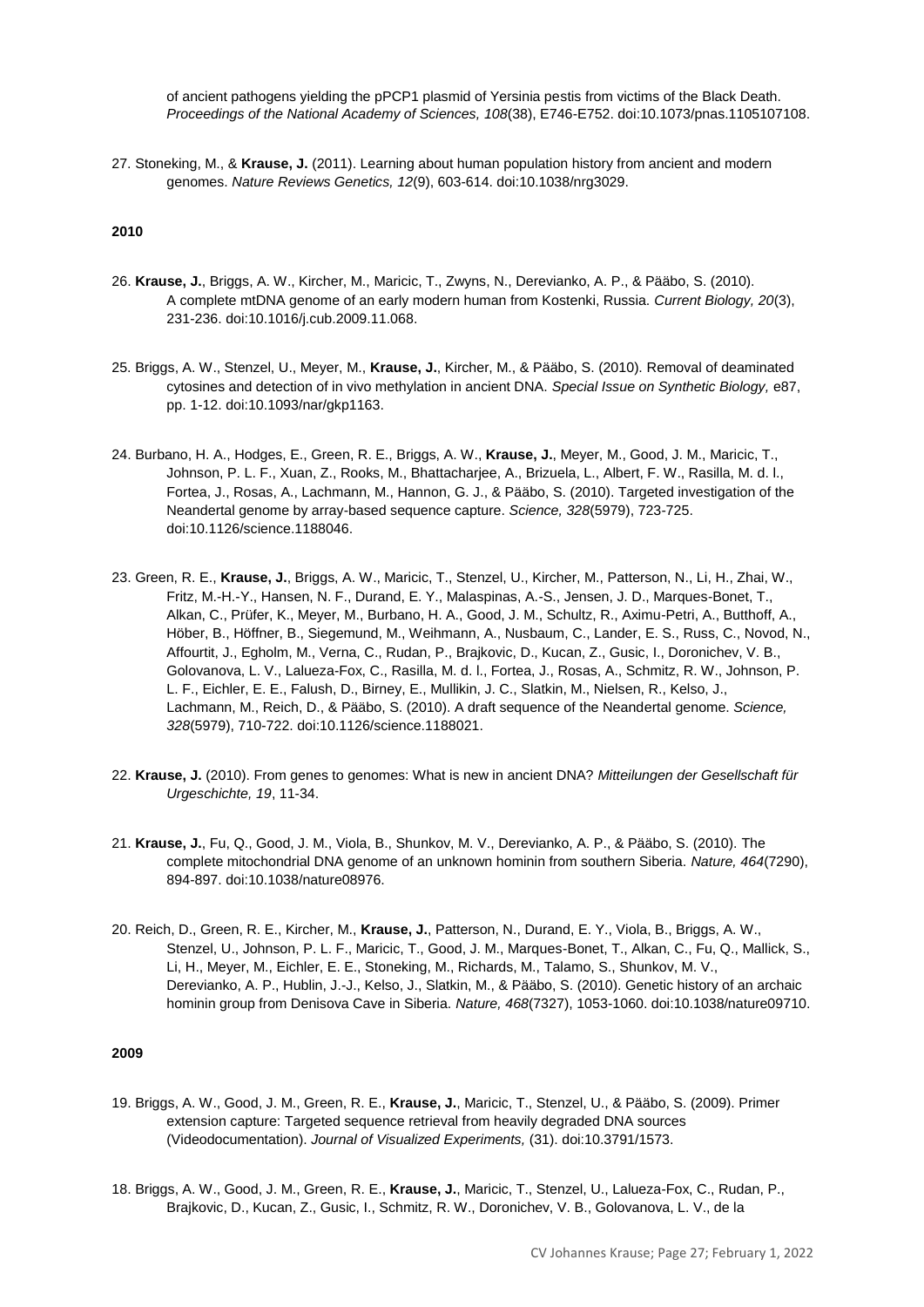of ancient pathogens yielding the pPCP1 plasmid of Yersinia pestis from victims of the Black Death. *Proceedings of the National Academy of Sciences, 108*(38), E746-E752. doi:10.1073/pnas.1105107108.

27. Stoneking, M., & **Krause, J.** (2011). Learning about human population history from ancient and modern genomes. *Nature Reviews Genetics, 12*(9), 603-614. doi:10.1038/nrg3029.

**2010**

26. **Krause, J.**, Briggs, A. W., Kircher, M., Maricic, T., Zwyns, N., Derevianko, A. P., & Pääbo, S. (2010). A complete mtDNA genome of an early modern human from Kostenki, Russia. *Current Biology, 20*(3), 231-236. doi:10.1016/j.cub.2009.11.068.

25. Briggs, A. W., Stenzel, U., Meyer, M., **Krause, J.**, Kircher, M., & Pääbo, S. (2010). Removal of deaminated cytosines and detection of in vivo methylation in ancient DNA. *Special Issue on Synthetic Biology,* e87, pp. 1-12. doi:10.1093/nar/gkp1163.

24. Burbano, H. A., Hodges, E., Green, R. E., Briggs, A. W., **Krause, J.**, Meyer, M., Good, J. M., Maricic, T., Johnson, P. L. F., Xuan, Z., Rooks, M., Bhattacharjee, A., Brizuela, L., Albert, F. W., Rasilla, M. d. l., Fortea, J., Rosas, A., Lachmann, M., Hannon, G. J., & Pääbo, S. (2010). Targeted investigation of the Neandertal genome by array-based sequence capture. *Science, 328*(5979), 723-725. doi:10.1126/science.1188046.

23. Green, R. E., **Krause, J.**, Briggs, A. W., Maricic, T., Stenzel, U., Kircher, M., Patterson, N., Li, H., Zhai, W., Fritz, M.-H.-Y., Hansen, N. F., Durand, E. Y., Malaspinas, A.-S., Jensen, J. D., Marques-Bonet, T., Alkan, C., Prüfer, K., Meyer, M., Burbano, H. A., Good, J. M., Schultz, R., Aximu-Petri, A., Butthoff, A., Höber, B., Höffner, B., Siegemund, M., Weihmann, A., Nusbaum, C., Lander, E. S., Russ, C., Novod, N., Affourtit, J., Egholm, M., Verna, C., Rudan, P., Brajkovic, D., Kucan, Z., Gusic, I., Doronichev, V. B., Golovanova, L. V., Lalueza-Fox, C., Rasilla, M. d. l., Fortea, J., Rosas, A., Schmitz, R. W., Johnson, P. L. F., Eichler, E. E., Falush, D., Birney, E., Mullikin, J. C., Slatkin, M., Nielsen, R., Kelso, J., Lachmann, M., Reich, D., & Pääbo, S. (2010). A draft sequence of the Neandertal genome. *Science, 328*(5979), 710-722. doi:10.1126/science.1188021.

22. **Krause, J.** (2010). From genes to genomes: What is new in ancient DNA? *Mitteilungen der Gesellschaft für Urgeschichte, 19*, 11-34.

21. **Krause, J.**, Fu, Q., Good, J. M., Viola, B., Shunkov, M. V., Derevianko, A. P., & Pääbo, S. (2010). The complete mitochondrial DNA genome of an unknown hominin from southern Siberia. *Nature, 464*(7290), 894-897. doi:10.1038/nature08976.

20. Reich, D., Green, R. E., Kircher, M., **Krause, J.**, Patterson, N., Durand, E. Y., Viola, B., Briggs, A. W., Stenzel, U., Johnson, P. L. F., Maricic, T., Good, J. M., Marques-Bonet, T., Alkan, C., Fu, Q., Mallick, S., Li, H., Meyer, M., Eichler, E. E., Stoneking, M., Richards, M., Talamo, S., Shunkov, M. V., Derevianko, A. P., Hublin, J.-J., Kelso, J., Slatkin, M., & Pääbo, S. (2010). Genetic history of an archaic hominin group from Denisova Cave in Siberia. *Nature, 468*(7327), 1053-1060. doi:10.1038/nature09710.

**2009**

19. Briggs, A. W., Good, J. M., Green, R. E., **Krause, J.**, Maricic, T., Stenzel, U., & Pääbo, S. (2009). Primer extension capture: Targeted sequence retrieval from heavily degraded DNA sources (Videodocumentation). *Journal of Visualized Experiments,* (31). doi:10.3791/1573.

18. Briggs, A. W., Good, J. M., Green, R. E., **Krause, J.**, Maricic, T., Stenzel, U., Lalueza-Fox, C., Rudan, P., Brajkovic, D., Kucan, Z., Gusic, I., Schmitz, R. W., Doronichev, V. B., Golovanova, L. V., de la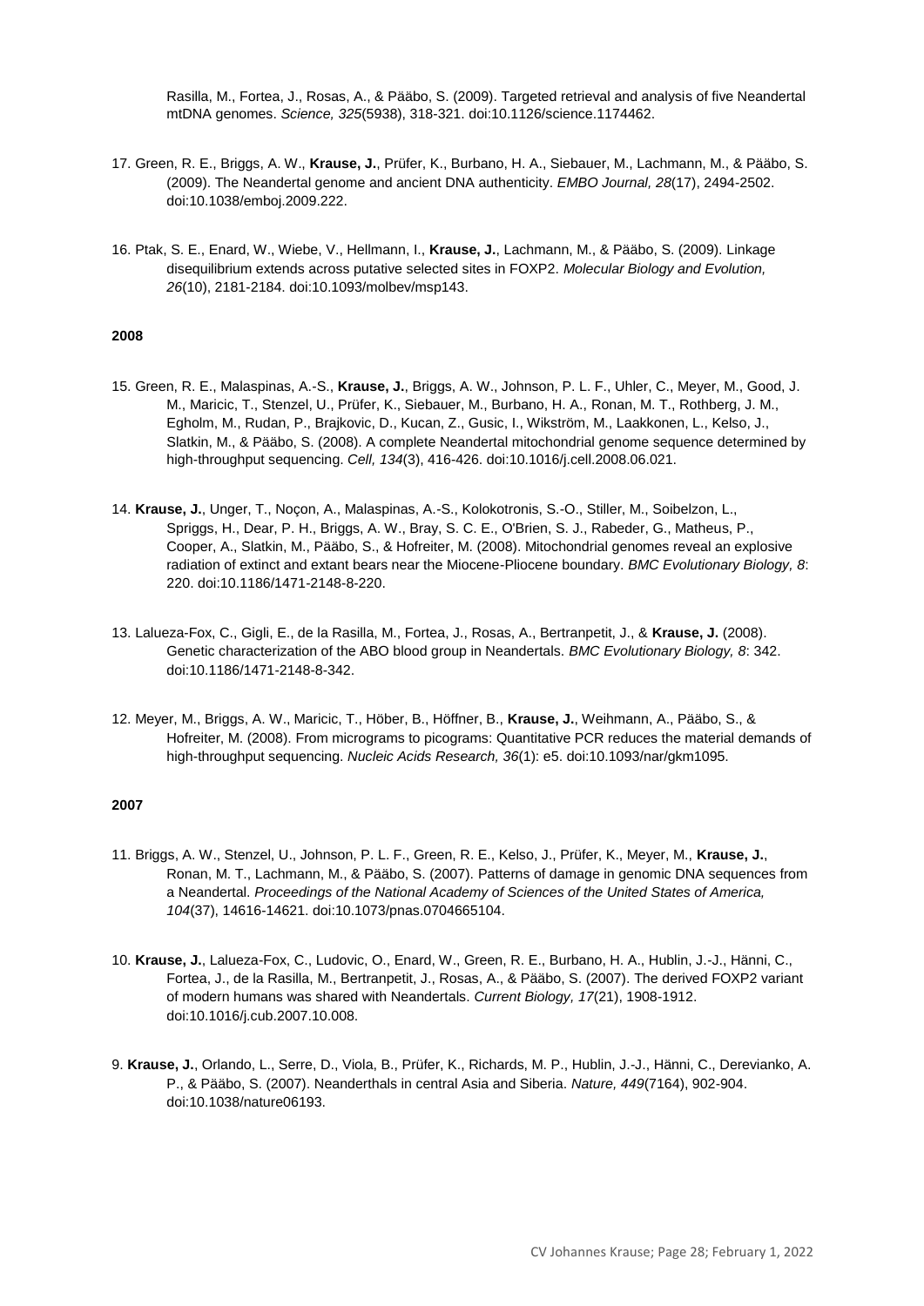Rasilla, M., Fortea, J., Rosas, A., & Pääbo, S. (2009). Targeted retrieval and analysis of five Neandertal mtDNA genomes. *Science, 325*(5938), 318-321. doi:10.1126/science.1174462.

17. Green, R. E., Briggs, A. W., **Krause, J.**, Prüfer, K., Burbano, H. A., Siebauer, M., Lachmann, M., & Pääbo, S. (2009). The Neandertal genome and ancient DNA authenticity. *EMBO Journal, 28*(17), 2494-2502. doi:10.1038/emboj.2009.222.

16. Ptak, S. E., Enard, W., Wiebe, V., Hellmann, I., **Krause, J.**, Lachmann, M., & Pääbo, S. (2009). Linkage disequilibrium extends across putative selected sites in FOXP2. *Molecular Biology and Evolution, 26*(10), 2181-2184. doi:10.1093/molbev/msp143.

**2008**

15. Green, R. E., Malaspinas, A.-S., **Krause, J.**, Briggs, A. W., Johnson, P. L. F., Uhler, C., Meyer, M., Good, J. M., Maricic, T., Stenzel, U., Prüfer, K., Siebauer, M., Burbano, H. A., Ronan, M. T., Rothberg, J. M., Egholm, M., Rudan, P., Brajkovic, D., Kucan, Z., Gusic, I., Wikström, M., Laakkonen, L., Kelso, J., Slatkin, M., & Pääbo, S. (2008). A complete Neandertal mitochondrial genome sequence determined by high-throughput sequencing. *Cell, 134*(3), 416-426. doi:10.1016/j.cell.2008.06.021.

14. **Krause, J.**, Unger, T., Noçon, A., Malaspinas, A.-S., Kolokotronis, S.-O., Stiller, M., Soibelzon, L., Spriggs, H., Dear, P. H., Briggs, A. W., Bray, S. C. E., O'Brien, S. J., Rabeder, G., Matheus, P., Cooper, A., Slatkin, M., Pääbo, S., & Hofreiter, M. (2008). Mitochondrial genomes reveal an explosive radiation of extinct and extant bears near the Miocene-Pliocene boundary. *BMC Evolutionary Biology, 8*: 220. doi:10.1186/1471-2148-8-220.

13. Lalueza-Fox, C., Gigli, E., de la Rasilla, M., Fortea, J., Rosas, A., Bertranpetit, J., & **Krause, J.** (2008). Genetic characterization of the ABO blood group in Neandertals. *BMC Evolutionary Biology, 8*: 342. doi:10.1186/1471-2148-8-342.

12. Meyer, M., Briggs, A. W., Maricic, T., Höber, B., Höffner, B., **Krause, J.**, Weihmann, A., Pääbo, S., & Hofreiter, M. (2008). From micrograms to picograms: Quantitative PCR reduces the material demands of high-throughput sequencing. *Nucleic Acids Research, 36*(1): e5. doi:10.1093/nar/gkm1095.

**2007**

11. Briggs, A. W., Stenzel, U., Johnson, P. L. F., Green, R. E., Kelso, J., Prüfer, K., Meyer, M., **Krause, J.**, Ronan, M. T., Lachmann, M., & Pääbo, S. (2007). Patterns of damage in genomic DNA sequences from a Neandertal. *Proceedings of the National Academy of Sciences of the United States of America, 104*(37), 14616-14621. doi:10.1073/pnas.0704665104.

10. **Krause, J.**, Lalueza-Fox, C., Ludovic, O., Enard, W., Green, R. E., Burbano, H. A., Hublin, J.-J., Hänni, C., Fortea, J., de la Rasilla, M., Bertranpetit, J., Rosas, A., & Pääbo, S. (2007). The derived FOXP2 variant of modern humans was shared with Neandertals. *Current Biology, 17*(21), 1908-1912. doi:10.1016/j.cub.2007.10.008.

9. **Krause, J.**, Orlando, L., Serre, D., Viola, B., Prüfer, K., Richards, M. P., Hublin, J.-J., Hänni, C., Derevianko, A. P., & Pääbo, S. (2007). Neanderthals in central Asia and Siberia. *Nature, 449*(7164), 902-904. doi:10.1038/nature06193.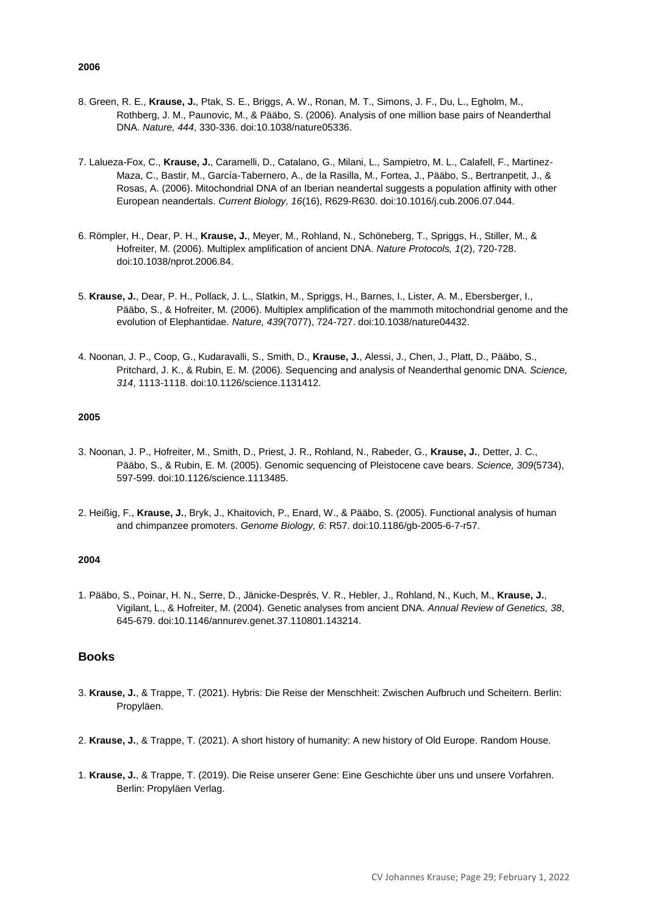**2006**

8. Green, R. E., **Krause, J.**, Ptak, S. E., Briggs, A. W., Ronan, M. T., Simons, J. F., Du, L., Egholm, M., Rothberg, J. M., Paunovic, M., & Pääbo, S. (2006). Analysis of one million base pairs of Neanderthal DNA. *Nature, 444*, 330-336. doi:10.1038/nature05336.

7. Lalueza-Fox, C., **Krause, J.**, Caramelli, D., Catalano, G., Milani, L., Sampietro, M. L., Calafell, F., Martinez-Maza, C., Bastir, M., García-Tabernero, A., de la Rasilla, M., Fortea, J., Pääbo, S., Bertranpetit, J., & Rosas, A. (2006). Mitochondrial DNA of an Iberian neandertal suggests a population affinity with other European neandertals. *Current Biology, 16*(16), R629-R630. doi:10.1016/j.cub.2006.07.044.

6. Römpler, H., Dear, P. H., **Krause, J.**, Meyer, M., Rohland, N., Schöneberg, T., Spriggs, H., Stiller, M., & Hofreiter, M. (2006). Multiplex amplification of ancient DNA. *Nature Protocols, 1*(2), 720-728. doi:10.1038/nprot.2006.84.

5. **Krause, J.**, Dear, P. H., Pollack, J. L., Slatkin, M., Spriggs, H., Barnes, I., Lister, A. M., Ebersberger, I., Pääbo, S., & Hofreiter, M. (2006). Multiplex amplification of the mammoth mitochondrial genome and the evolution of Elephantidae. *Nature, 439*(7077), 724-727. doi:10.1038/nature04432.

4. Noonan, J. P., Coop, G., Kudaravalli, S., Smith, D., **Krause, J.**, Alessi, J., Chen, J., Platt, D., Pääbo, S., Pritchard, J. K., & Rubin, E. M. (2006). Sequencing and analysis of Neanderthal genomic DNA. *Science, 314*, 1113-1118. doi:10.1126/science.1131412.

**2005**

3. Noonan, J. P., Hofreiter, M., Smith, D., Priest, J. R., Rohland, N., Rabeder, G., **Krause, J.**, Detter, J. C., Pääbo, S., & Rubin, E. M. (2005). Genomic sequencing of Pleistocene cave bears. *Science, 309*(5734), 597-599. doi:10.1126/science.1113485.

2. Heißig, F., **Krause, J.**, Bryk, J., Khaitovich, P., Enard, W., & Pääbo, S. (2005). Functional analysis of human and chimpanzee promoters. *Genome Biology, 6*: R57. doi:10.1186/gb-2005-6-7-r57.

**2004**

1. Pääbo, S., Poinar, H. N., Serre, D., Jänicke-Després, V. R., Hebler, J., Rohland, N., Kuch, M., **Krause, J.**, Vigilant, L., & Hofreiter, M. (2004). Genetic analyses from ancient DNA. *Annual Review of Genetics, 38*, 645-679. doi:10.1146/annurev.genet.37.110801.143214.

## Books

3. **Krause, J.**, & Trappe, T. (2021). Hybris: Die Reise der Menschheit: Zwischen Aufbruch und Scheitern. Berlin: Propyläen.

2. **Krause, J.**, & Trappe, T. (2021). A short history of humanity: A new history of Old Europe. Random House.

1. **Krause, J.**, & Trappe, T. (2019). Die Reise unserer Gene: Eine Geschichte über uns und unsere Vorfahren. Berlin: Propyläen Verlag.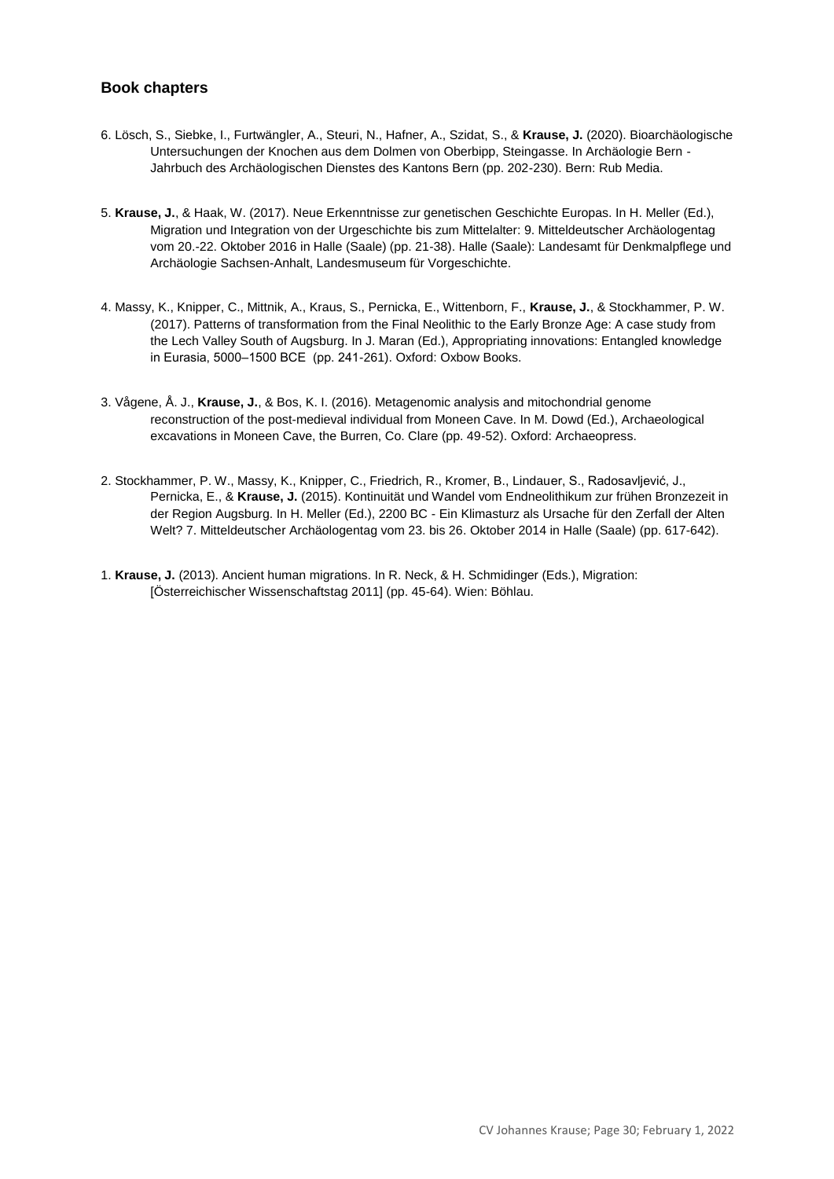## Book chapters

6. Lösch, S., Siebke, I., Furtwängler, A., Steuri, N., Hafner, A., Szidat, S., & **Krause, J.** (2020). Bioarchäologische Untersuchungen der Knochen aus dem Dolmen von Oberbipp, Steingasse. In Archäologie Bern - Jahrbuch des Archäologischen Dienstes des Kantons Bern (pp. 202-230). Bern: Rub Media.

5. **Krause, J.**, & Haak, W. (2017). Neue Erkenntnisse zur genetischen Geschichte Europas. In H. Meller (Ed.), Migration und Integration von der Urgeschichte bis zum Mittelalter: 9. Mitteldeutscher Archäologentag vom 20.-22. Oktober 2016 in Halle (Saale) (pp. 21-38). Halle (Saale): Landesamt für Denkmalpflege und Archäologie Sachsen-Anhalt, Landesmuseum für Vorgeschichte.

4. Massy, K., Knipper, C., Mittnik, A., Kraus, S., Pernicka, E., Wittenborn, F., **Krause, J.**, & Stockhammer, P. W. (2017). Patterns of transformation from the Final Neolithic to the Early Bronze Age: A case study from the Lech Valley South of Augsburg. In J. Maran (Ed.), Appropriating innovations: Entangled knowledge in Eurasia, 5000–1500 BCE (pp. 241-261). Oxford: Oxbow Books.

3. Vågene, Å. J., **Krause, J.**, & Bos, K. I. (2016). Metagenomic analysis and mitochondrial genome reconstruction of the post-medieval individual from Moneen Cave. In M. Dowd (Ed.), Archaeological excavations in Moneen Cave, the Burren, Co. Clare (pp. 49-52). Oxford: Archaeopress.

2. Stockhammer, P. W., Massy, K., Knipper, C., Friedrich, R., Kromer, B., Lindauer, S., Radosavljević, J., Pernicka, E., & **Krause, J.** (2015). Kontinuität und Wandel vom Endneolithikum zur frühen Bronzezeit in der Region Augsburg. In H. Meller (Ed.), 2200 BC - Ein Klimasturz als Ursache für den Zerfall der Alten Welt? 7. Mitteldeutscher Archäologentag vom 23. bis 26. Oktober 2014 in Halle (Saale) (pp. 617-642).

1. **Krause, J.** (2013). Ancient human migrations. In R. Neck, & H. Schmidinger (Eds.), Migration: [Österreichischer Wissenschaftstag 2011] (pp. 45-64). Wien: Böhlau.